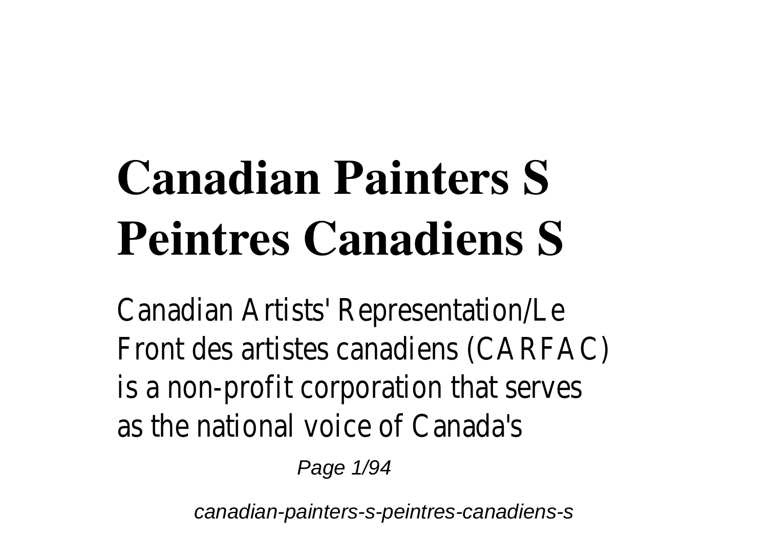# Canadian Painters S Peintres Canadiens S

Canadian Artists' Representation/Le Front des artistes canadiens (CARFAC) is a non-profit corporation that serves as the national voice of Canada's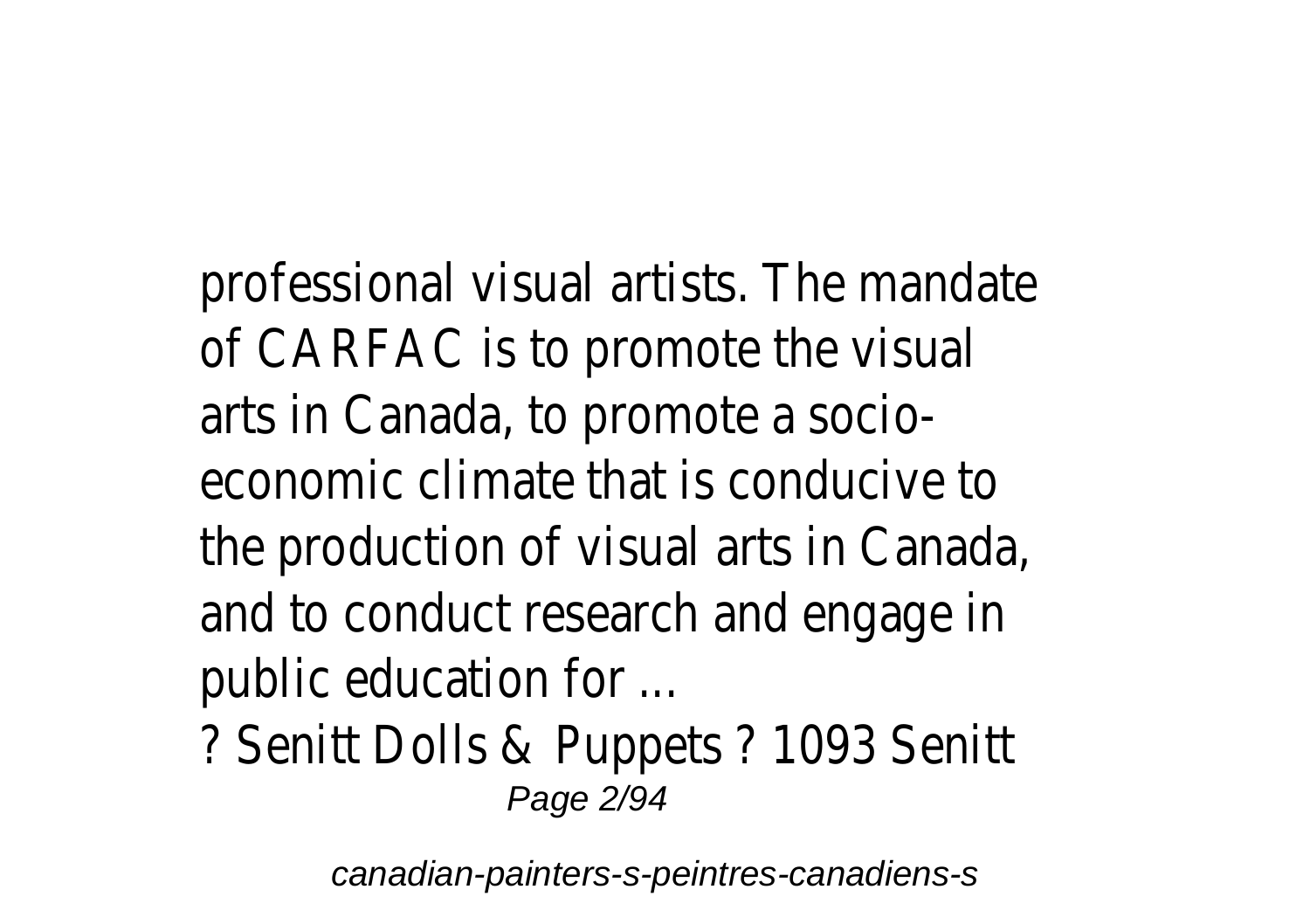professional visual artists. The mandate of CARFAC is to promote the visual arts in Canada, to promote a socio-economic climate that is conducive to the production of visual arts in Canada, and to conduct research and engage in public education for ...

? Senitt Dolls & Puppets ? 1093 Senitt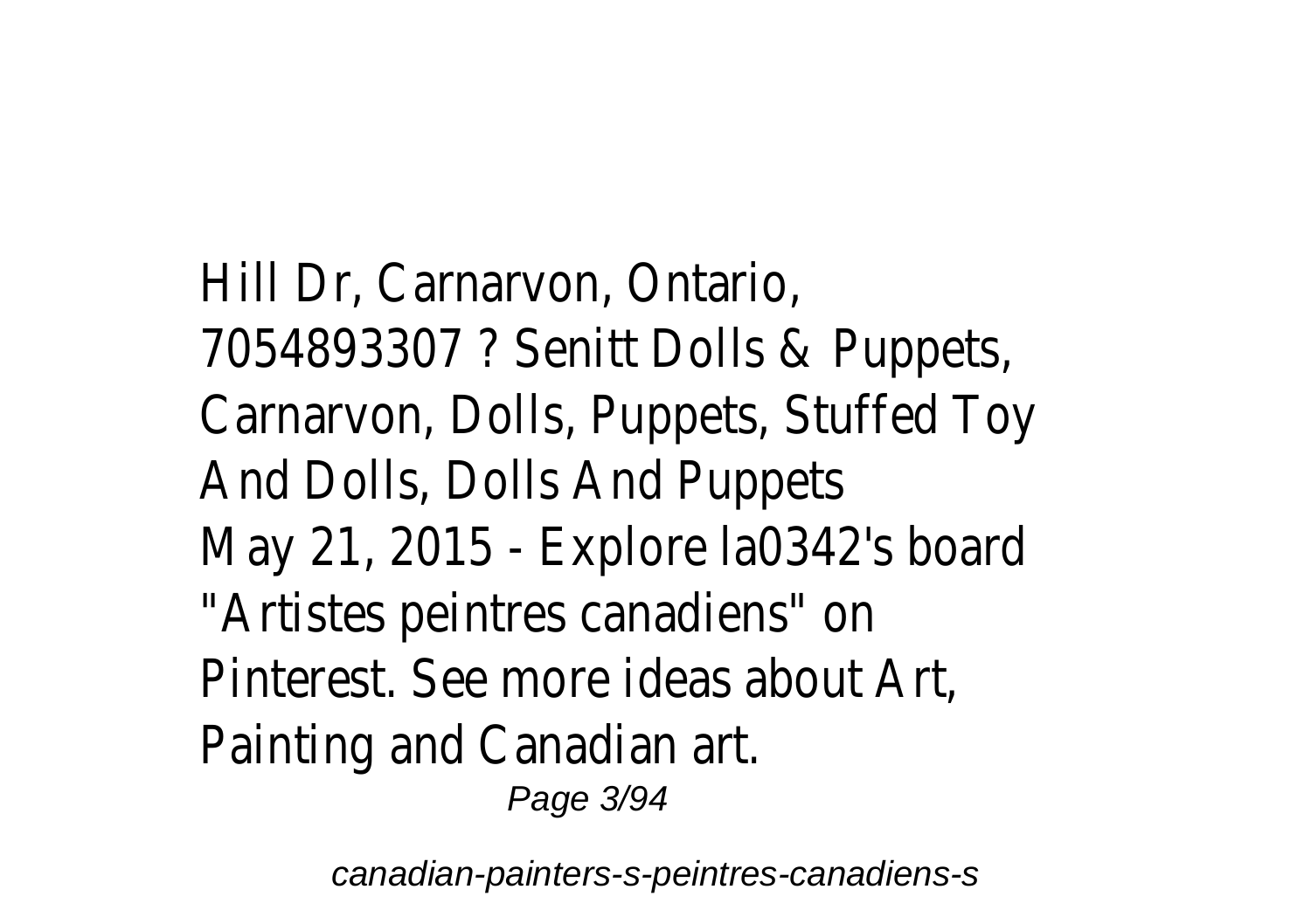Hill Dr, Carnarvon, Ontario, 7054893307 ? Senitt Dolls & Puppets, Carnarvon, Dolls, Puppets, Stuffed Toy And Dolls, Dolls And Puppets

May 21, 2015 - Explore la0342's board "Artistes peintres canadiens" on Pinterest. See more ideas about Art, Painting and Canadian art.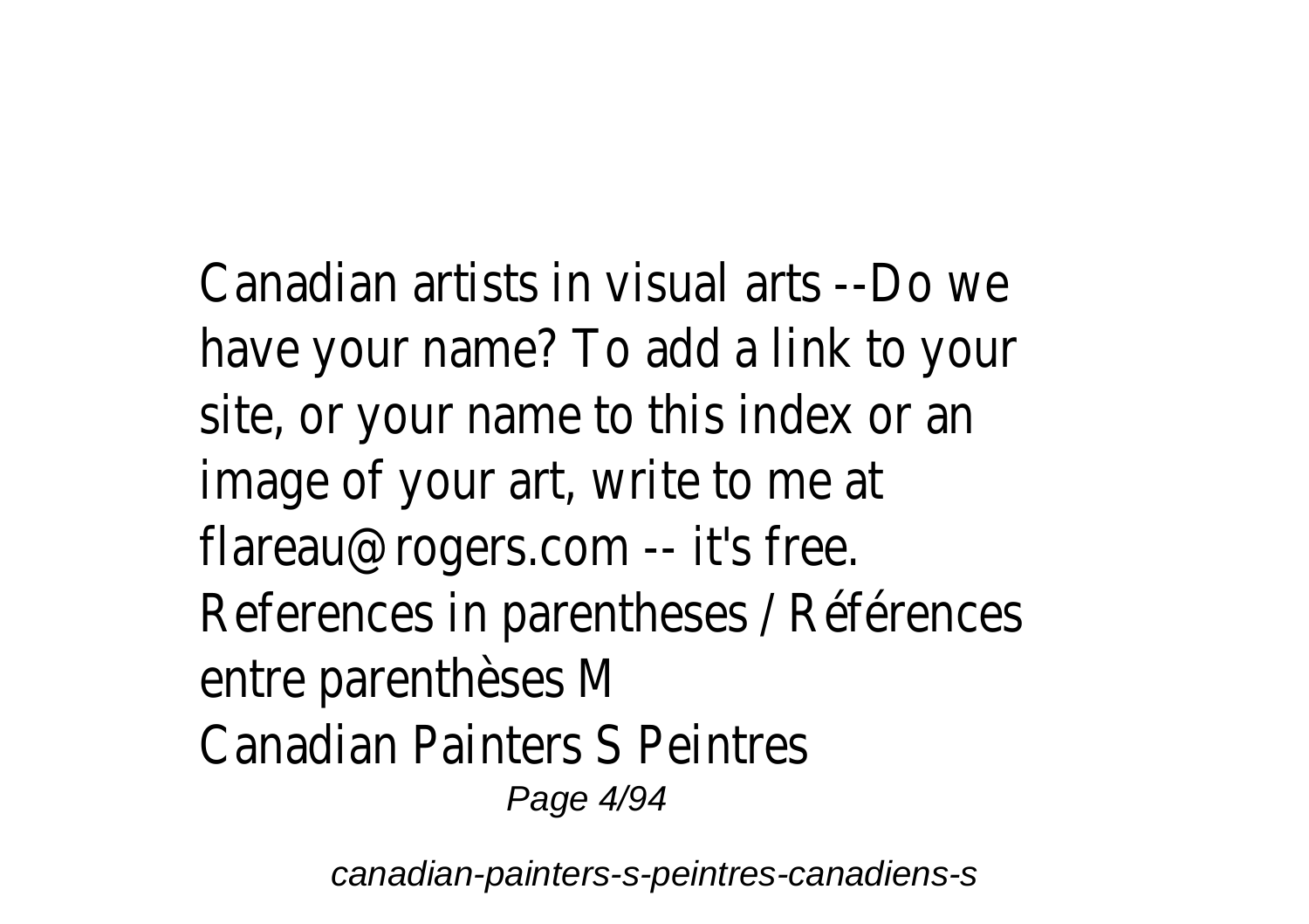Canadian artists in visual arts --Do we have your name? To add a link to your site, or your name to this index or an image of your art, write to me at flareau@rogers.com -- it's free. References in parentheses / Références entre parenthèses M

Canadian Painters S Peintres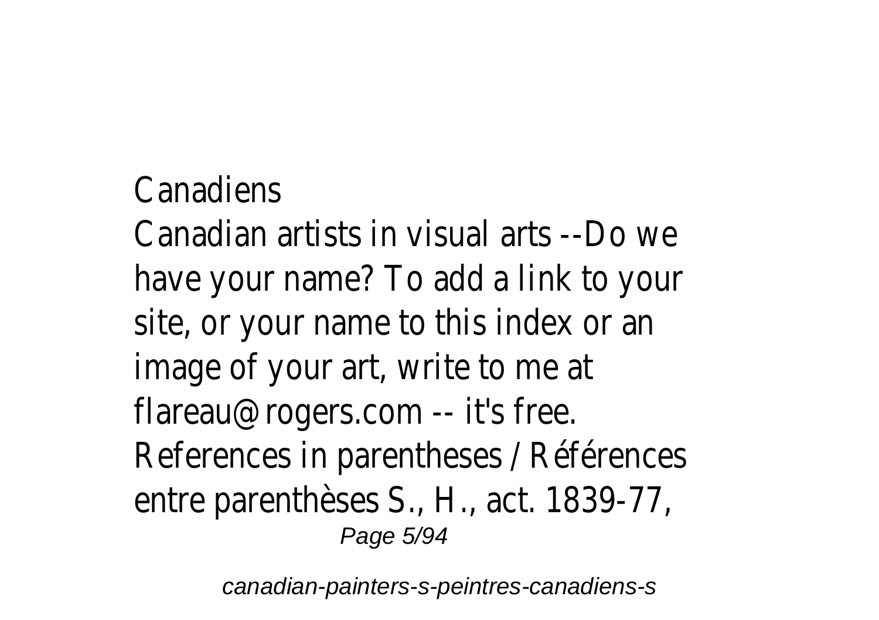Canadiens

Canadian artists in visual arts --Do we have your name? To add a link to your site, or your name to this index or an image of your art, write to me at flareau@rogers.com -- it's free. References in parentheses / Références entre parenthèses S., H., act. 1839-77,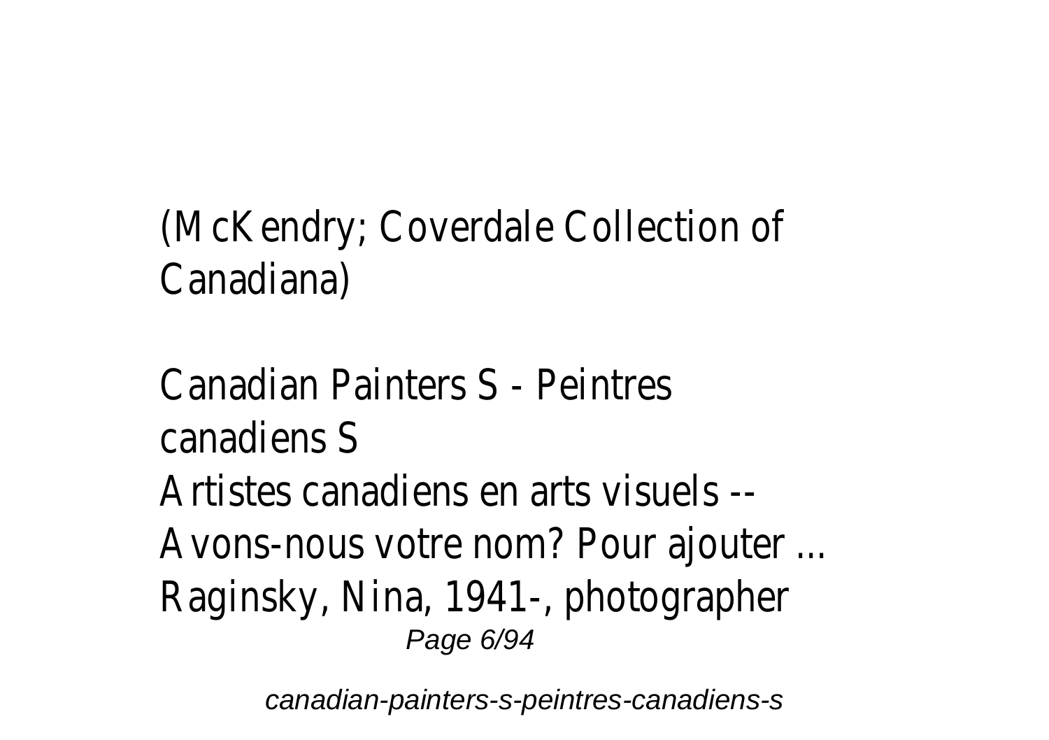(McKendry; Coverdale Collection of Canadiana)

Canadian Painters S - Peintres canadiens S

Artistes canadiens en arts visuels -- Avons-nous votre nom? Pour ajouter ... Raginsky, Nina, 1941-, photographer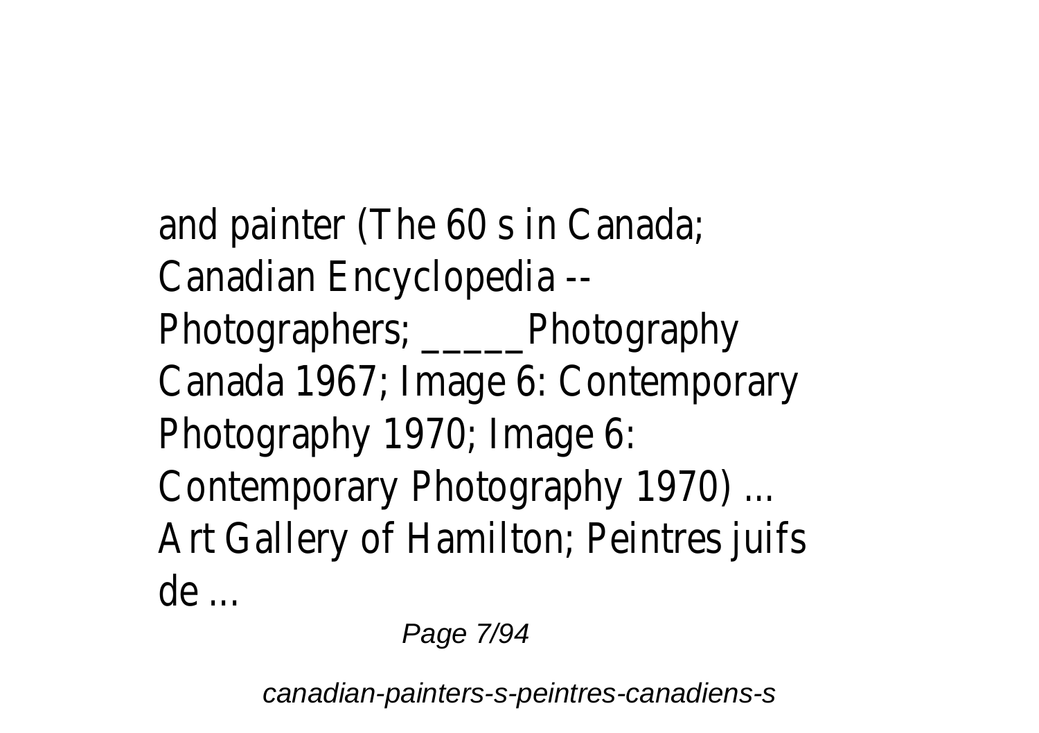and painter (The 60 s in Canada; Canadian Encyclopedia -- Photographers; _____Photography Canada 1967; Image 6: Contemporary Photography 1970; Image 6: Contemporary Photography 1970) ... Art Gallery of Hamilton; Peintres juifs de ...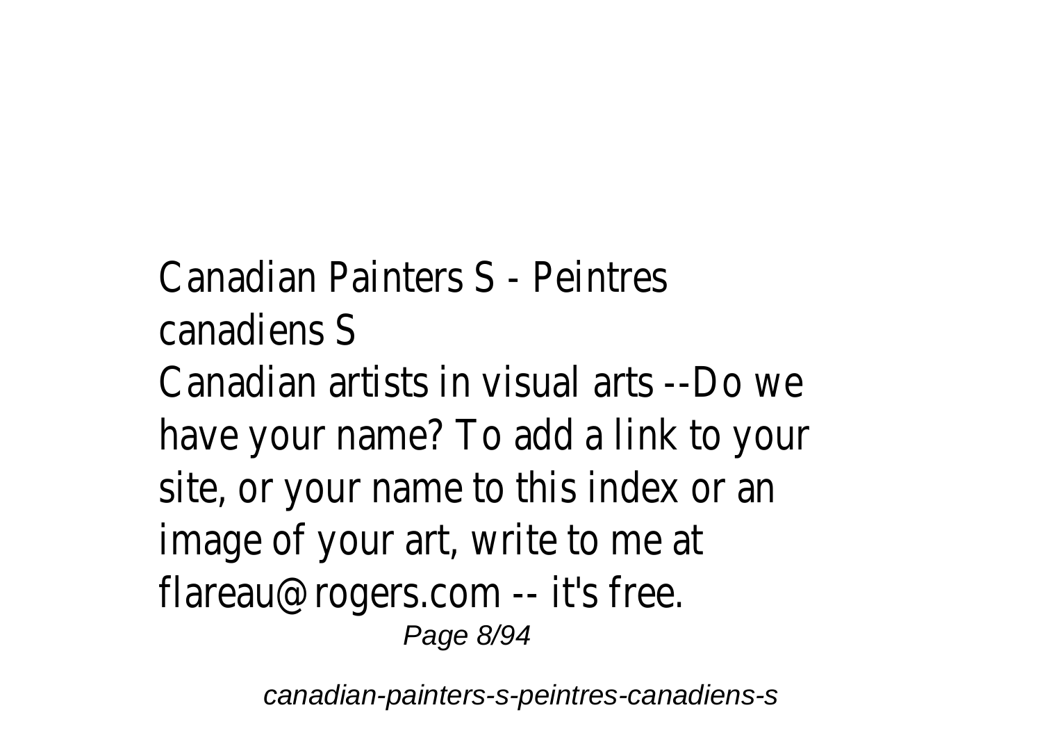Canadian Painters S - Peintres canadiens S

Canadian artists in visual arts --Do we have your name? To add a link to your site, or your name to this index or an image of your art, write to me at flareau@rogers.com -- it's free.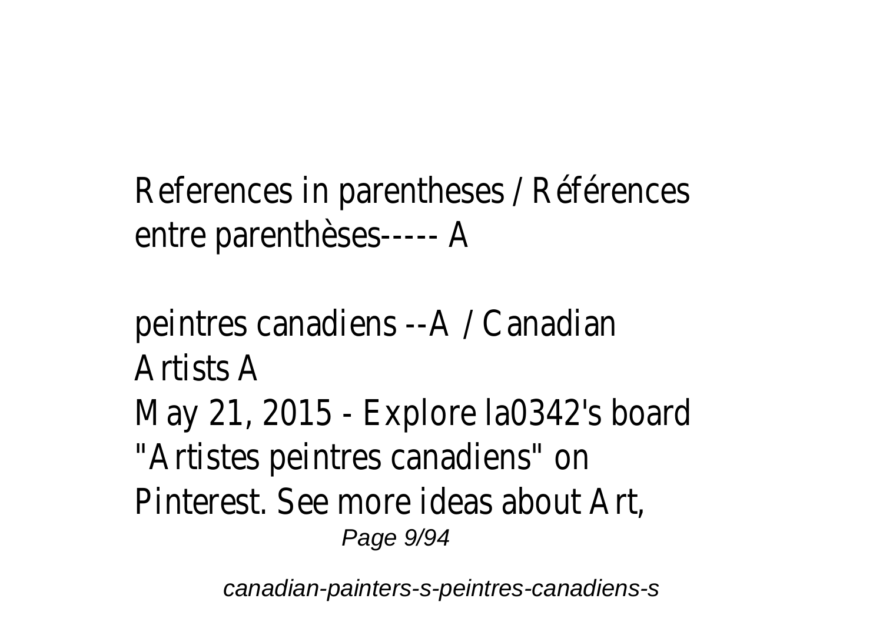References in parentheses / Références entre parenthèses----- A

peintres canadiens --A / Canadian Artists A

May 21, 2015 - Explore la0342's board "Artistes peintres canadiens" on Pinterest. See more ideas about Art,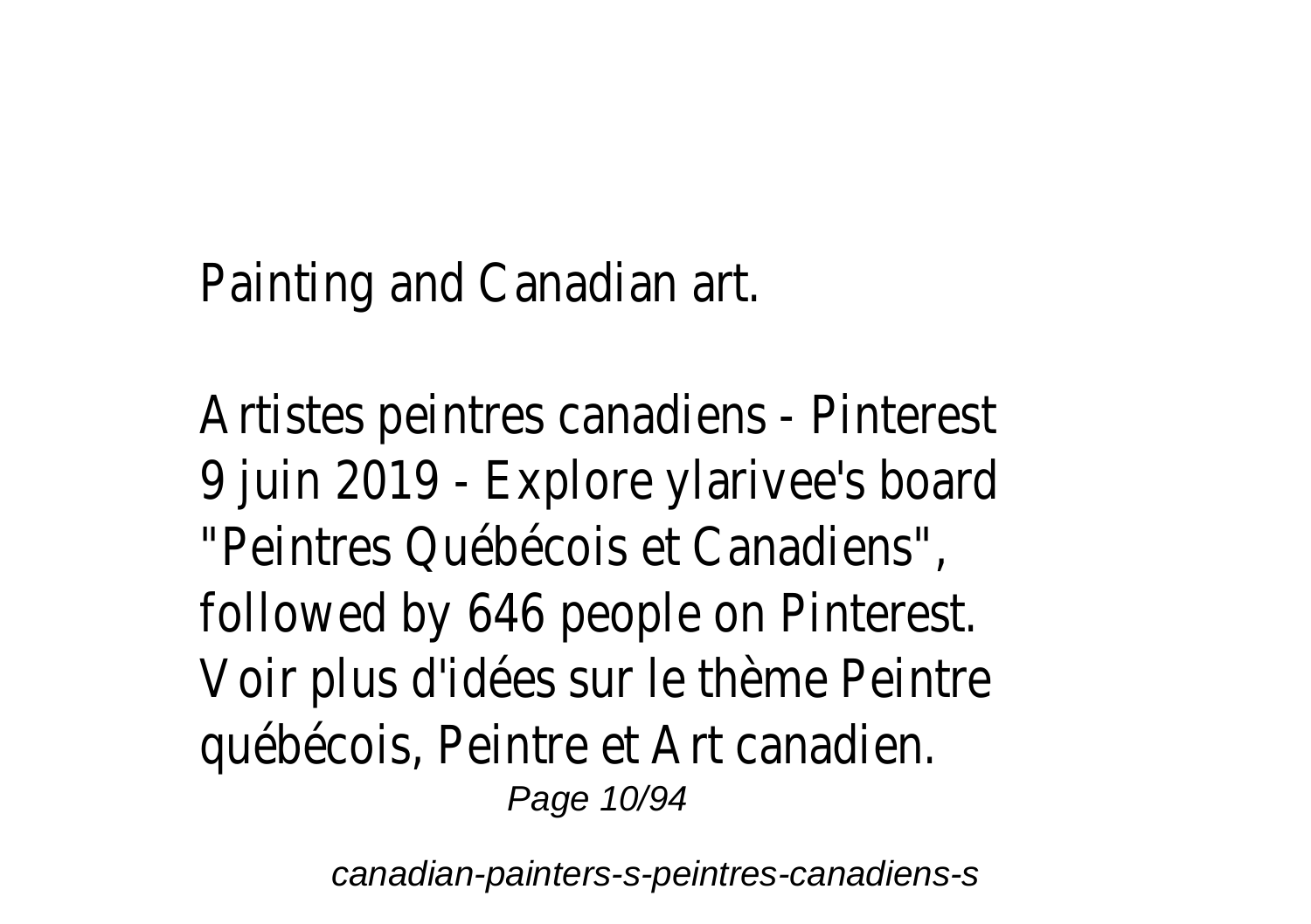Painting and Canadian art.

Artistes peintres canadiens - Pinterest
9 juin 2019 - Explore ylarivee's board "Peintres Québécois et Canadiens", followed by 646 people on Pinterest. Voir plus d'idées sur le thème Peintre québécois, Peintre et Art canadien.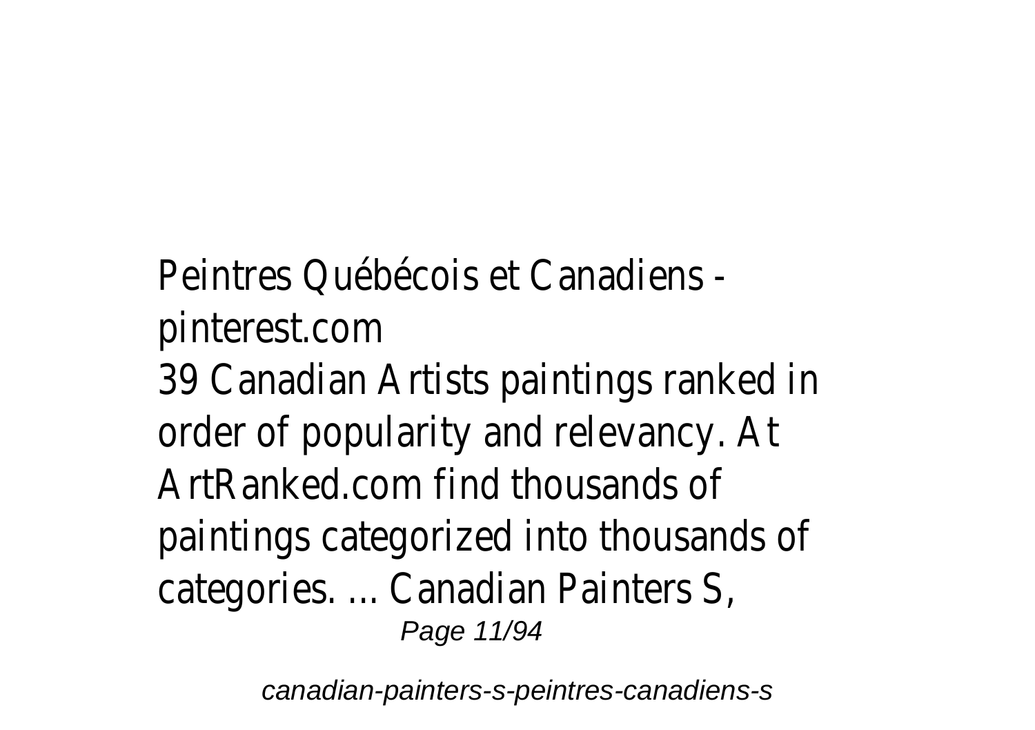Peintres Québécois et Canadiens - pinterest.com

39 Canadian Artists paintings ranked in order of popularity and relevancy. At ArtRanked.com find thousands of paintings categorized into thousands of categories. ... Canadian Painters S,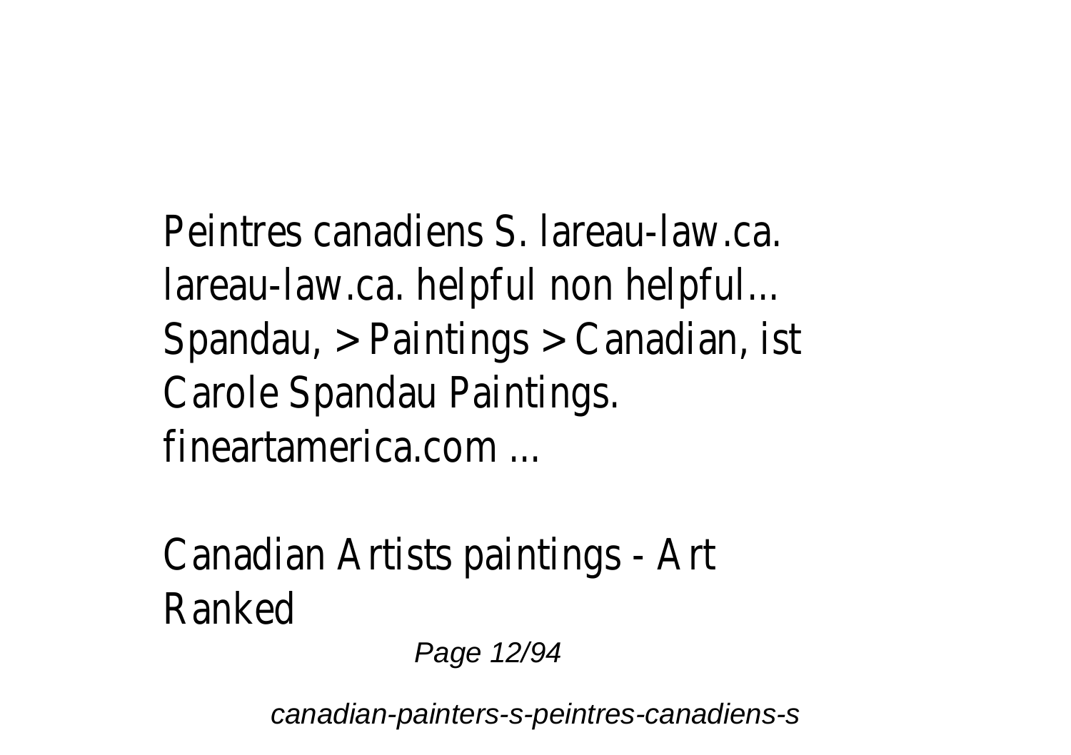Peintres canadiens S. lareau-law.ca. lareau-law.ca. helpful non helpful... Spandau, > Paintings > Canadian, ist Carole Spandau Paintings. fineartamerica.com ...

Canadian Artists paintings - Art Ranked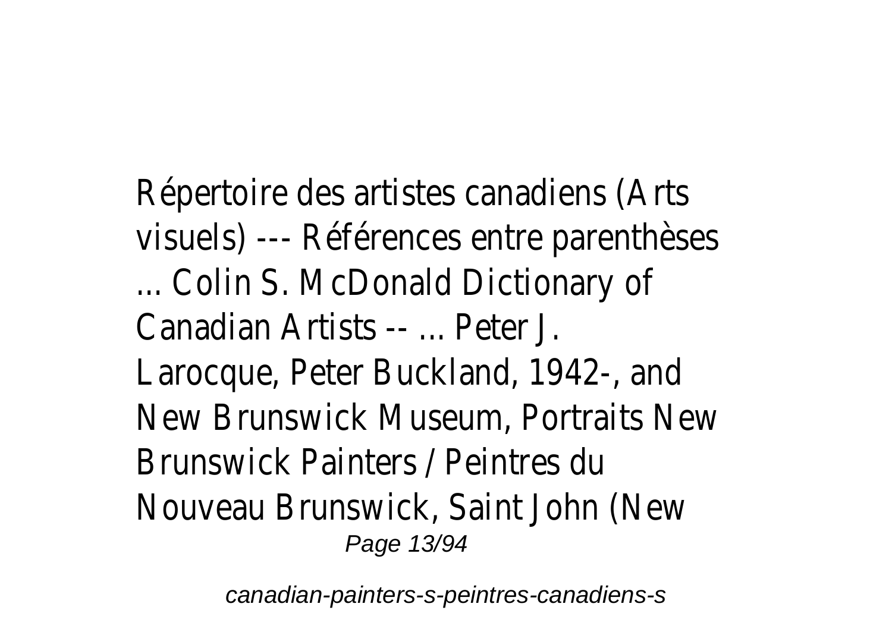Répertoire des artistes canadiens (Arts visuels) --- Références entre parenthèses ... Colin S. McDonald Dictionary of Canadian Artists -- ... Peter J. Larocque, Peter Buckland, 1942-, and New Brunswick Museum, Portraits New Brunswick Painters / Peintres du Nouveau Brunswick, Saint John (New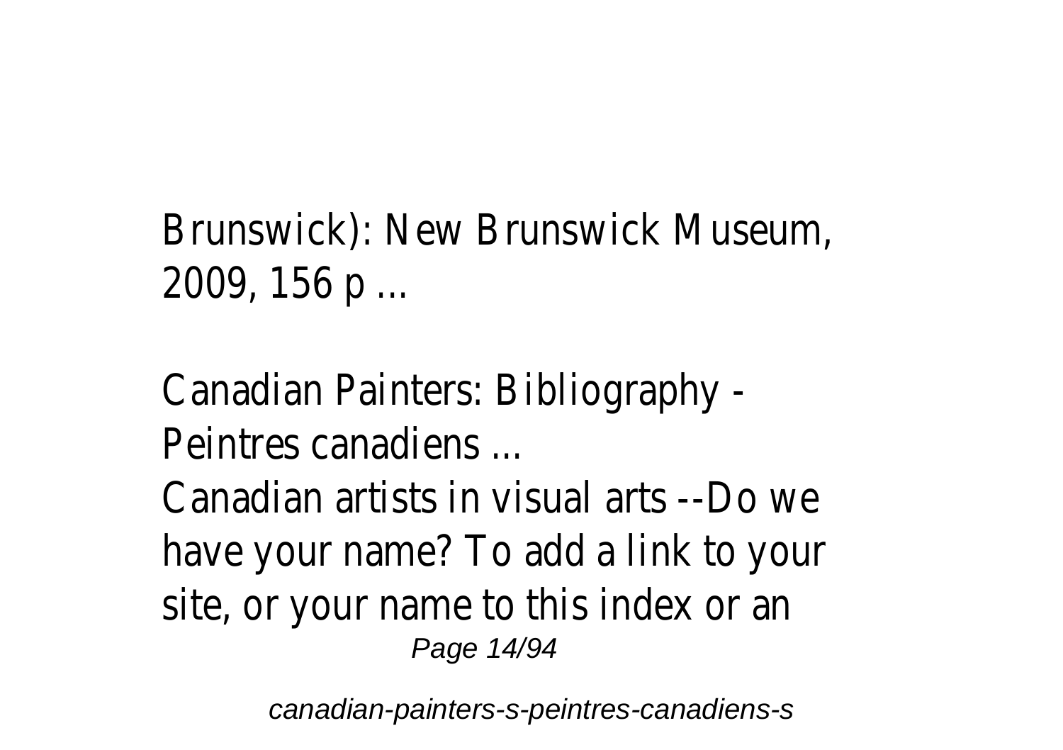Brunswick): New Brunswick Museum, 2009, 156 p ...

Canadian Painters: Bibliography - Peintres canadiens ...

Canadian artists in visual arts --Do we have your name? To add a link to your site, or your name to this index or an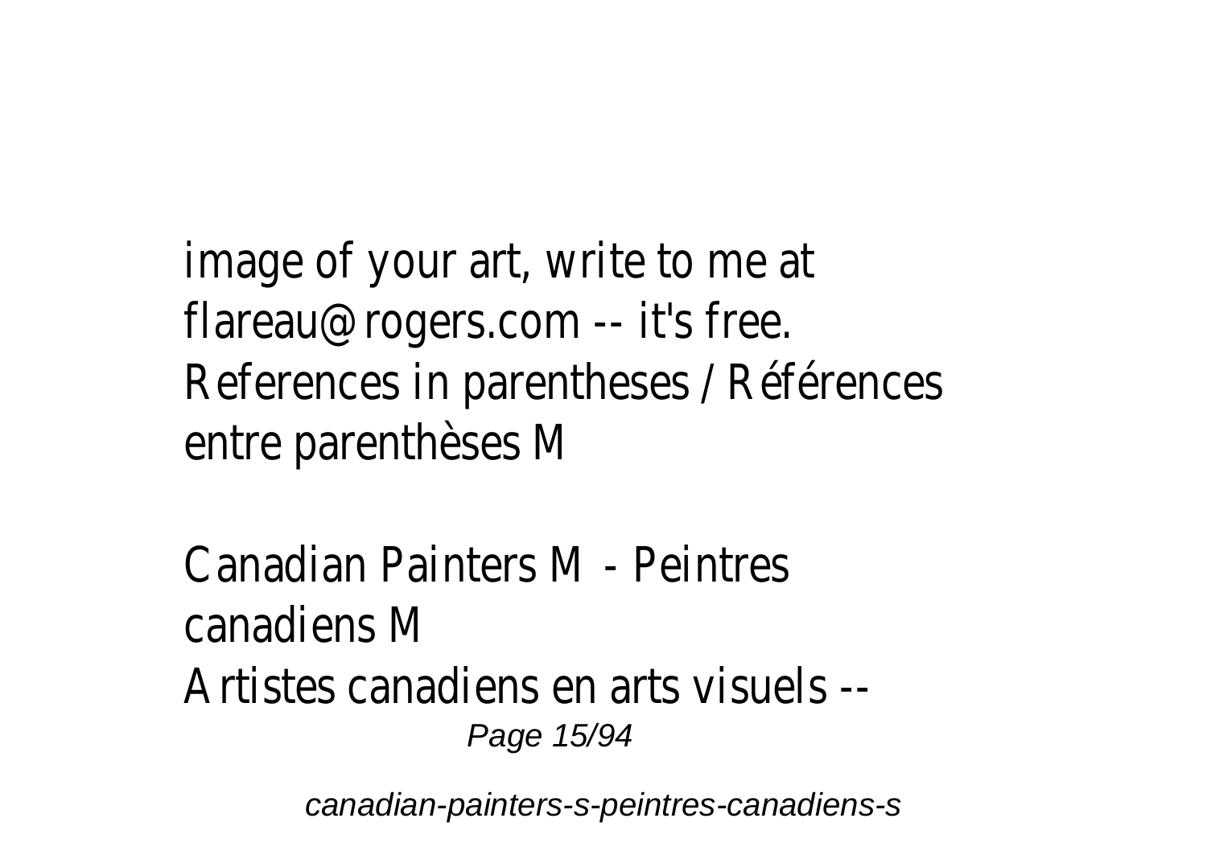image of your art, write to me at flareau@rogers.com -- it's free. References in parentheses / Références entre parenthèses M

Canadian Painters M - Peintres canadiens M

Artistes canadiens en arts visuels --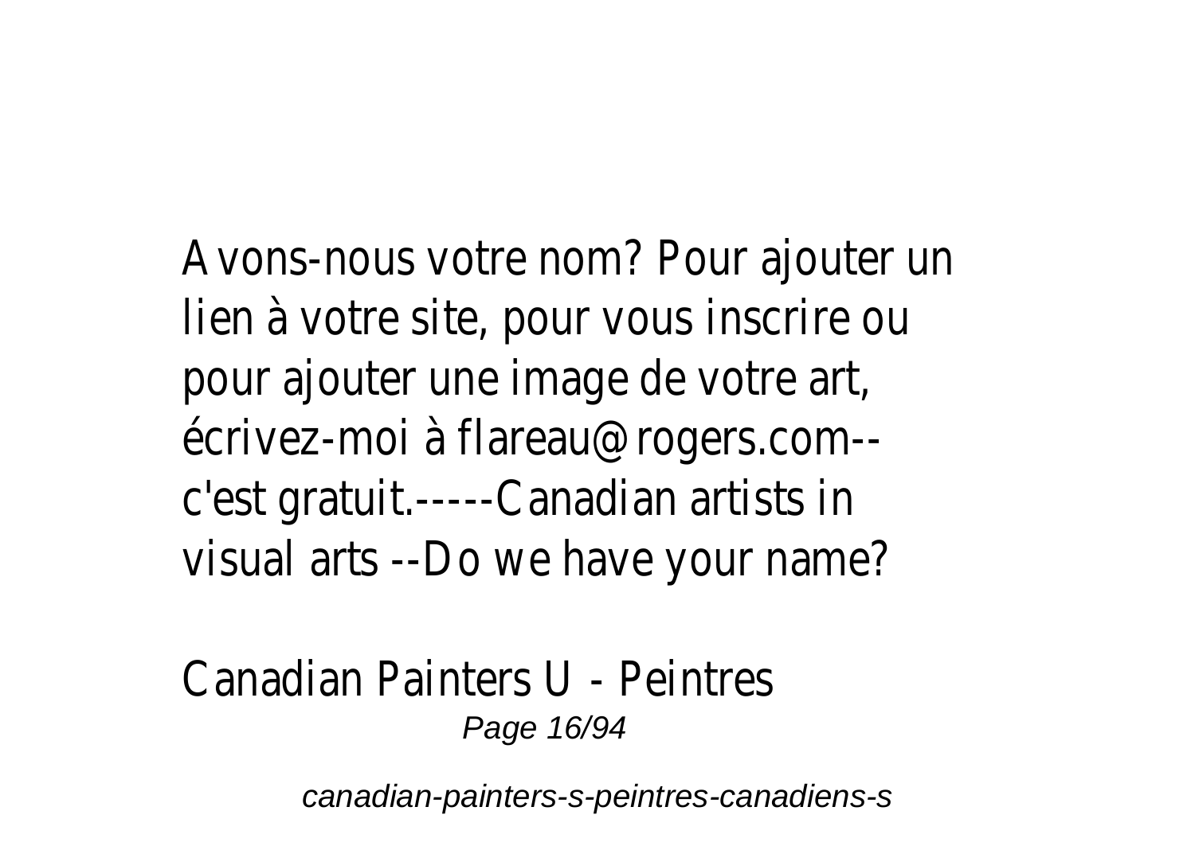Avons-nous votre nom? Pour ajouter un lien à votre site, pour vous inscrire ou pour ajouter une image de votre art, écrivez-moi à flareau@rogers.com--c'est gratuit.-----Canadian artists in visual arts --Do we have your name?

Canadian Painters U - Peintres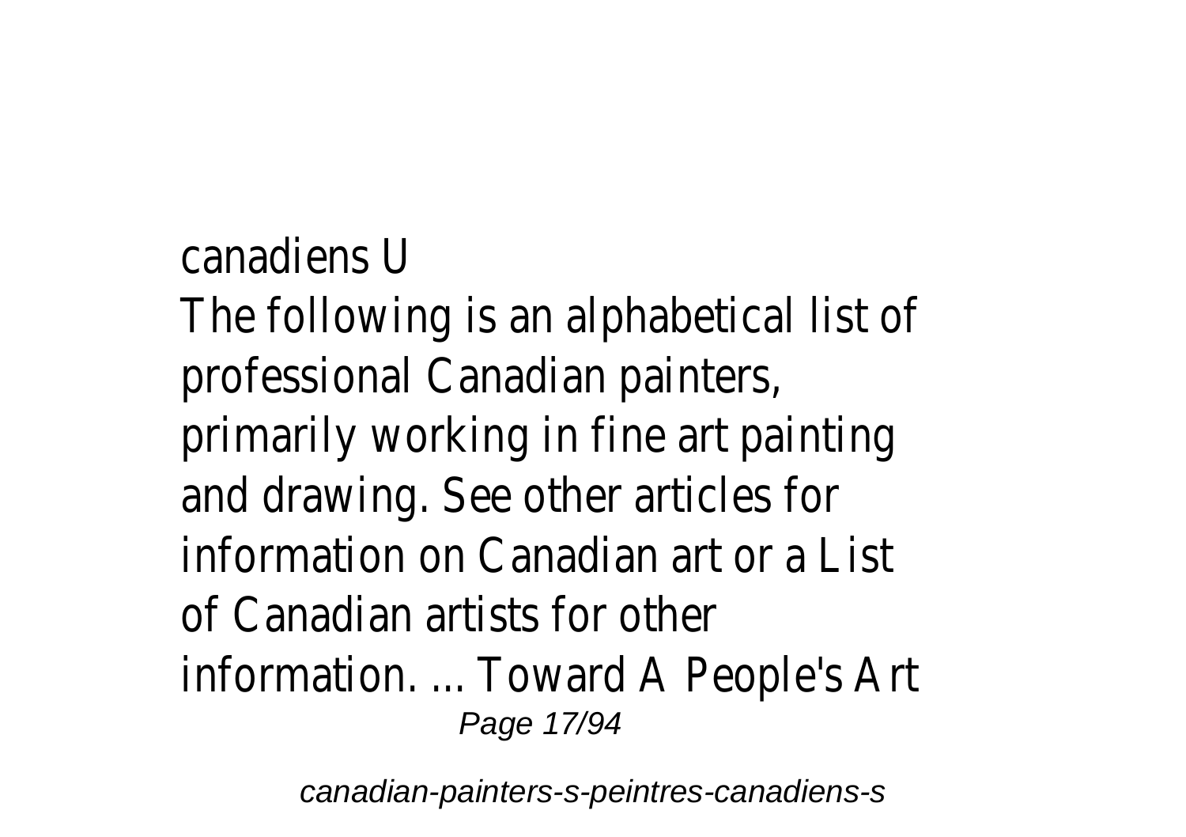canadiens U

The following is an alphabetical list of professional Canadian painters, primarily working in fine art painting and drawing. See other articles for information on Canadian art or a List of Canadian artists for other information. ... Toward A People's Art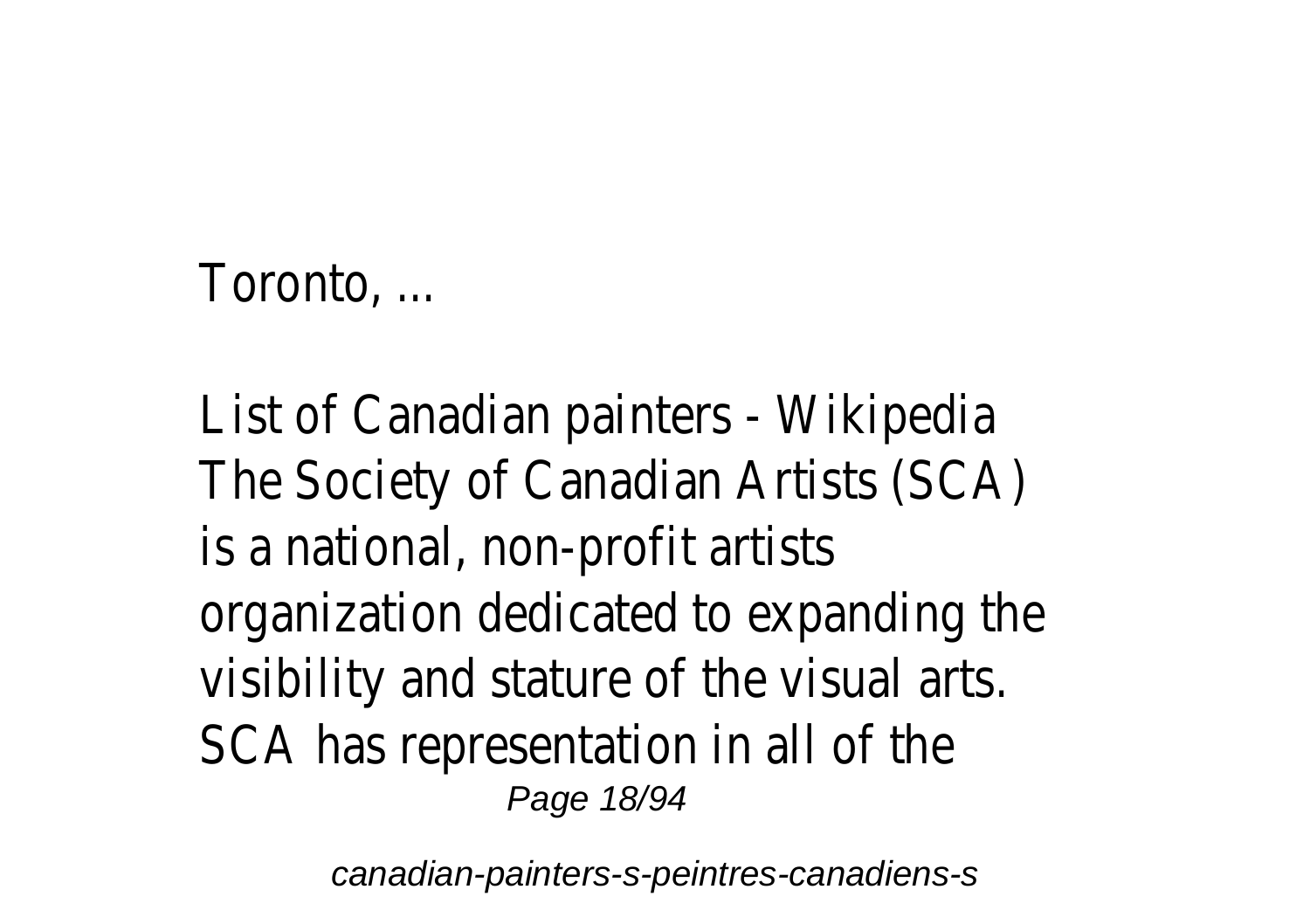Toronto, ...

List of Canadian painters - Wikipedia
The Society of Canadian Artists (SCA) is a national, non-profit artists organization dedicated to expanding the visibility and stature of the visual arts. SCA has representation in all of the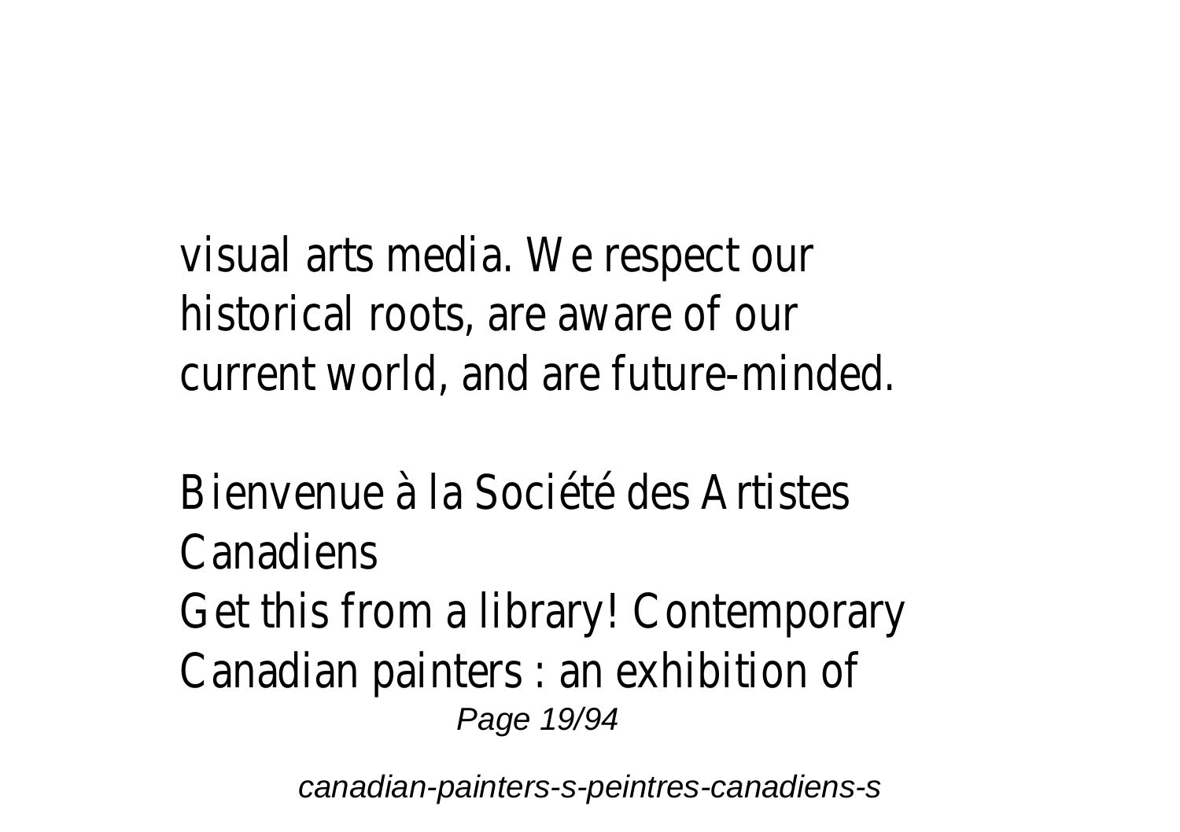visual arts media. We respect our historical roots, are aware of our current world, and are future-minded.

Bienvenue à la Société des Artistes Canadiens

Get this from a library! Contemporary Canadian painters : an exhibition of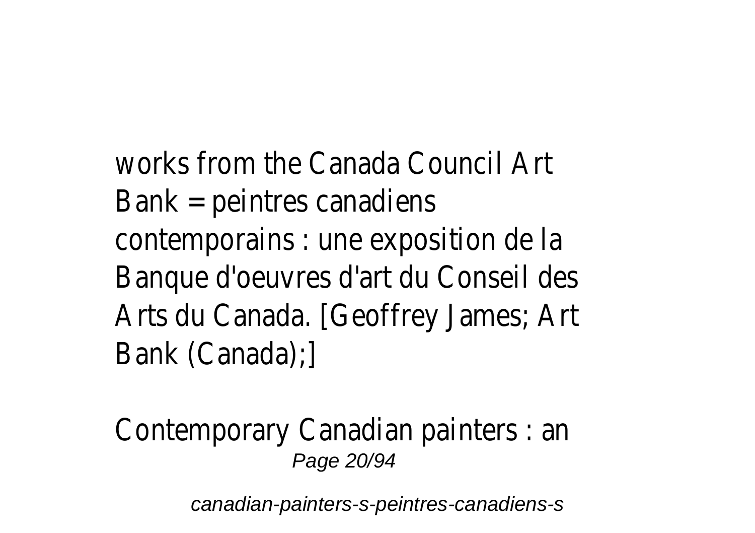works from the Canada Council Art Bank = peintres canadiens contemporains : une exposition de la Banque d'oeuvres d'art du Conseil des Arts du Canada. [Geoffrey James; Art Bank (Canada);]

Contemporary Canadian painters : an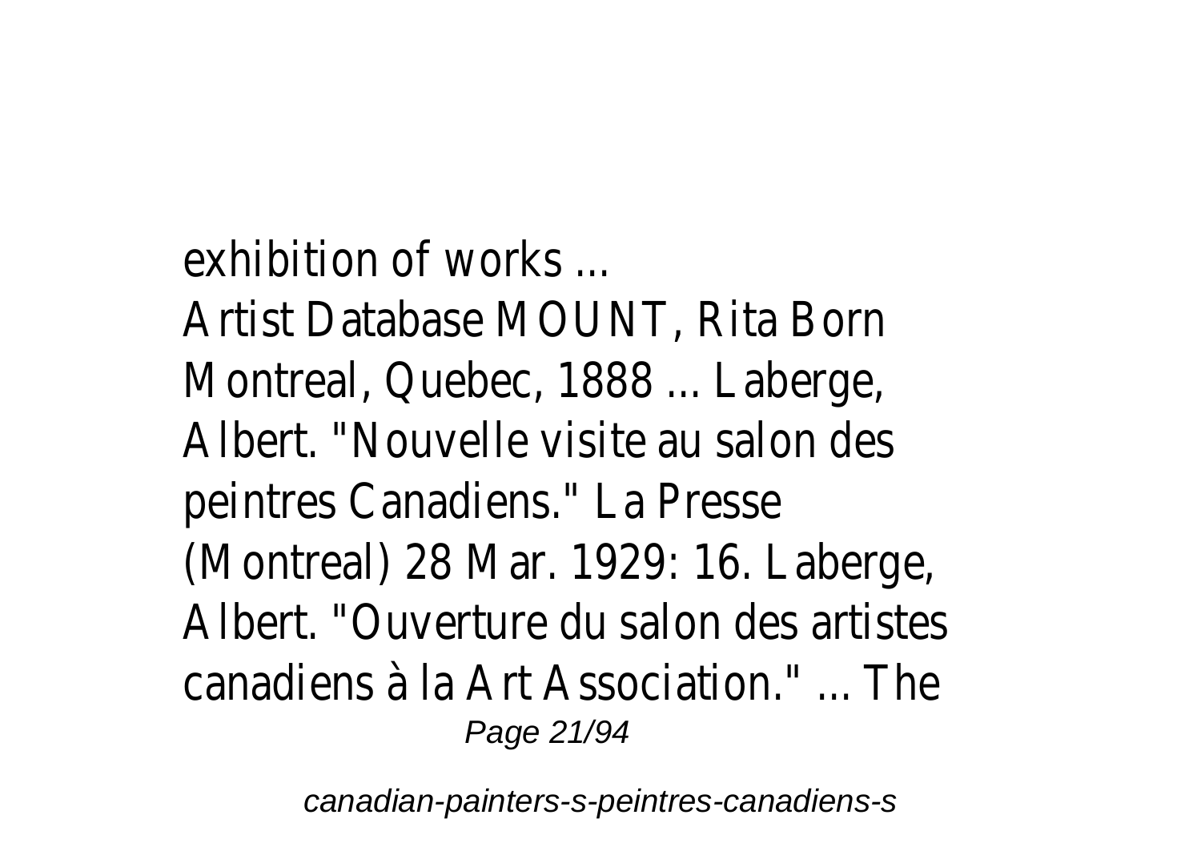exhibition of works ...

Artist Database MOUNT, Rita Born Montreal, Quebec, 1888 ... Laberge, Albert. "Nouvelle visite au salon des peintres Canadiens." La Presse (Montreal) 28 Mar. 1929: 16. Laberge, Albert. "Ouverture du salon des artistes canadiens à la Art Association." ... The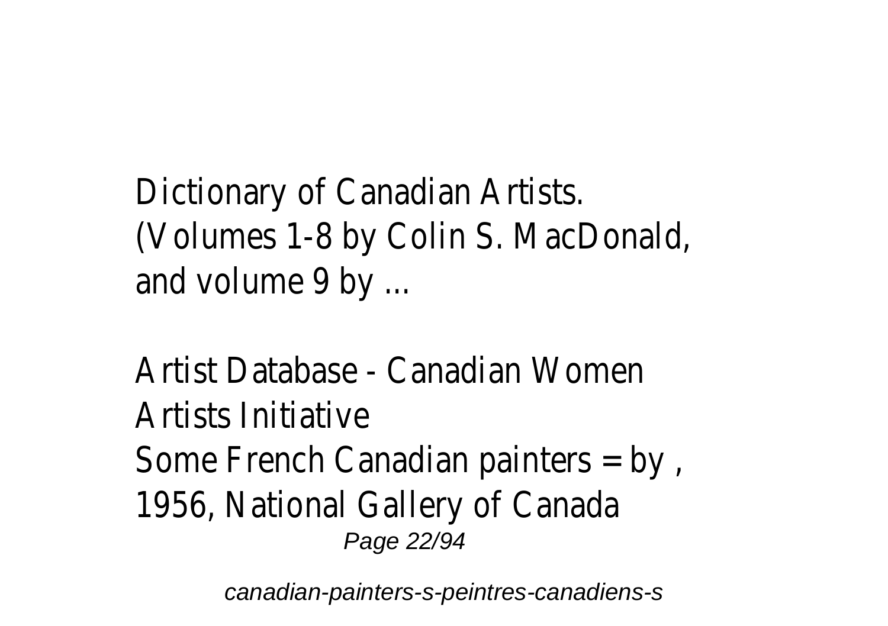Dictionary of Canadian Artists. (Volumes 1-8 by Colin S. MacDonald, and volume 9 by ...

Artist Database - Canadian Women Artists Initiative

Some French Canadian painters = by , 1956, National Gallery of Canada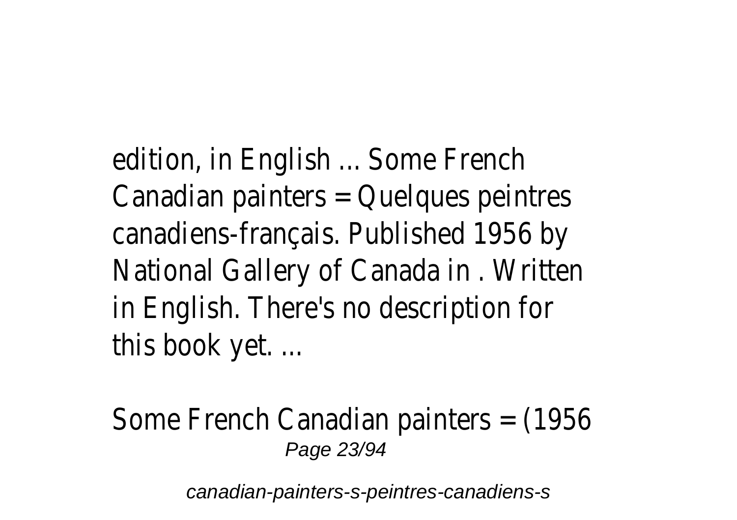edition, in English ... Some French Canadian painters = Quelques peintres canadiens-français. Published 1956 by National Gallery of Canada in . Written in English. There's no description for this book yet. ...

Some French Canadian painters = (1956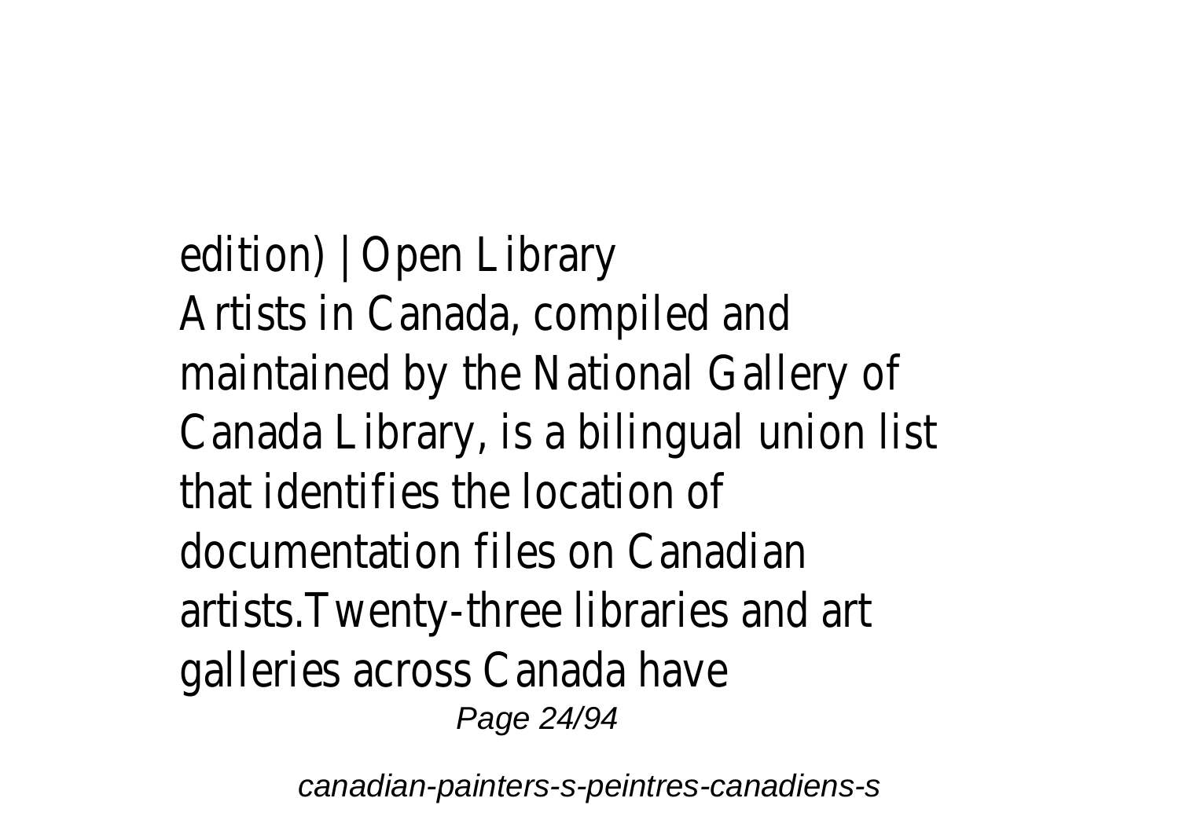edition) | Open Library

Artists in Canada, compiled and maintained by the National Gallery of Canada Library, is a bilingual union list that identifies the location of documentation files on Canadian artists.Twenty-three libraries and art galleries across Canada have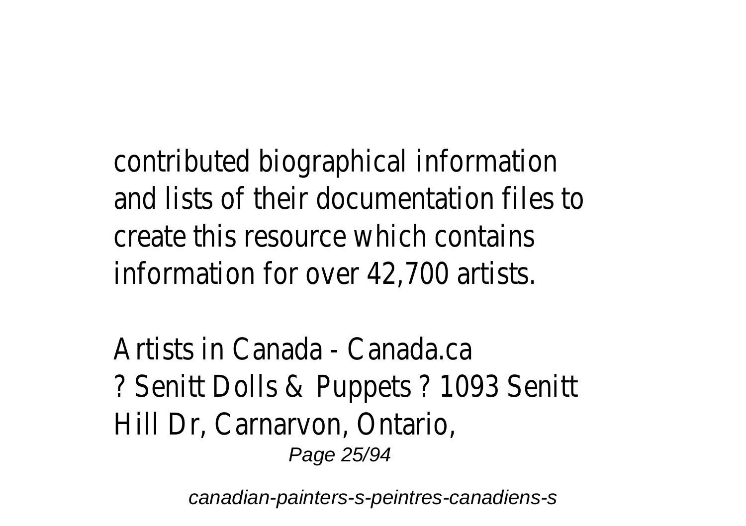contributed biographical information and lists of their documentation files to create this resource which contains information for over 42,700 artists.

Artists in Canada - Canada.ca
? Senitt Dolls & Puppets ? 1093 Senitt Hill Dr, Carnarvon, Ontario,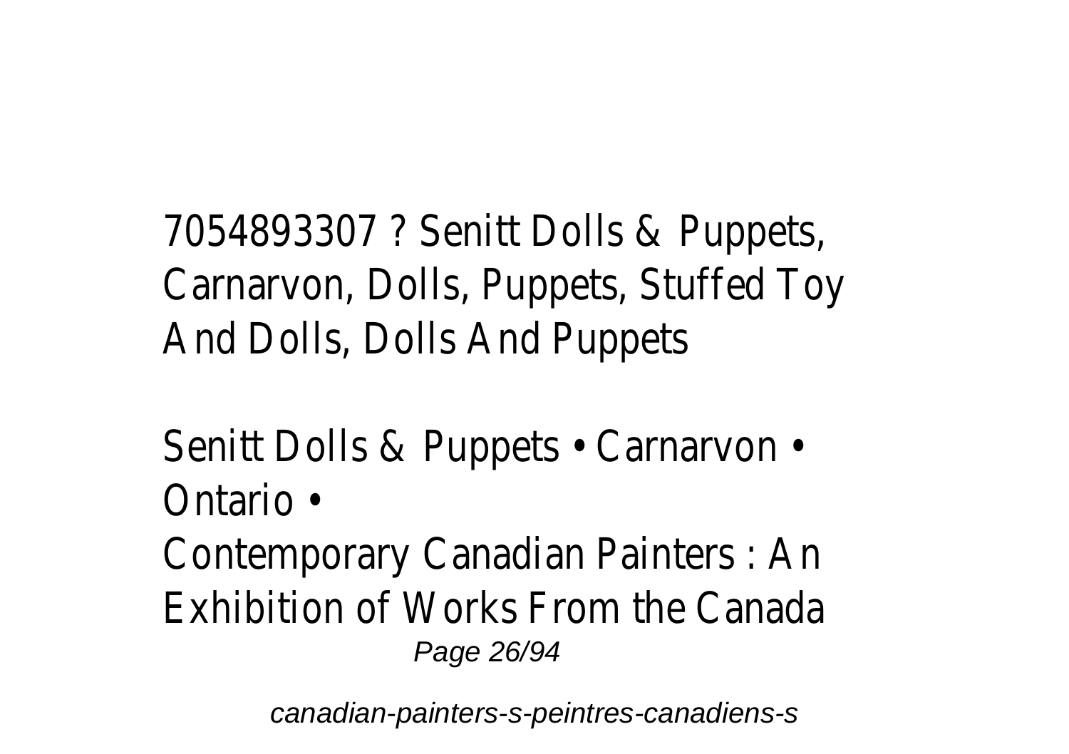7054893307 ? Senitt Dolls & Puppets, Carnarvon, Dolls, Puppets, Stuffed Toy And Dolls, Dolls And Puppets

Senitt Dolls & Puppets • Carnarvon • Ontario •

Contemporary Canadian Painters : An Exhibition of Works From the Canada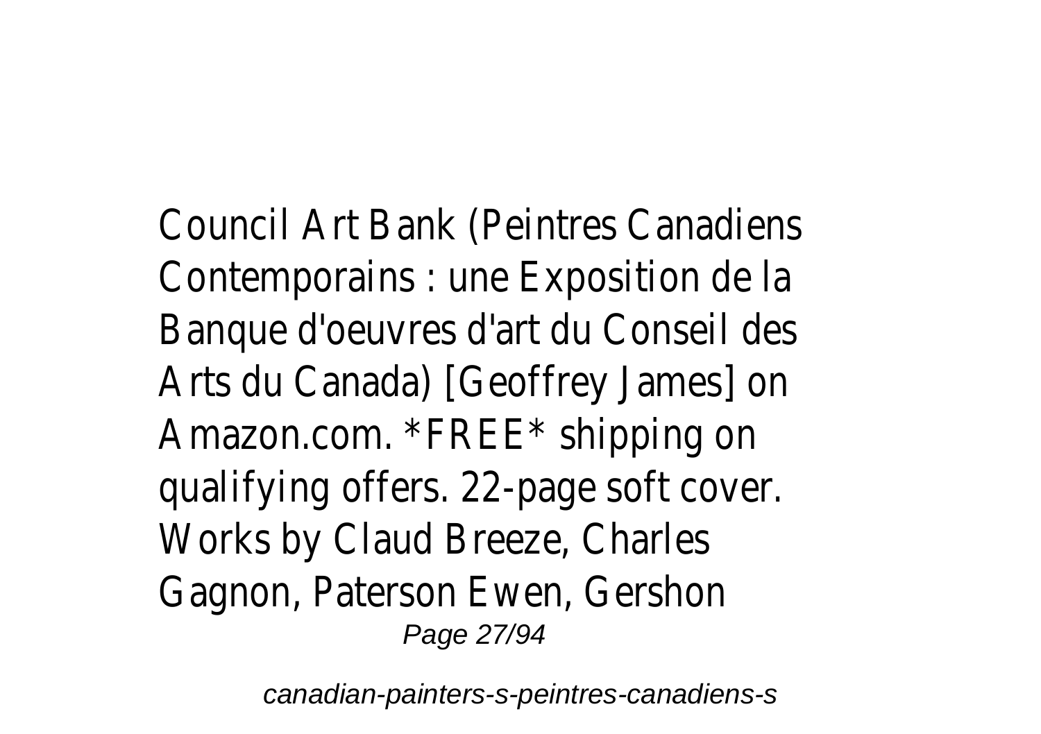Council Art Bank (Peintres Canadiens Contemporains : une Exposition de la Banque d'oeuvres d'art du Conseil des Arts du Canada) [Geoffrey James] on Amazon.com. *FREE* shipping on qualifying offers. 22-page soft cover. Works by Claud Breeze, Charles Gagnon, Paterson Ewen, Gershon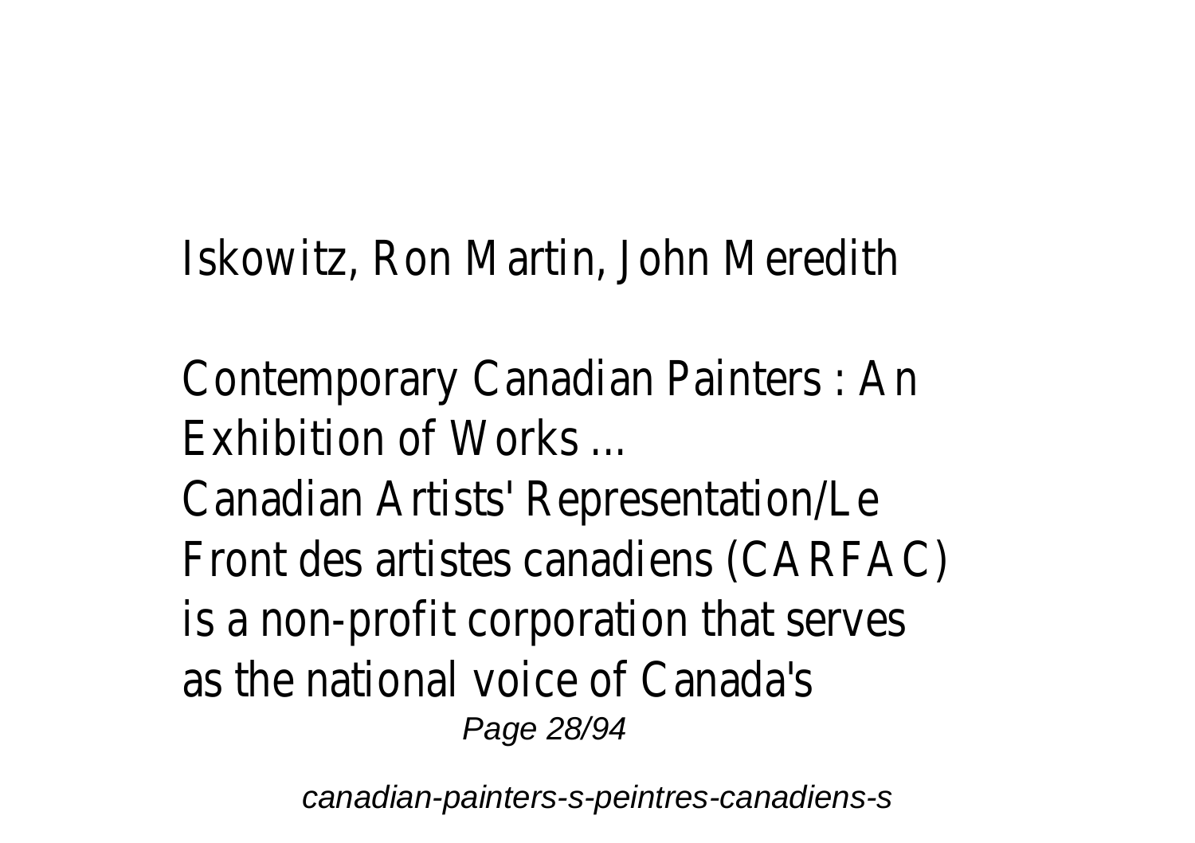Iskowitz, Ron Martin, John Meredith

Contemporary Canadian Painters : An Exhibition of Works ...

Canadian Artists' Representation/Le Front des artistes canadiens (CARFAC) is a non-profit corporation that serves as the national voice of Canada's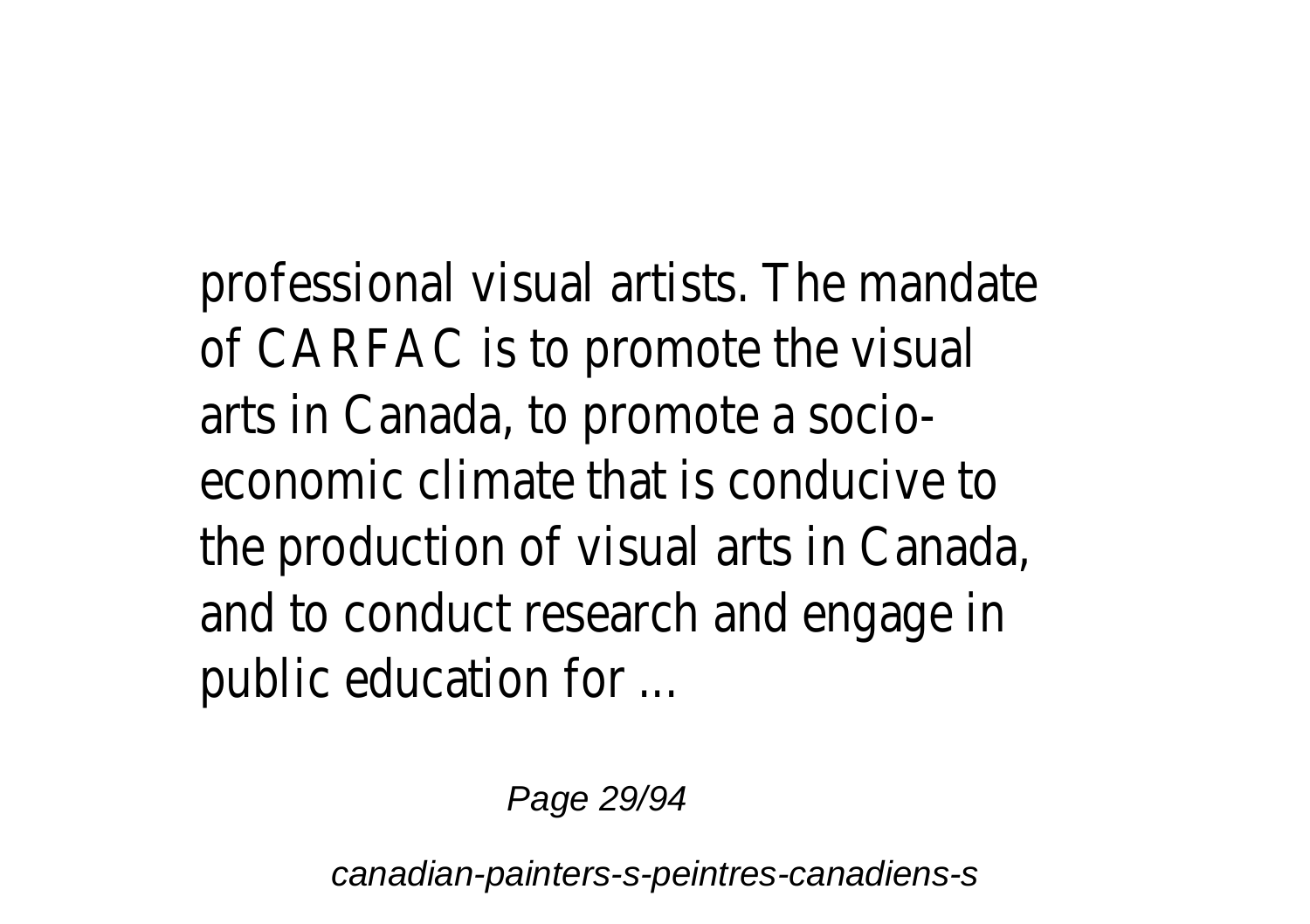professional visual artists. The mandate of CARFAC is to promote the visual arts in Canada, to promote a socio-economic climate that is conducive to the production of visual arts in Canada, and to conduct research and engage in public education for ...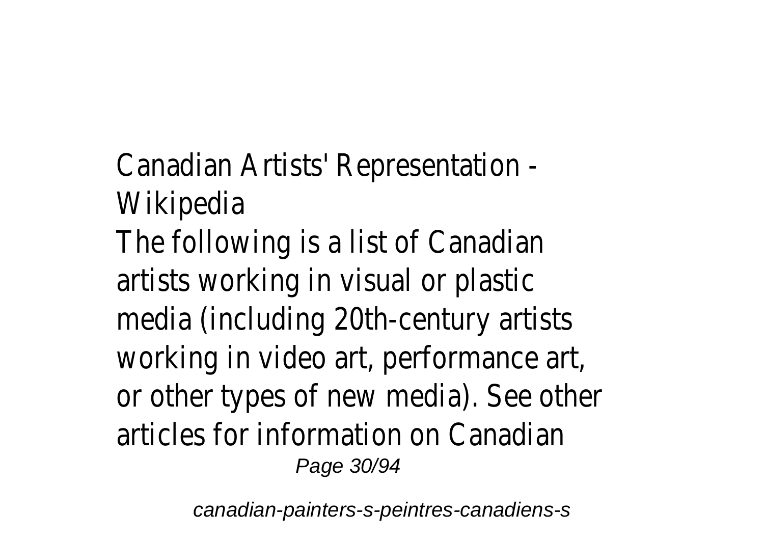Canadian Artists' Representation - Wikipedia

The following is a list of Canadian artists working in visual or plastic media (including 20th-century artists working in video art, performance art, or other types of new media). See other articles for information on Canadian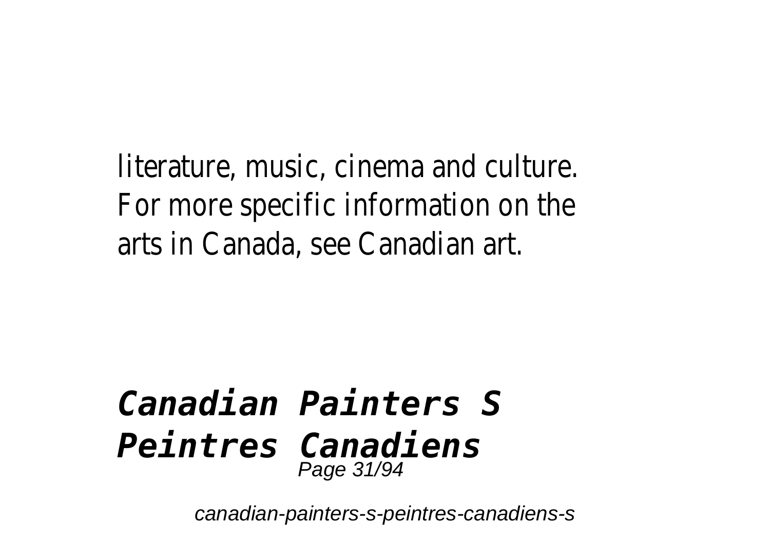literature, music, cinema and culture. For more specific information on the arts in Canada, see Canadian art.

## *Canadian Painters S Peintres Canadiens*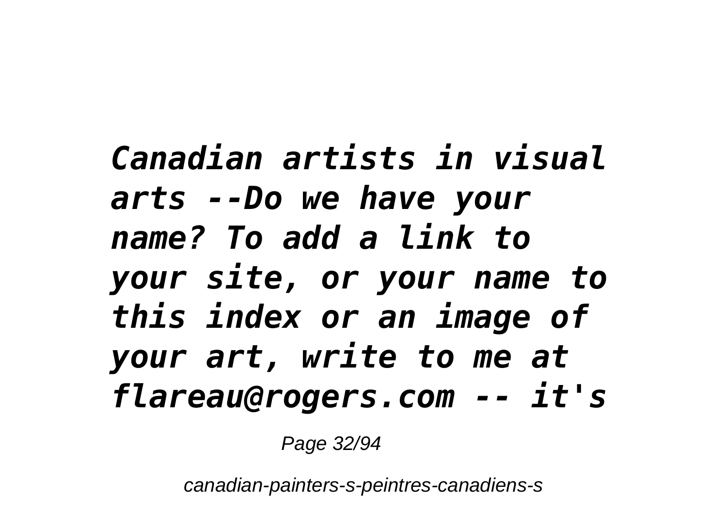*Canadian artists in visual arts --Do we have your name? To add a link to your site, or your name to this index or an image of your art, write to me at flareau@rogers.com -- it's*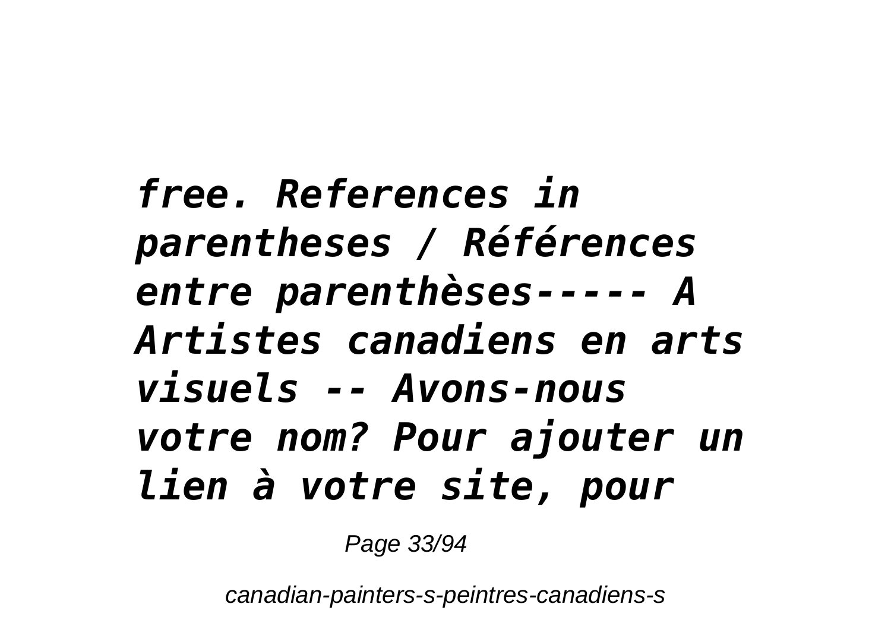***free. References in parentheses / Références entre parenthèses----- A Artistes canadiens en arts visuels -- Avons-nous votre nom? Pour ajouter un lien à votre site, pour***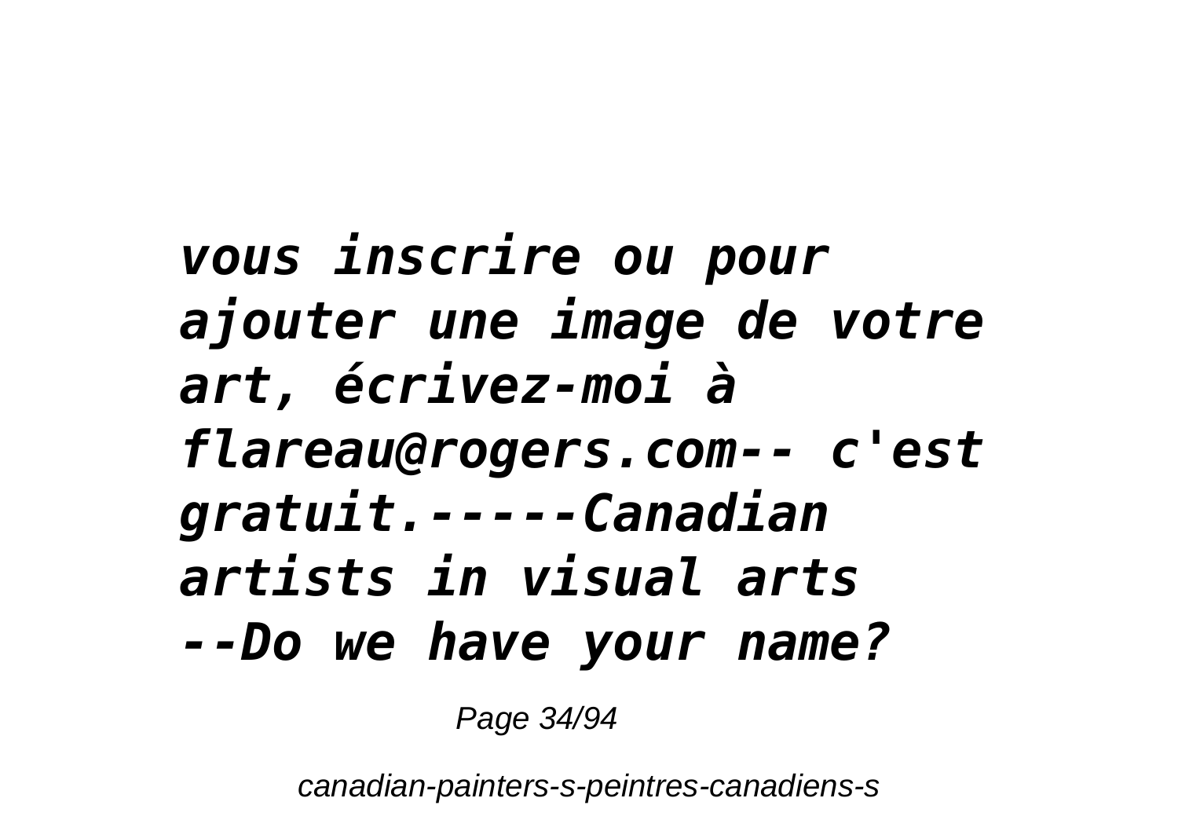*vous inscrire ou pour ajouter une image de votre art, écrivez-moi à flareau@rogers.com-- c'est gratuit.-----Canadian artists in visual arts --Do we have your name?*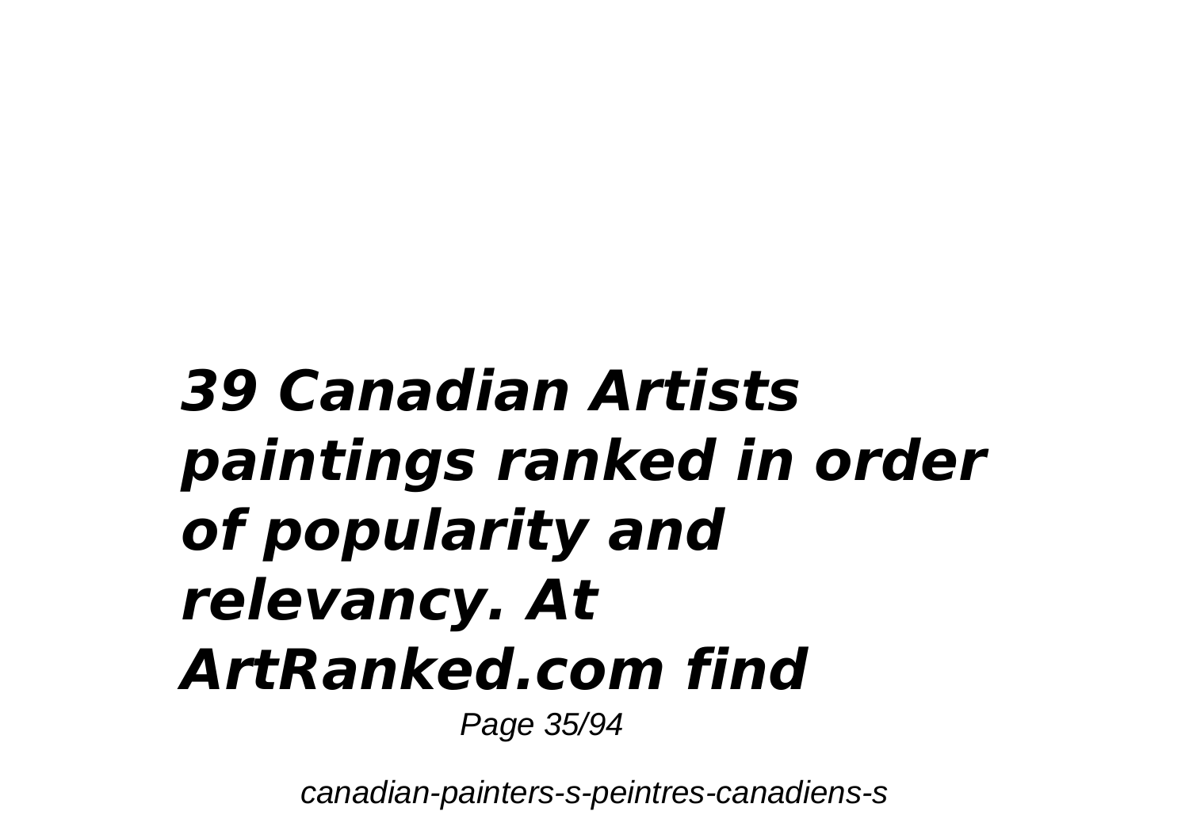***39 Canadian Artists paintings ranked in order of popularity and relevancy. At ArtRanked.com find***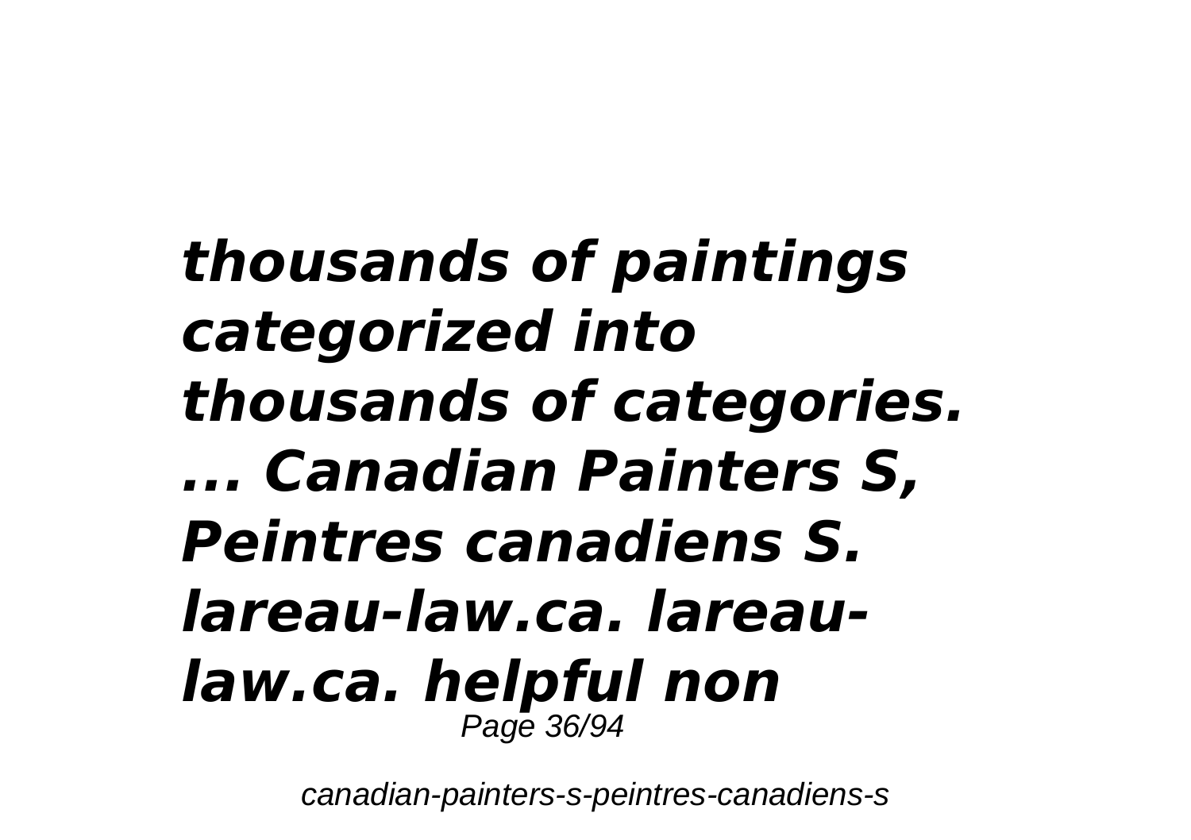***thousands of paintings categorized into thousands of categories. ... Canadian Painters S, Peintres canadiens S. lareau-law.ca. lareau-law.ca. helpful non***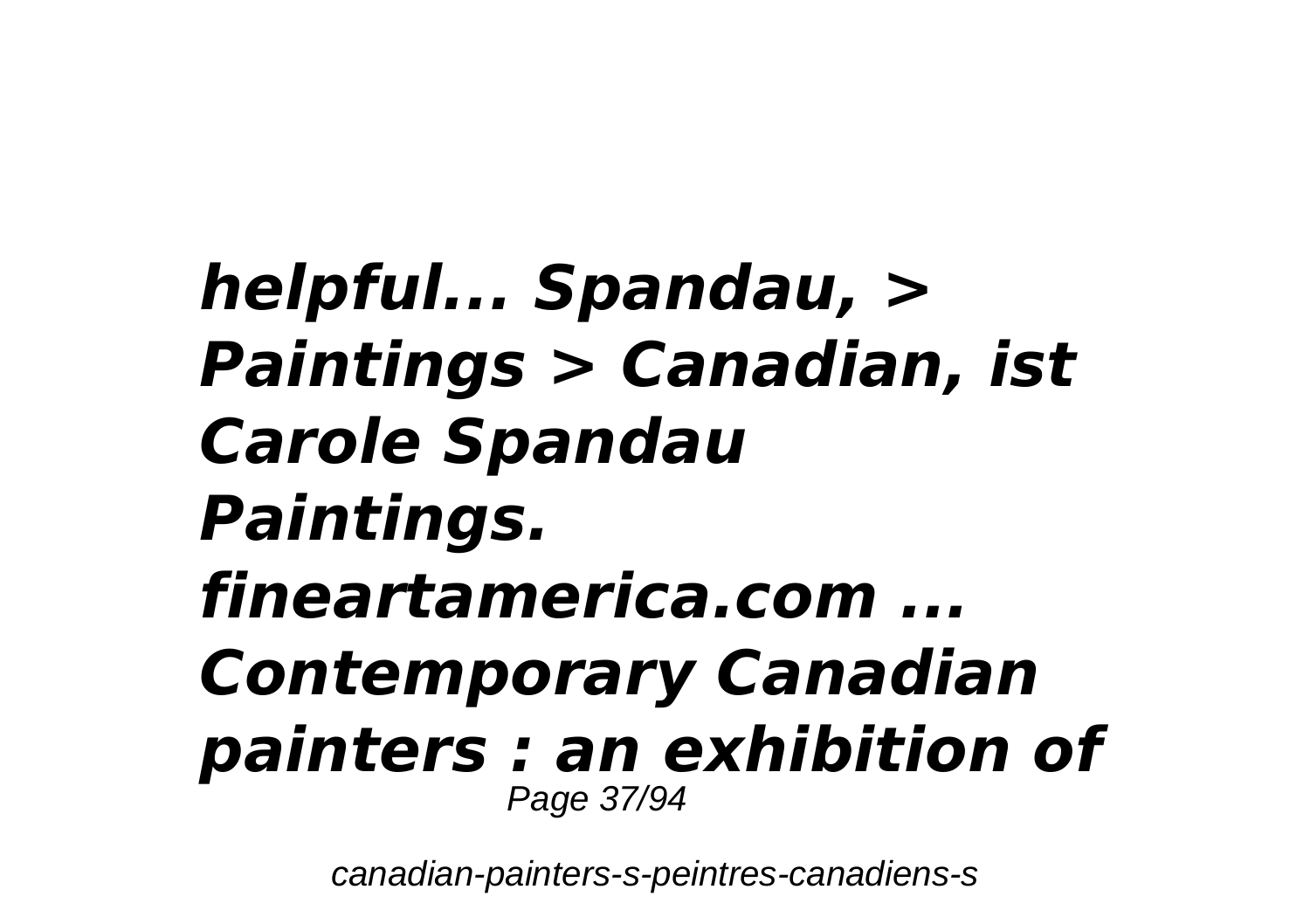***helpful... Spandau, > Paintings > Canadian, ist Carole Spandau Paintings. fineartamerica.com ... Contemporary Canadian painters : an exhibition of***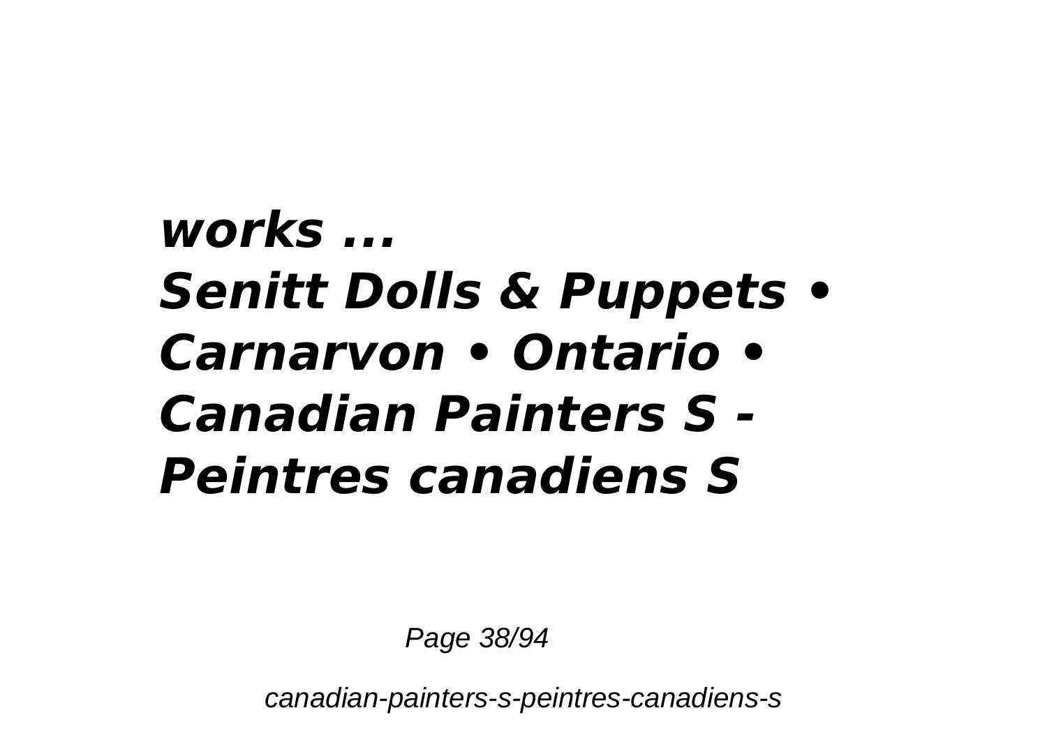***works ...***
***Senitt Dolls & Puppets • Carnarvon • Ontario • Canadian Painters S - Peintres canadiens S***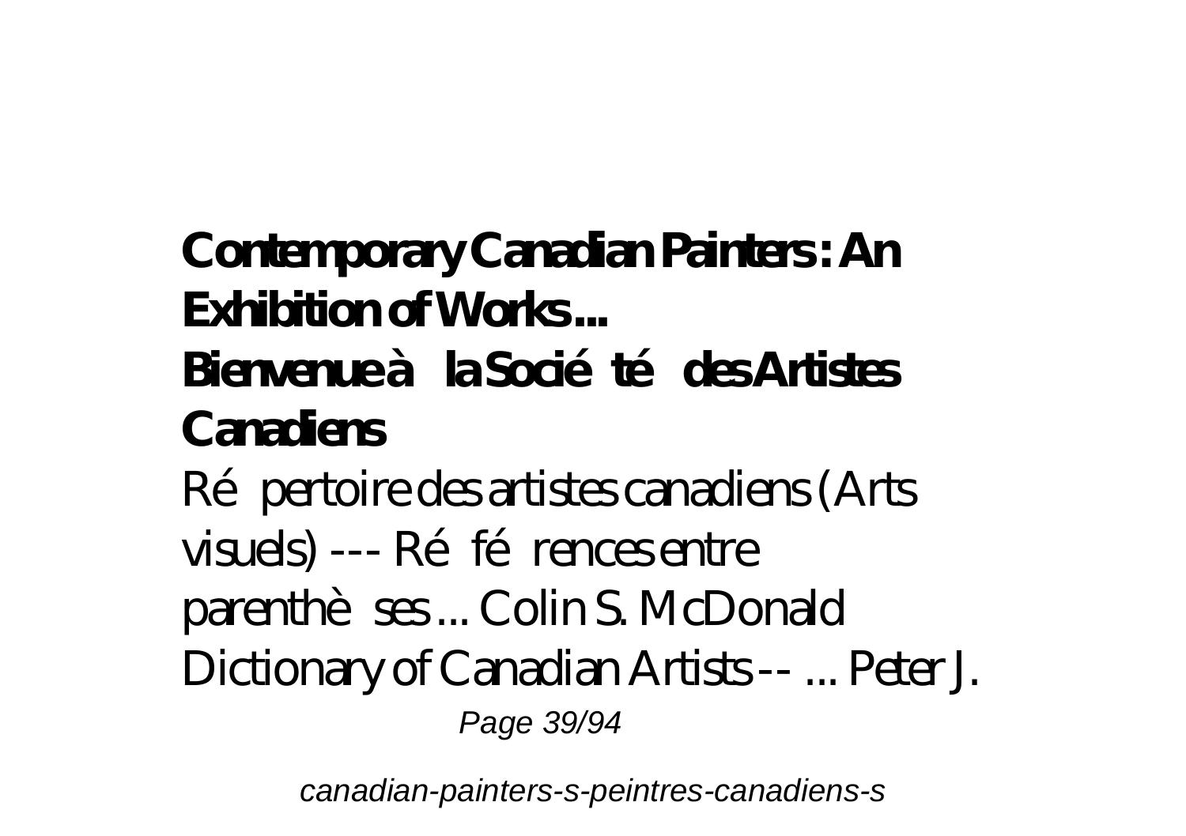**Contemporary Canadian Painters : An Exhibition of Works ...**

**Bienvenue à la Société des Artistes Canadiens**

Répertoire des artistes canadiens (Arts visuels) --- Références entre parenthèses ... Colin S. McDonald Dictionary of Canadian Artists -- ... Peter J.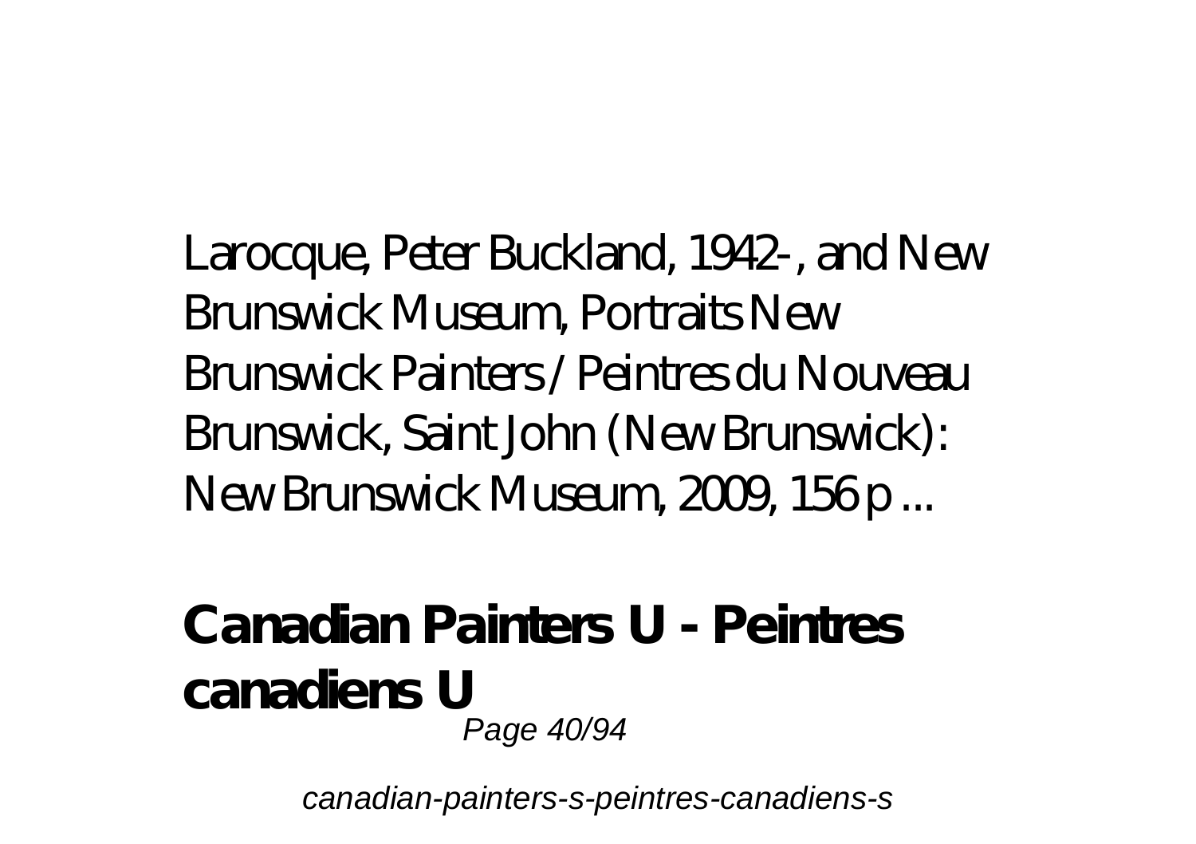Larocque, Peter Buckland, 1942- , and New Brunswick Museum, Portraits New Brunswick Painters / Peintres du Nouveau Brunswick, Saint John (New Brunswick): New Brunswick Museum, 2009, 156 p ...

## Canadian Painters U - Peintres canadiens U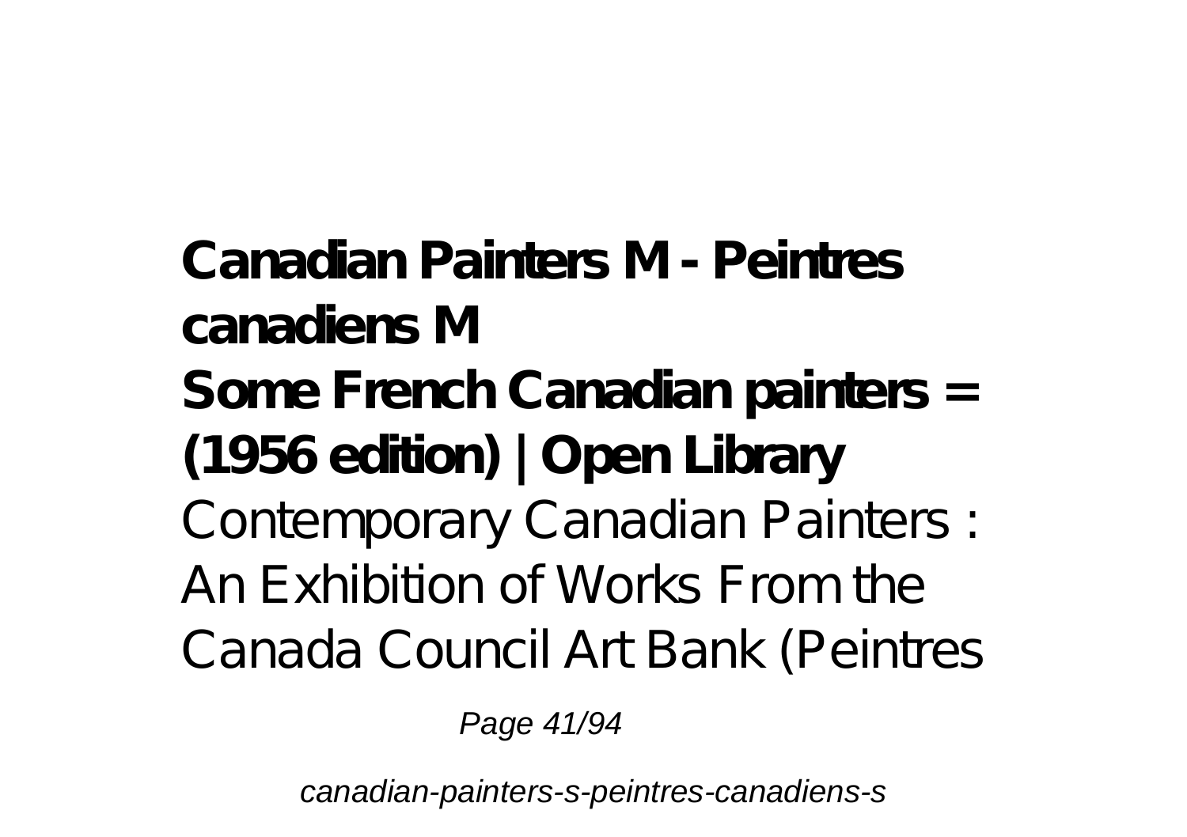**Canadian Painters M - Peintres canadiens M**

**Some French Canadian painters = (1956 edition) | Open Library**

Contemporary Canadian Painters : An Exhibition of Works From the Canada Council Art Bank (Peintres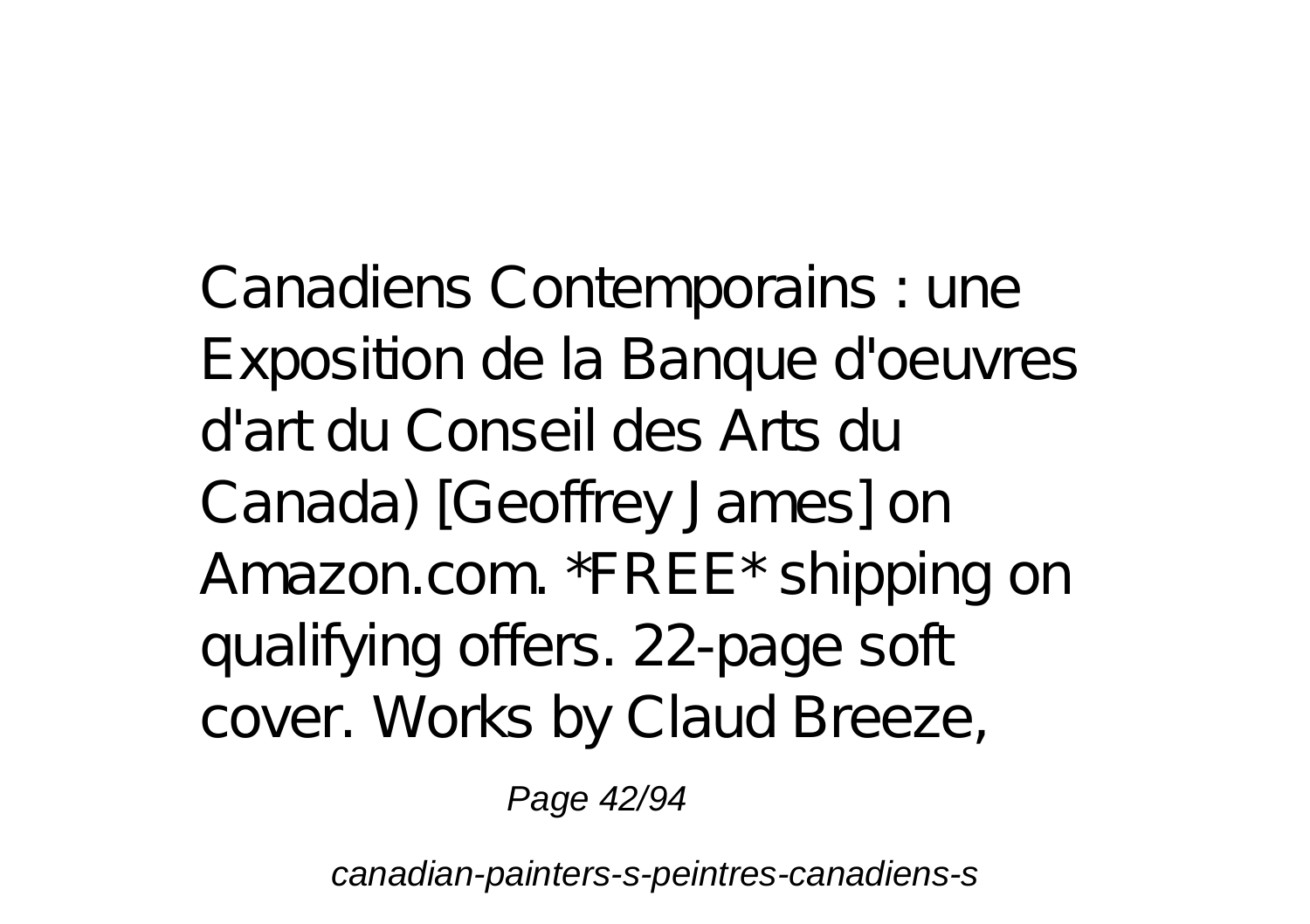Canadiens Contemporains : une Exposition de la Banque d'oeuvres d'art du Conseil des Arts du Canada) [Geoffrey James] on Amazon.com. *FREE* shipping on qualifying offers. 22-page soft cover. Works by Claud Breeze,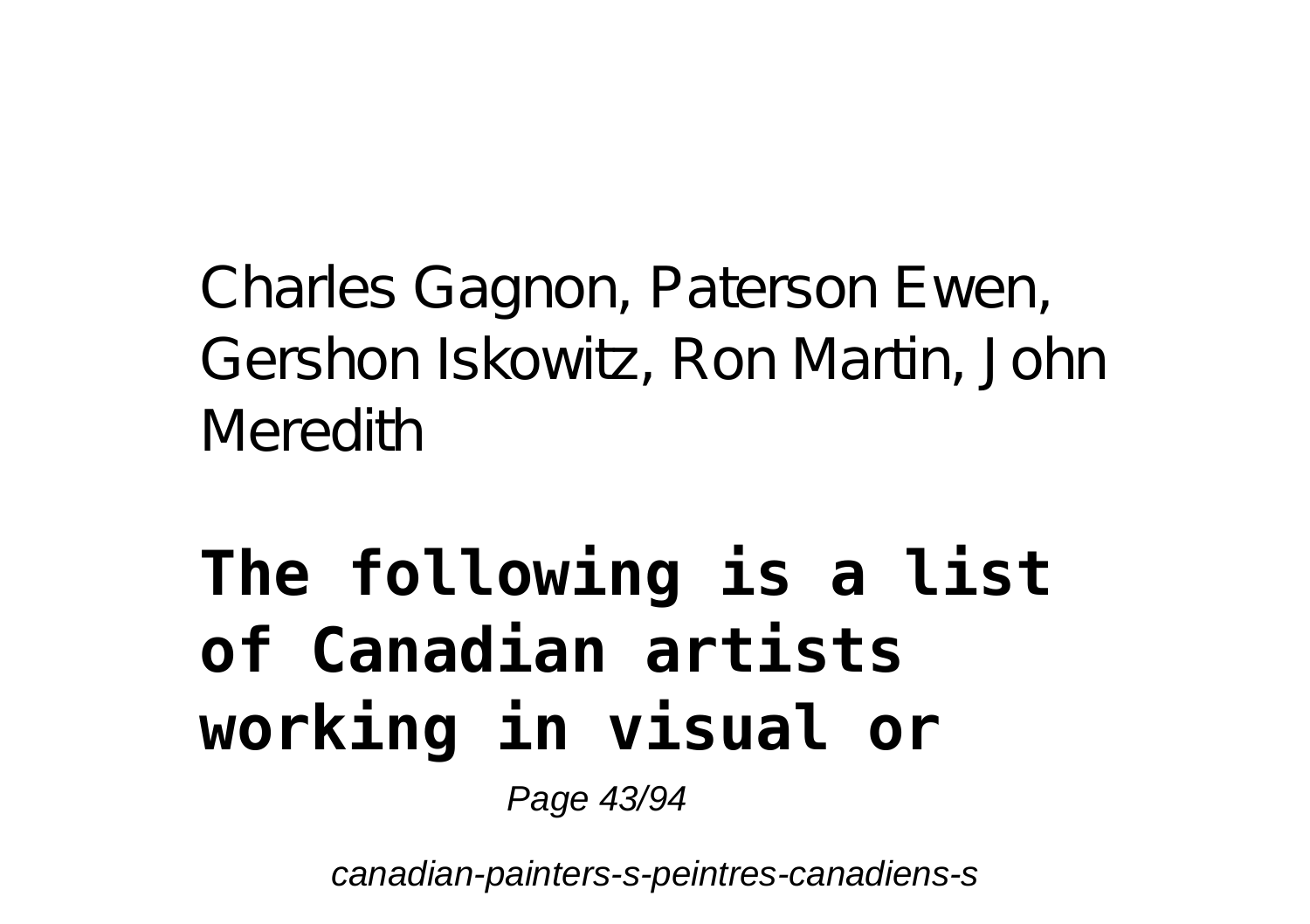Charles Gagnon, Paterson Ewen, Gershon Iskowitz, Ron Martin, John Meredith

## The following is a list of Canadian artists working in visual or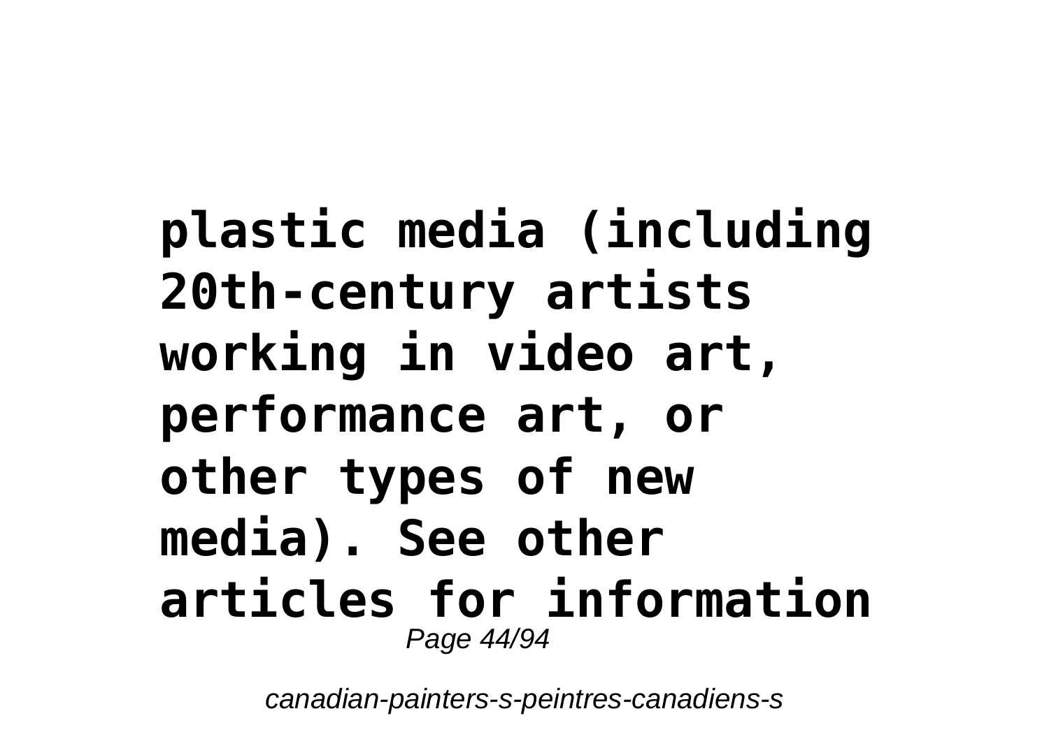**plastic media (including 20th-century artists working in video art, performance art, or other types of new media). See other articles for information**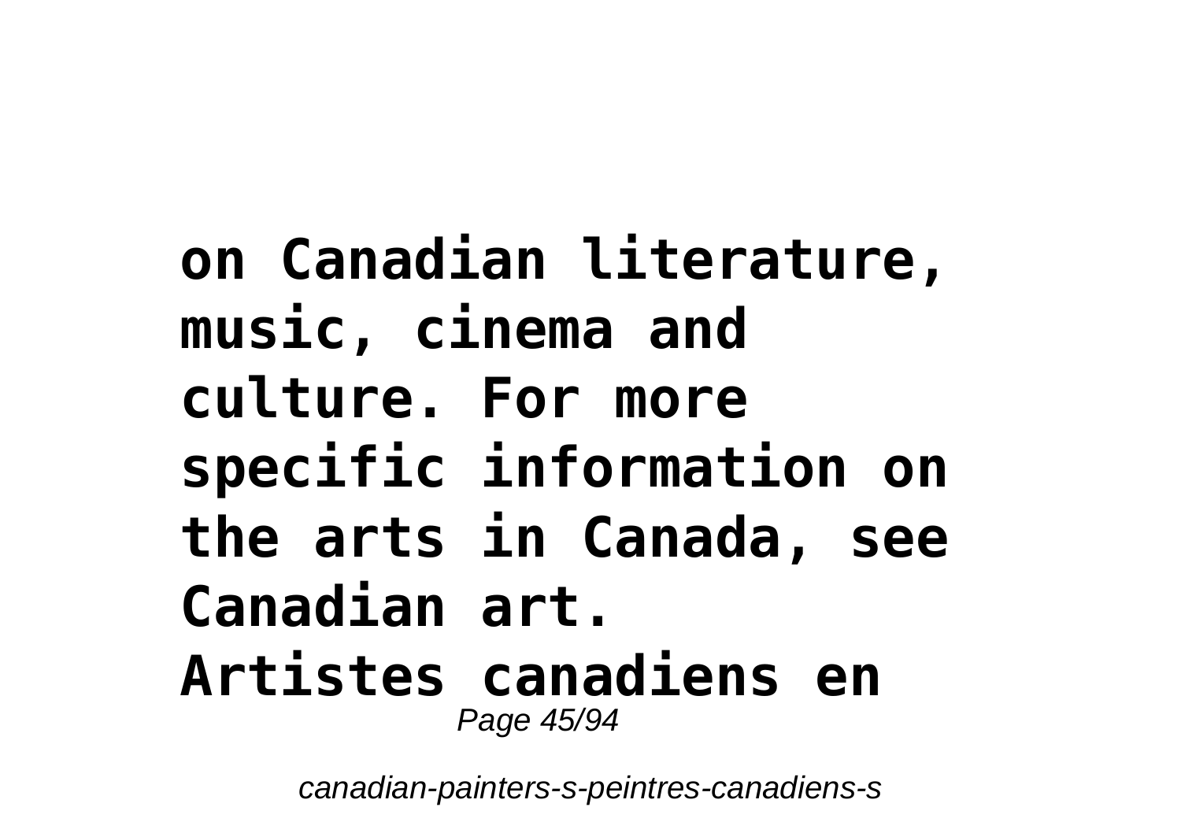**on Canadian literature, music, cinema and culture. For more specific information on the arts in Canada, see Canadian art.**

**Artistes canadiens en**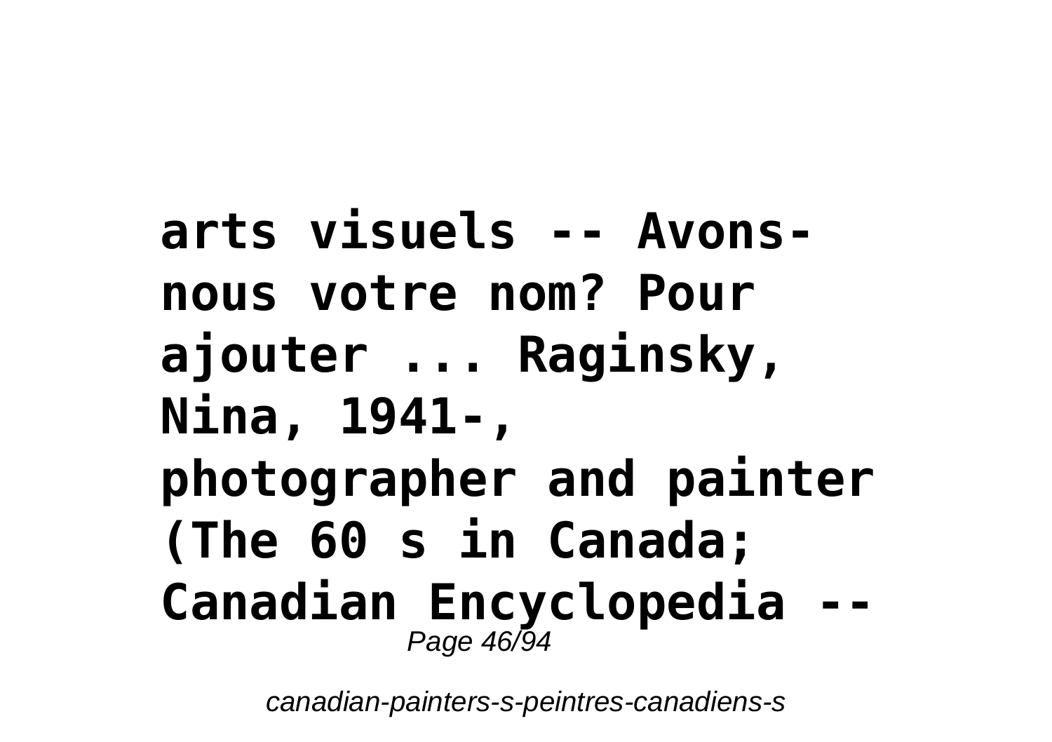**arts visuels -- Avons-nous votre nom? Pour ajouter ... Raginsky, Nina, 1941-, photographer and painter (The 60 s in Canada; Canadian Encyclopedia --**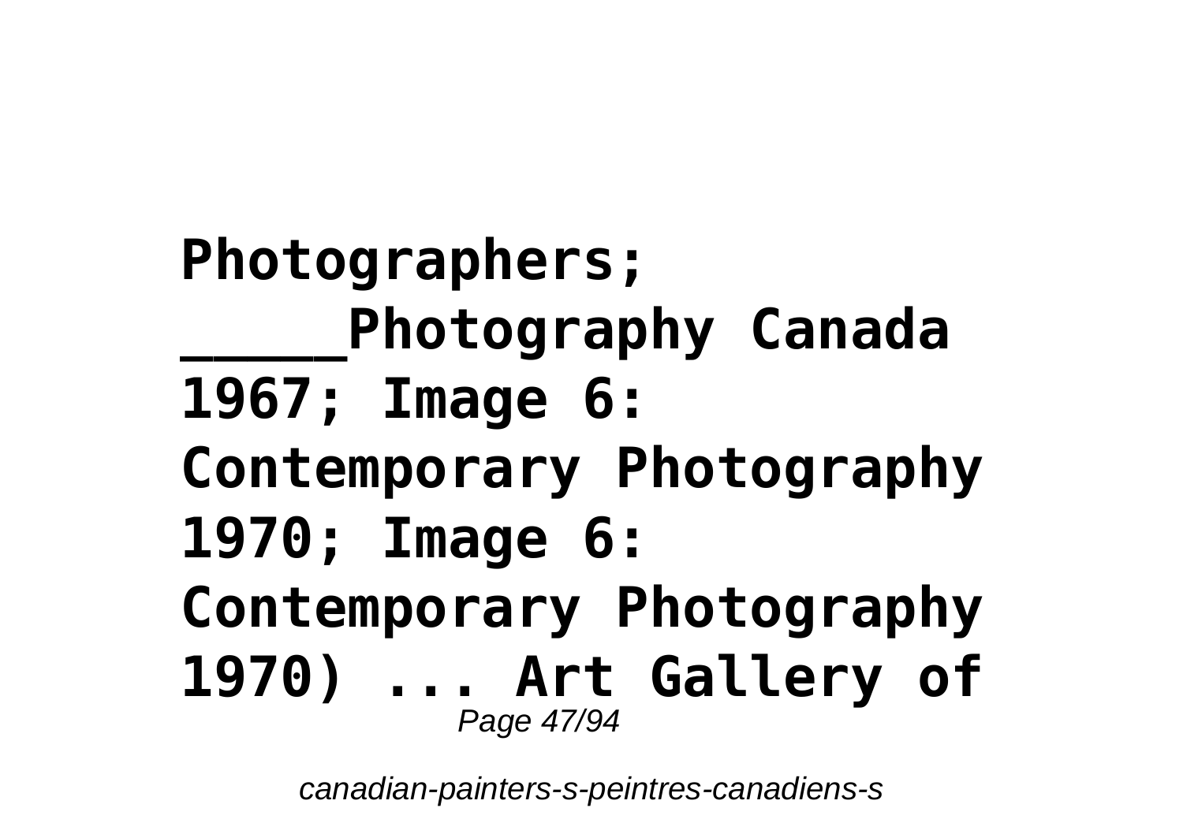**Photographers; _____Photography Canada 1967; Image 6: Contemporary Photography 1970; Image 6: Contemporary Photography 1970) ... Art Gallery of**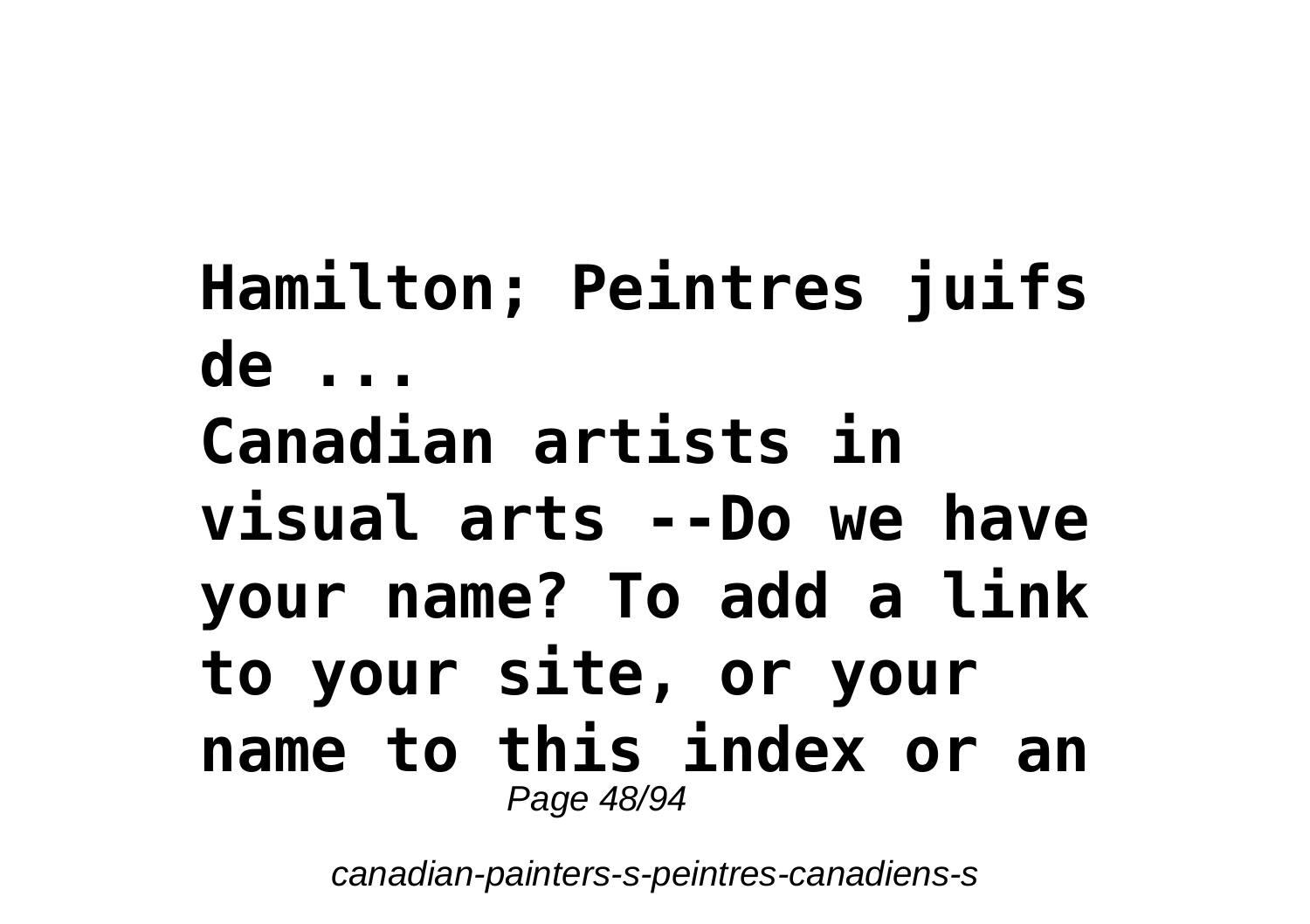**Hamilton; Peintres juifs de ...**

**Canadian artists in visual arts --Do we have your name? To add a link to your site, or your name to this index or an**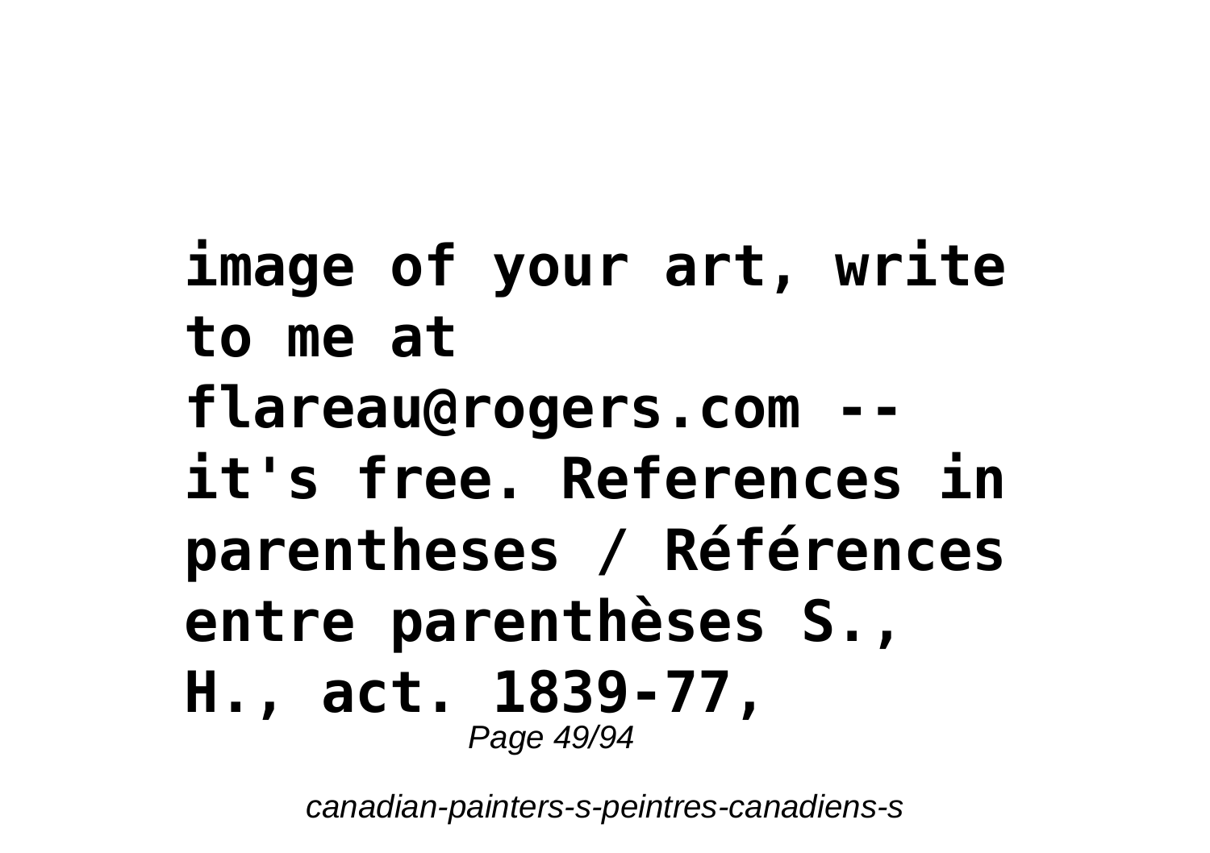**image of your art, write to me at flareau@rogers.com -- it's free. References in parentheses / Références entre parenthèses S., H., act. 1839-77,**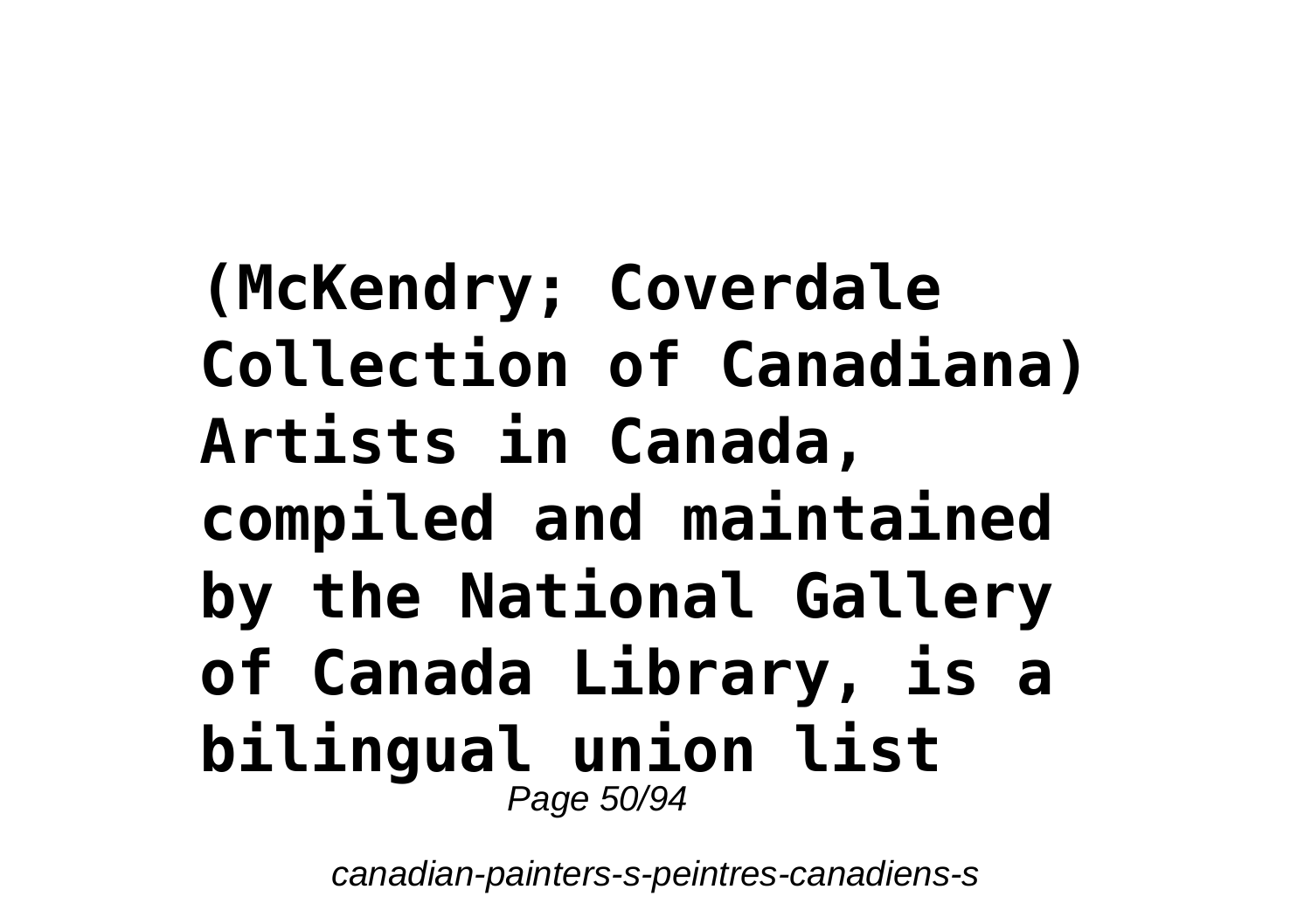**(McKendry; Coverdale Collection of Canadiana) Artists in Canada, compiled and maintained by the National Gallery of Canada Library, is a bilingual union list**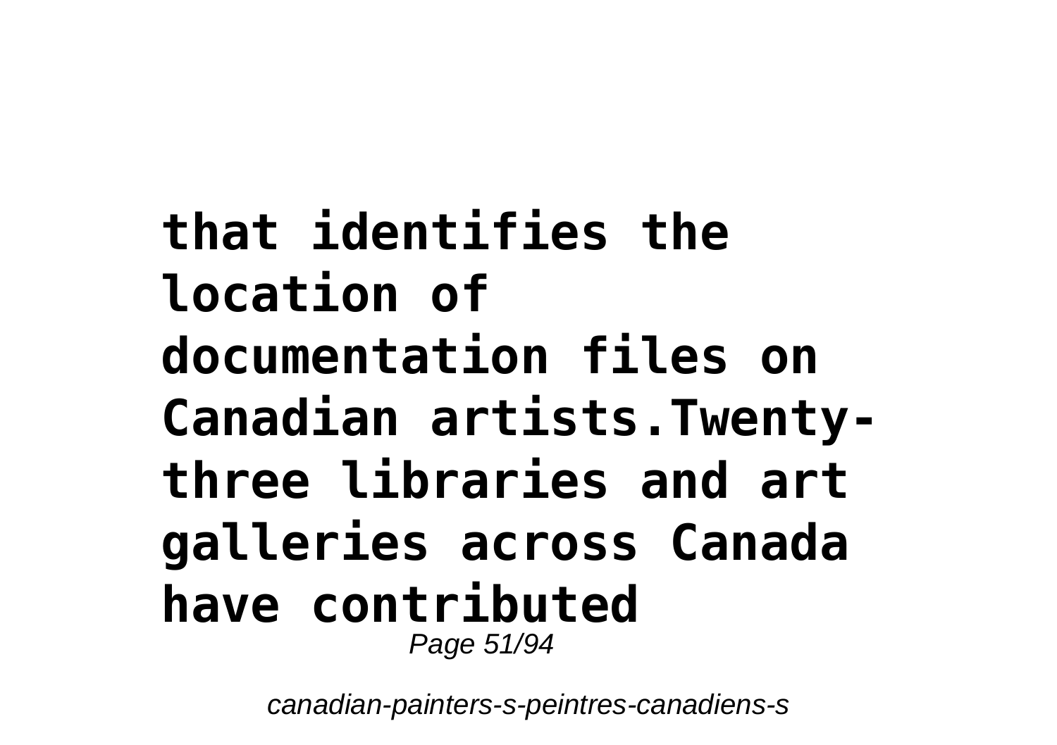**that identifies the location of documentation files on Canadian artists.Twenty-three libraries and art galleries across Canada have contributed**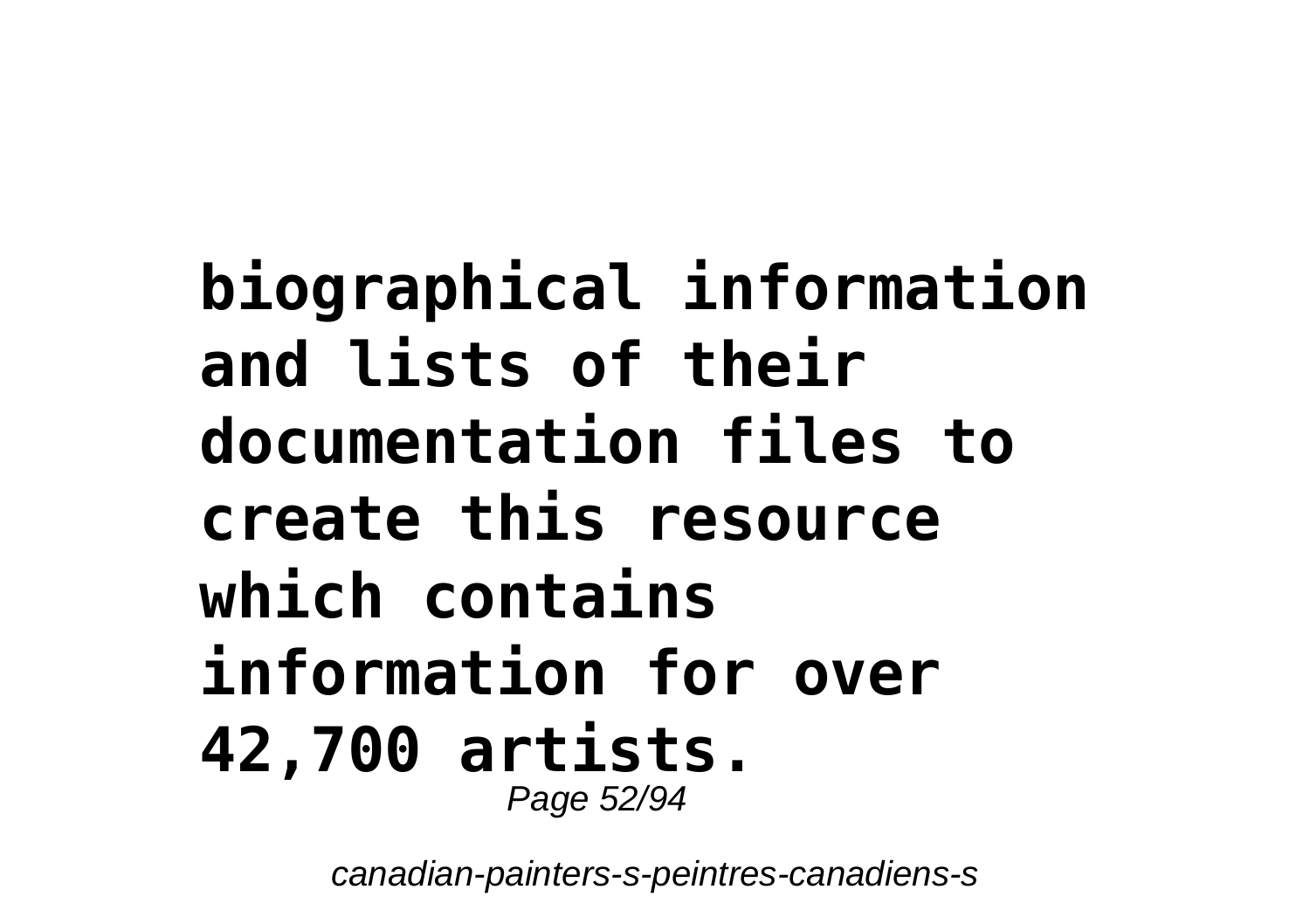**biographical information and lists of their documentation files to create this resource which contains information for over 42,700 artists.**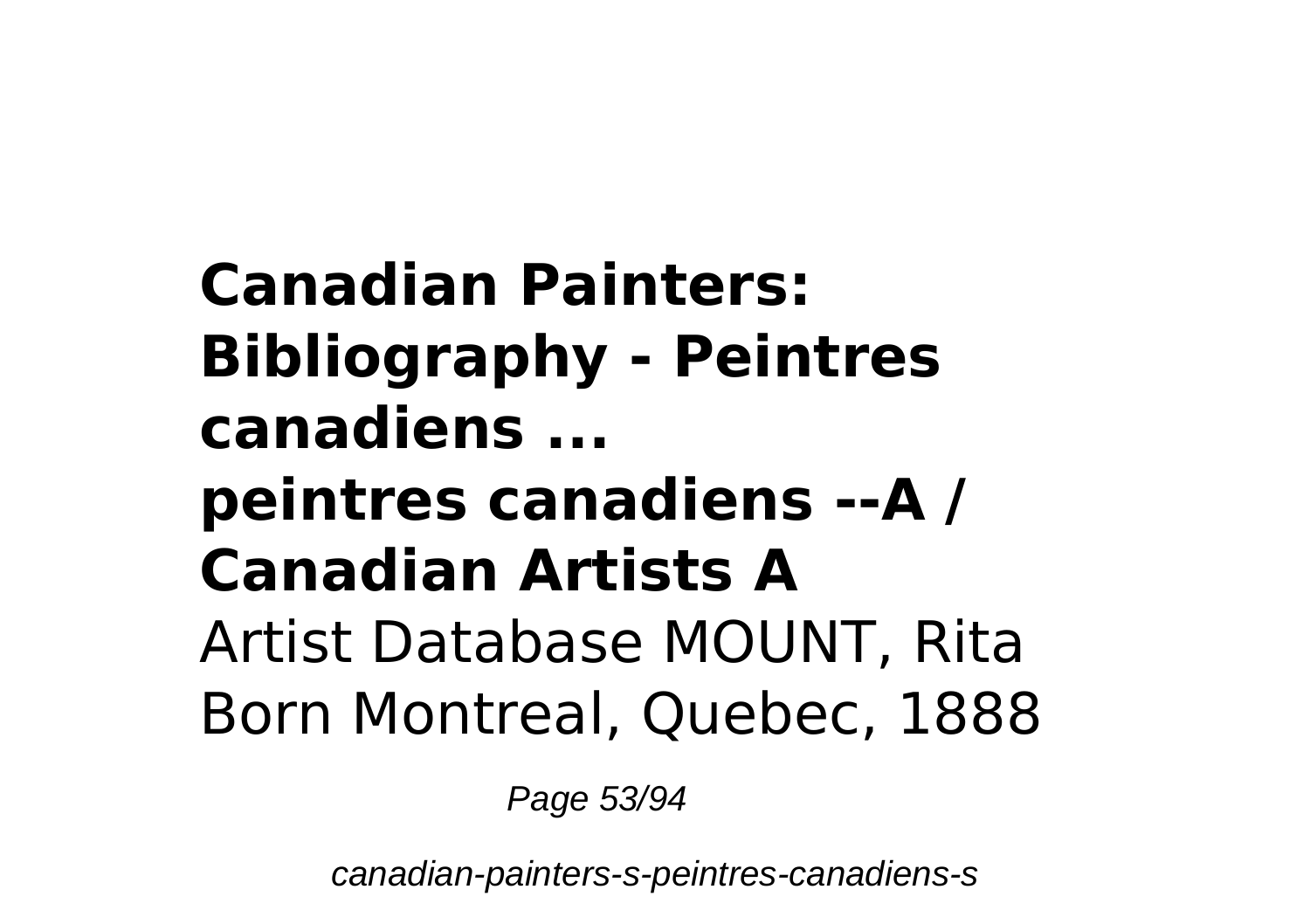**Canadian Painters: Bibliography - Peintres canadiens ...**
**peintres canadiens --A / Canadian Artists A**
Artist Database MOUNT, Rita Born Montreal, Quebec, 1888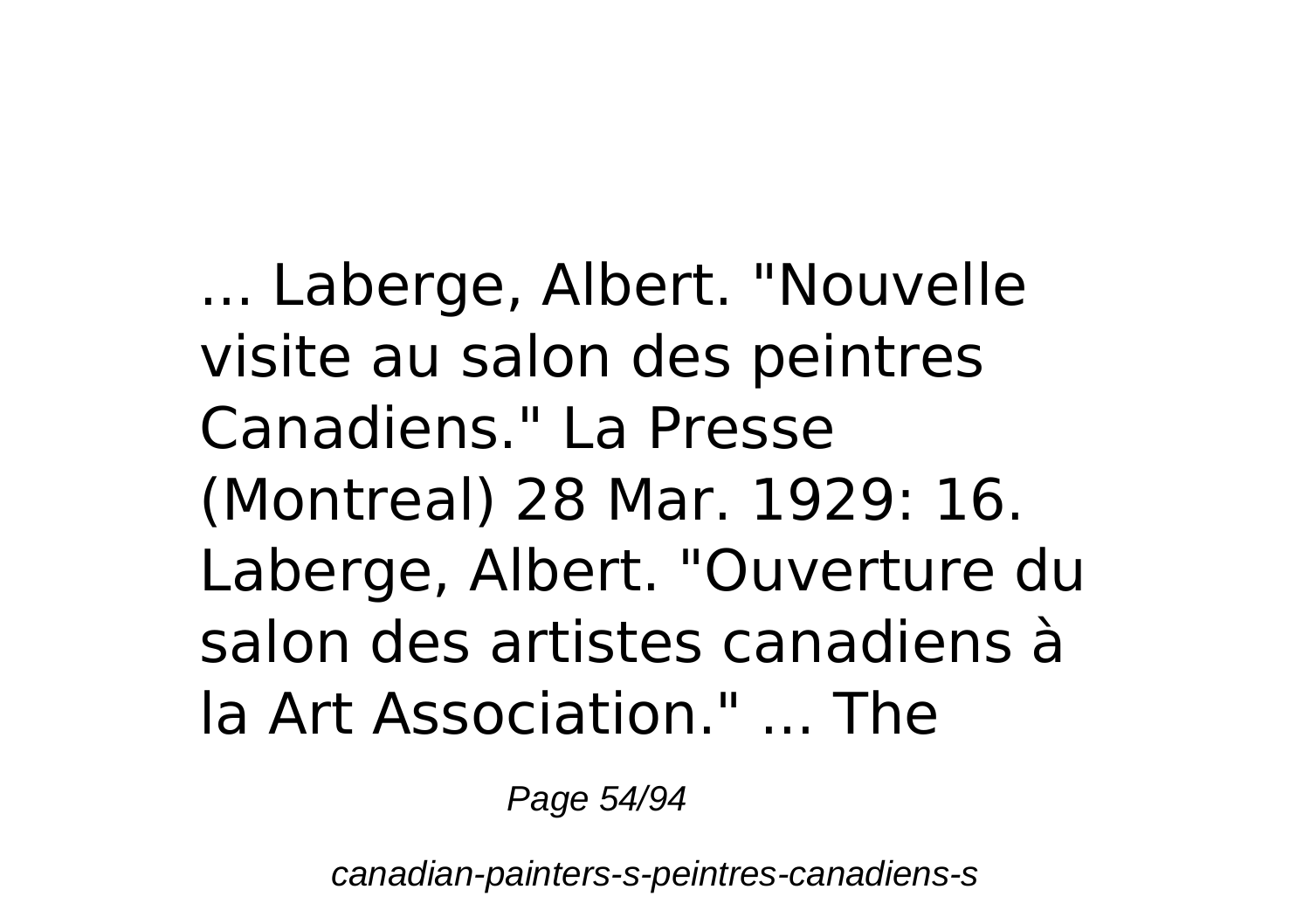... Laberge, Albert. "Nouvelle visite au salon des peintres Canadiens." La Presse (Montreal) 28 Mar. 1929: 16. Laberge, Albert. "Ouverture du salon des artistes canadiens à la Art Association." ... The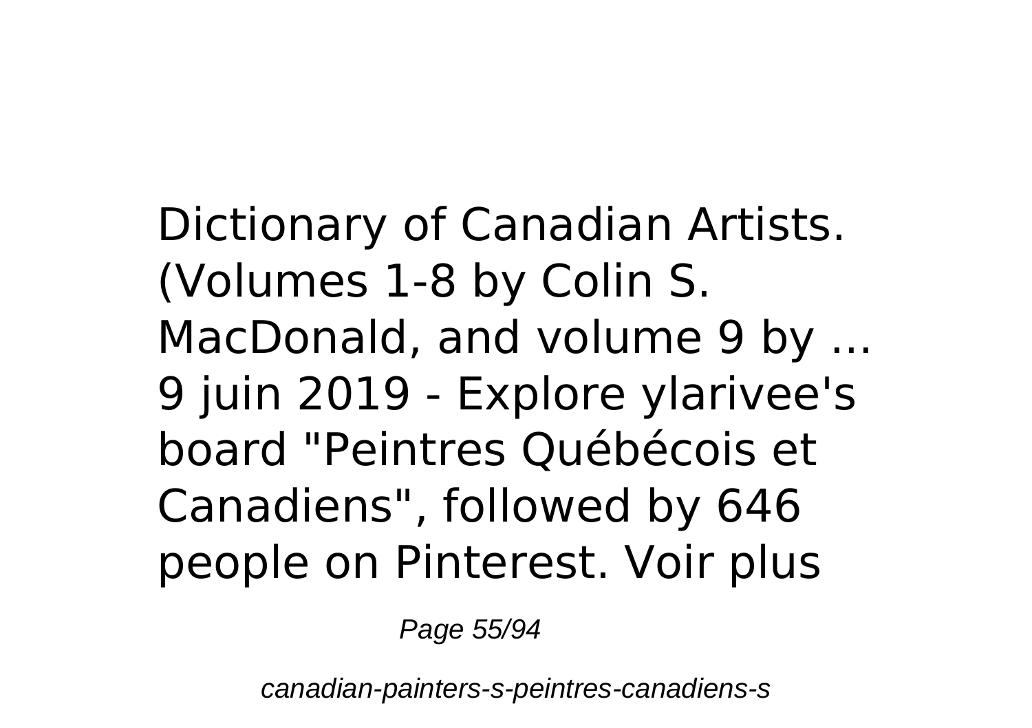Dictionary of Canadian Artists. (Volumes 1-8 by Colin S. MacDonald, and volume 9 by ...
9 juin 2019 - Explore ylarivee's board "Peintres Québécois et Canadiens", followed by 646 people on Pinterest. Voir plus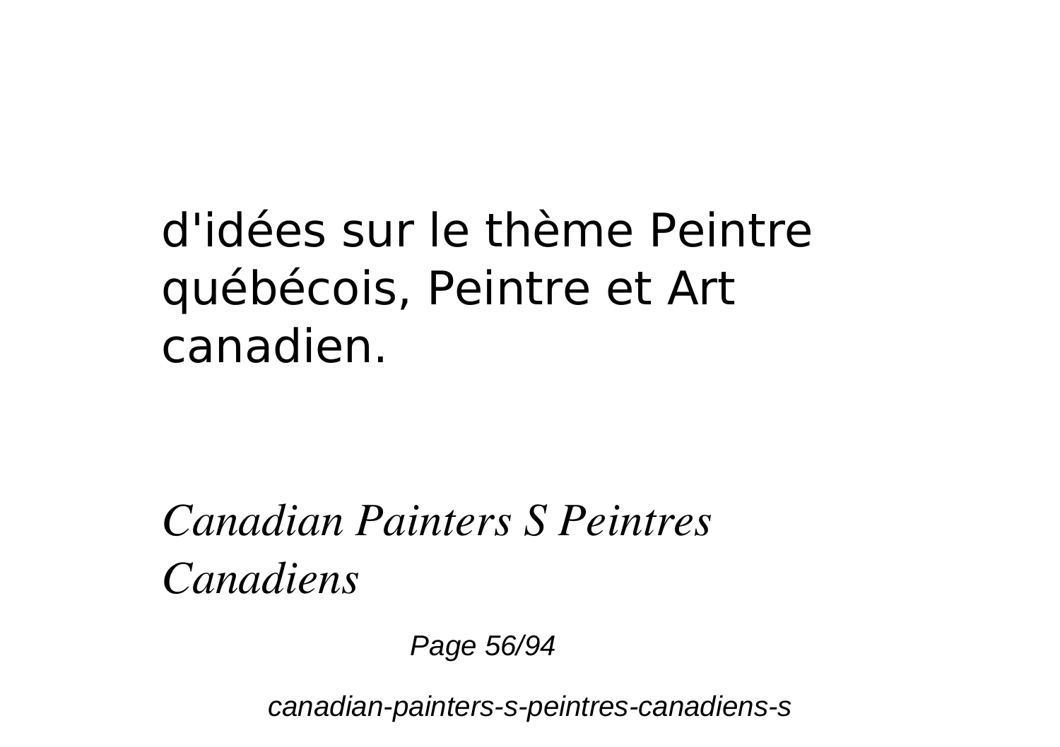d'idées sur le thème Peintre québécois, Peintre et Art canadien.

*Canadian Painters S Peintres Canadiens*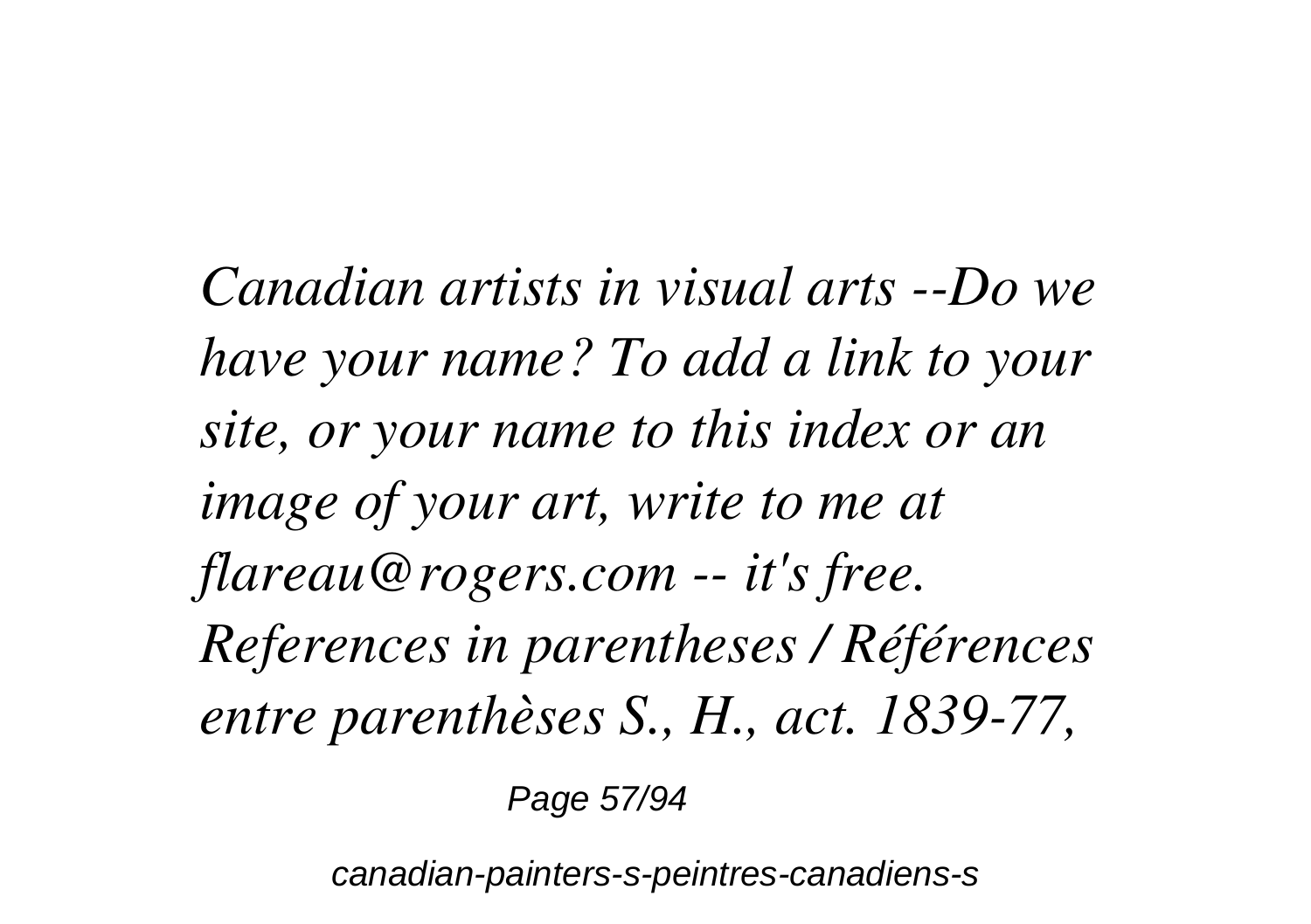*Canadian artists in visual arts --Do we have your name? To add a link to your site, or your name to this index or an image of your art, write to me at flareau@rogers.com -- it's free. References in parentheses / Références entre parenthèses S., H., act. 1839-77,*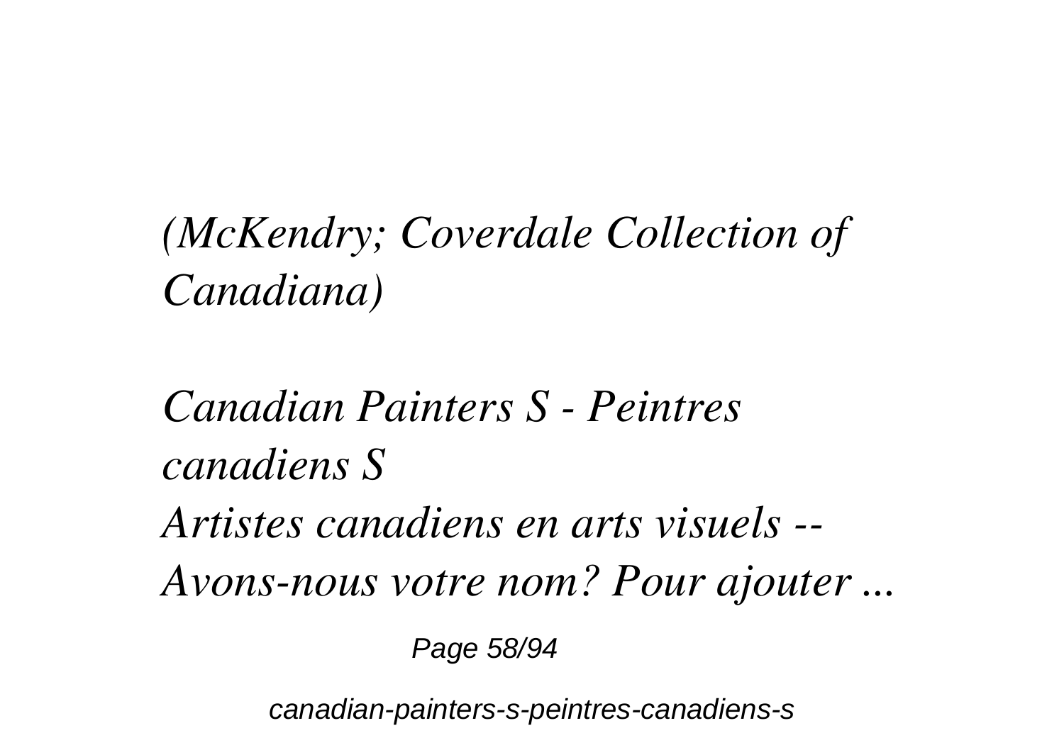*(McKendry; Coverdale Collection of Canadiana)*

*Canadian Painters S - Peintres canadiens S*

*Artistes canadiens en arts visuels -- Avons-nous votre nom? Pour ajouter ...*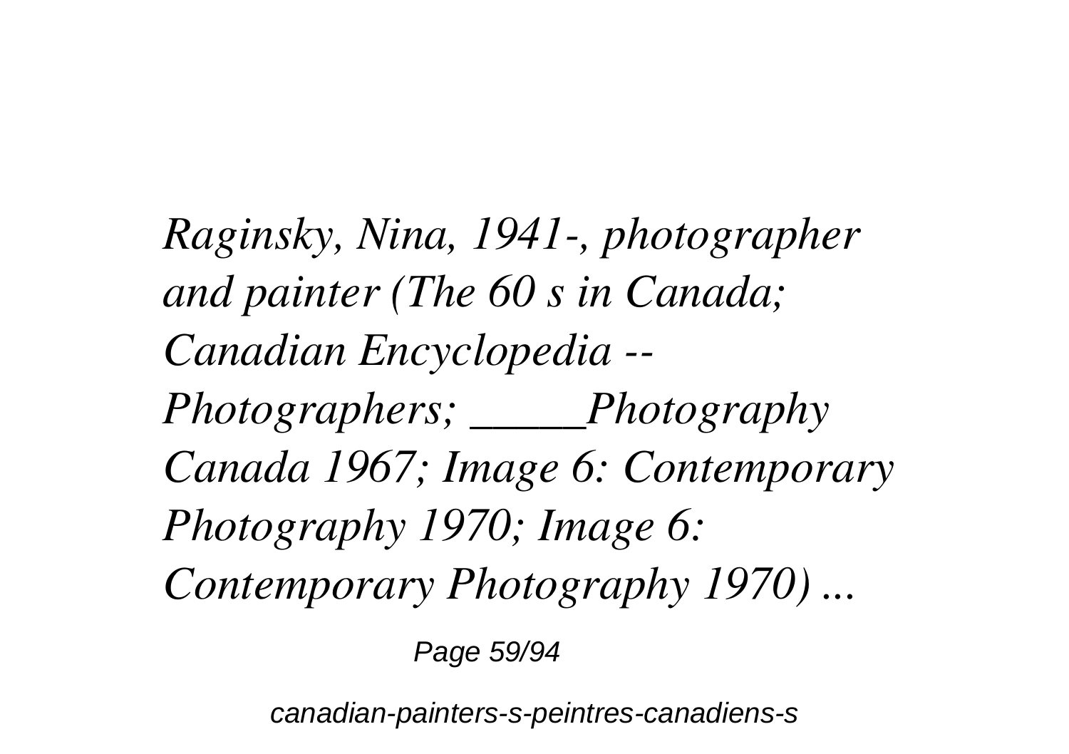*Raginsky, Nina, 1941-, photographer and painter (The 60 s in Canada; Canadian Encyclopedia -- Photographers; _____Photography Canada 1967; Image 6: Contemporary Photography 1970; Image 6: Contemporary Photography 1970) ...*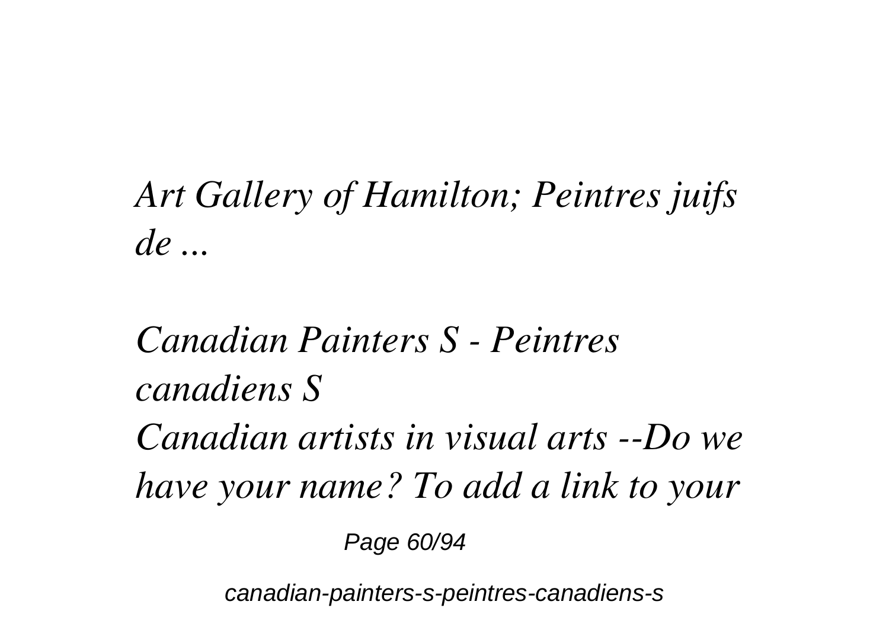*Art Gallery of Hamilton; Peintres juifs de ...*

*Canadian Painters S - Peintres canadiens S*

*Canadian artists in visual arts --Do we have your name? To add a link to your*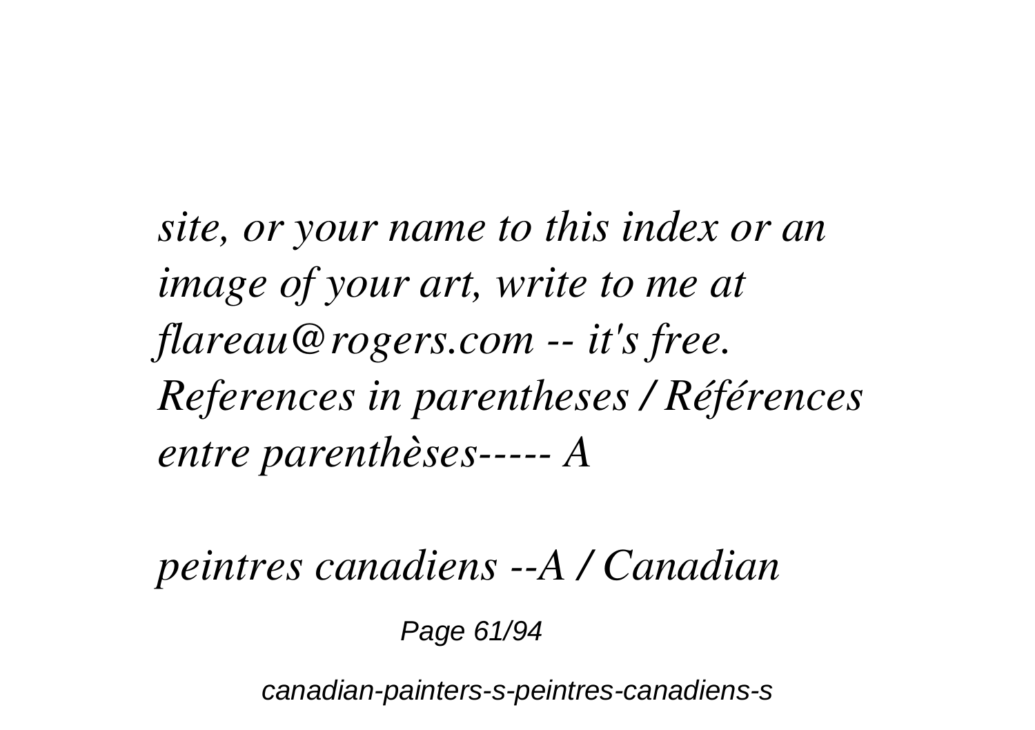*site, or your name to this index or an image of your art, write to me at flareau@rogers.com -- it's free. References in parentheses / Références entre parenthèses----- A*

*peintres canadiens --A / Canadian*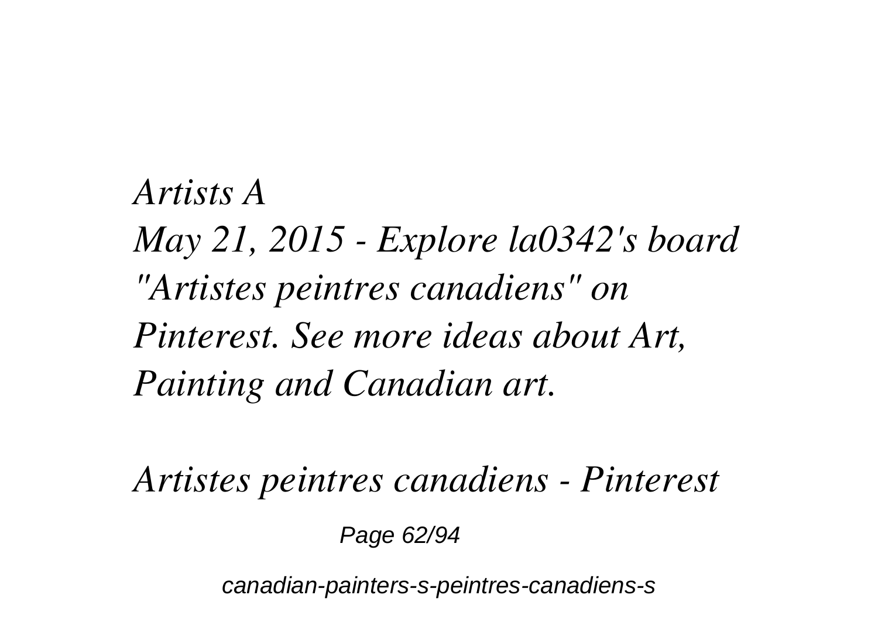*Artists A*

*May 21, 2015 - Explore la0342's board "Artistes peintres canadiens" on Pinterest. See more ideas about Art, Painting and Canadian art.*

*Artistes peintres canadiens - Pinterest*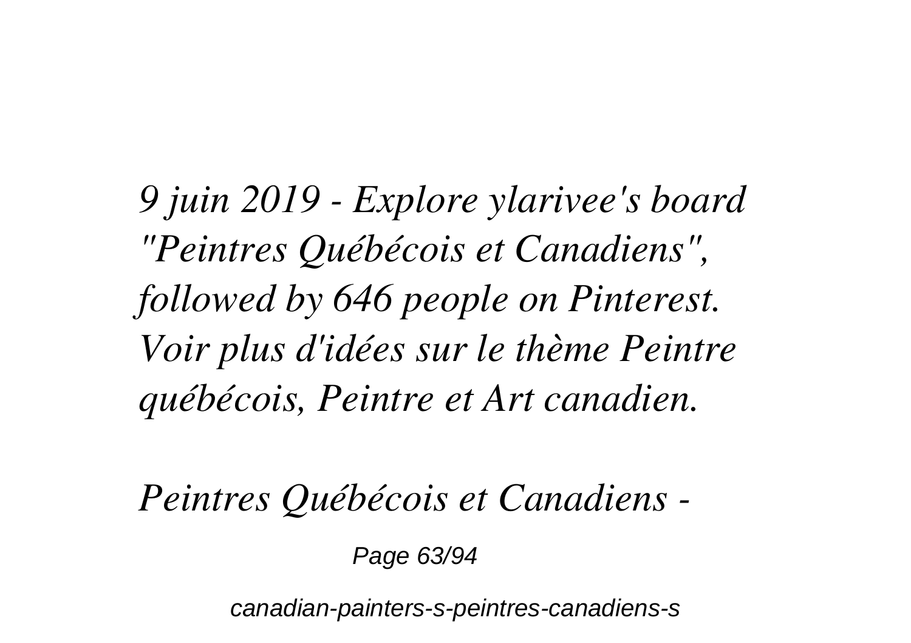*9 juin 2019 - Explore ylarivee's board "Peintres Québécois et Canadiens", followed by 646 people on Pinterest. Voir plus d'idées sur le thème Peintre québécois, Peintre et Art canadien.*

*Peintres Québécois et Canadiens -*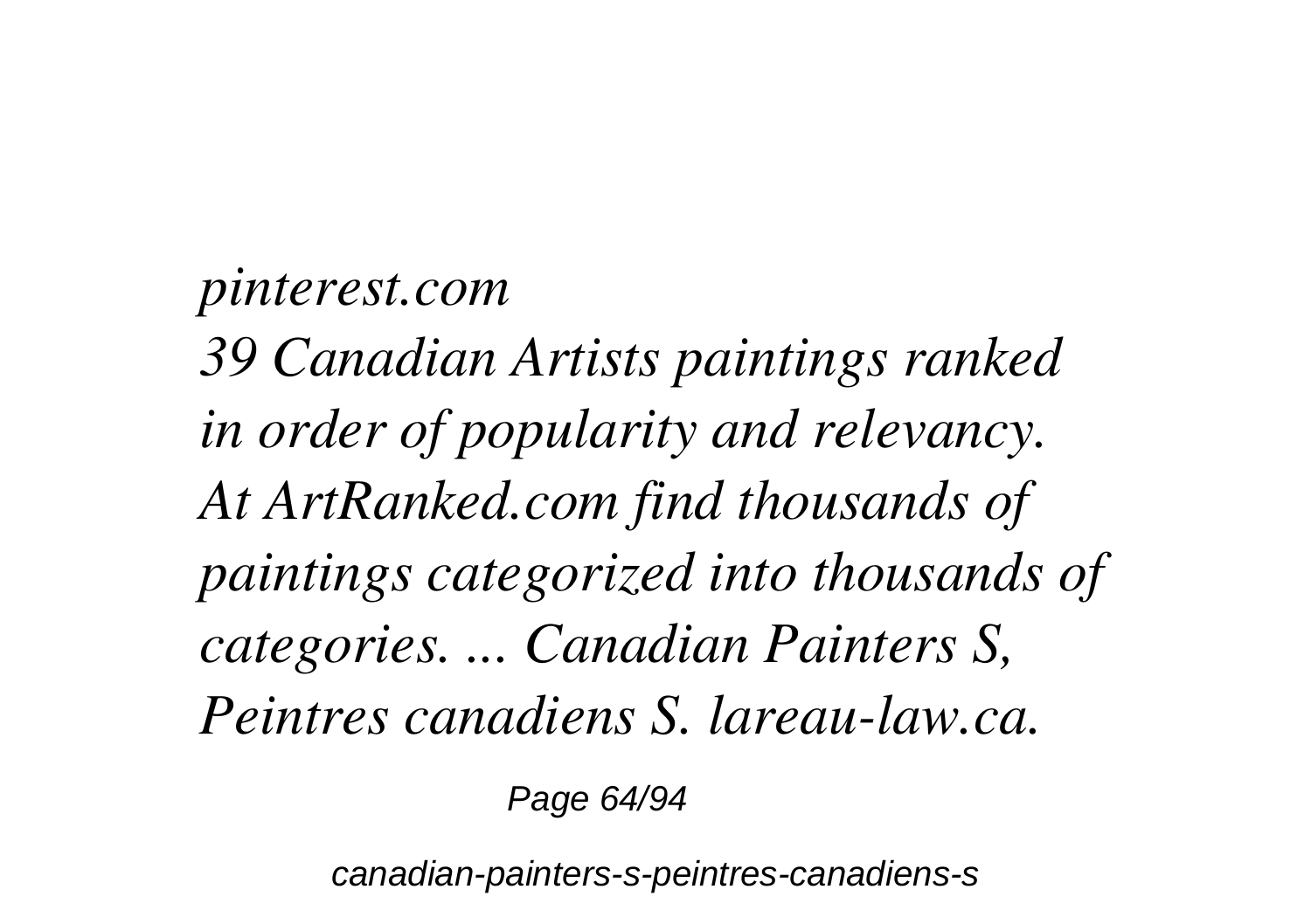*pinterest.com*
*39 Canadian Artists paintings ranked in order of popularity and relevancy. At ArtRanked.com find thousands of paintings categorized into thousands of categories. ... Canadian Painters S, Peintres canadiens S. lareau-law.ca.*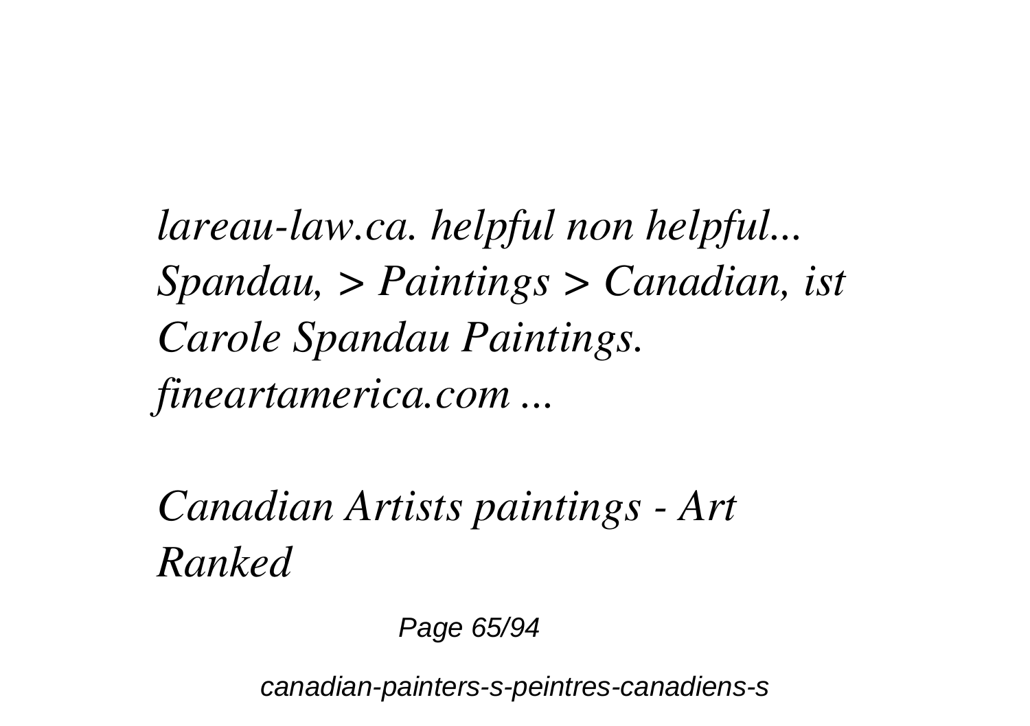*lareau-law.ca. helpful non helpful... Spandau, > Paintings > Canadian, ist Carole Spandau Paintings. fineartamerica.com ...*

## *Canadian Artists paintings - Art Ranked*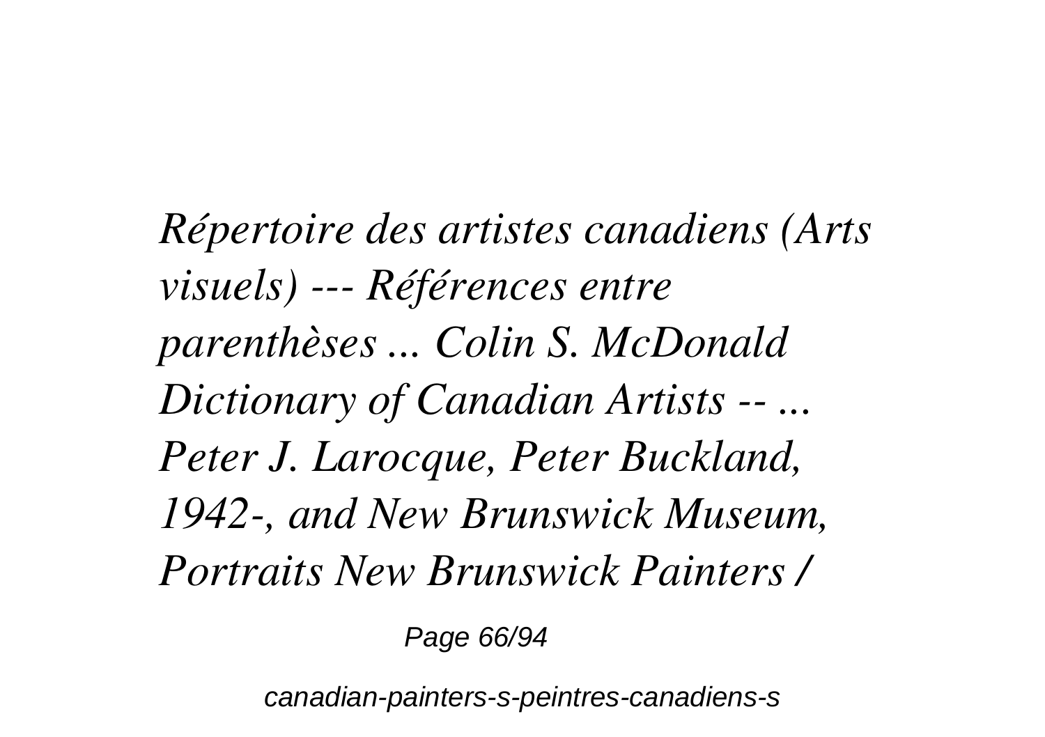*Répertoire des artistes canadiens (Arts visuels) --- Références entre parenthèses ... Colin S. McDonald Dictionary of Canadian Artists -- ... Peter J. Larocque, Peter Buckland, 1942-, and New Brunswick Museum, Portraits New Brunswick Painters /*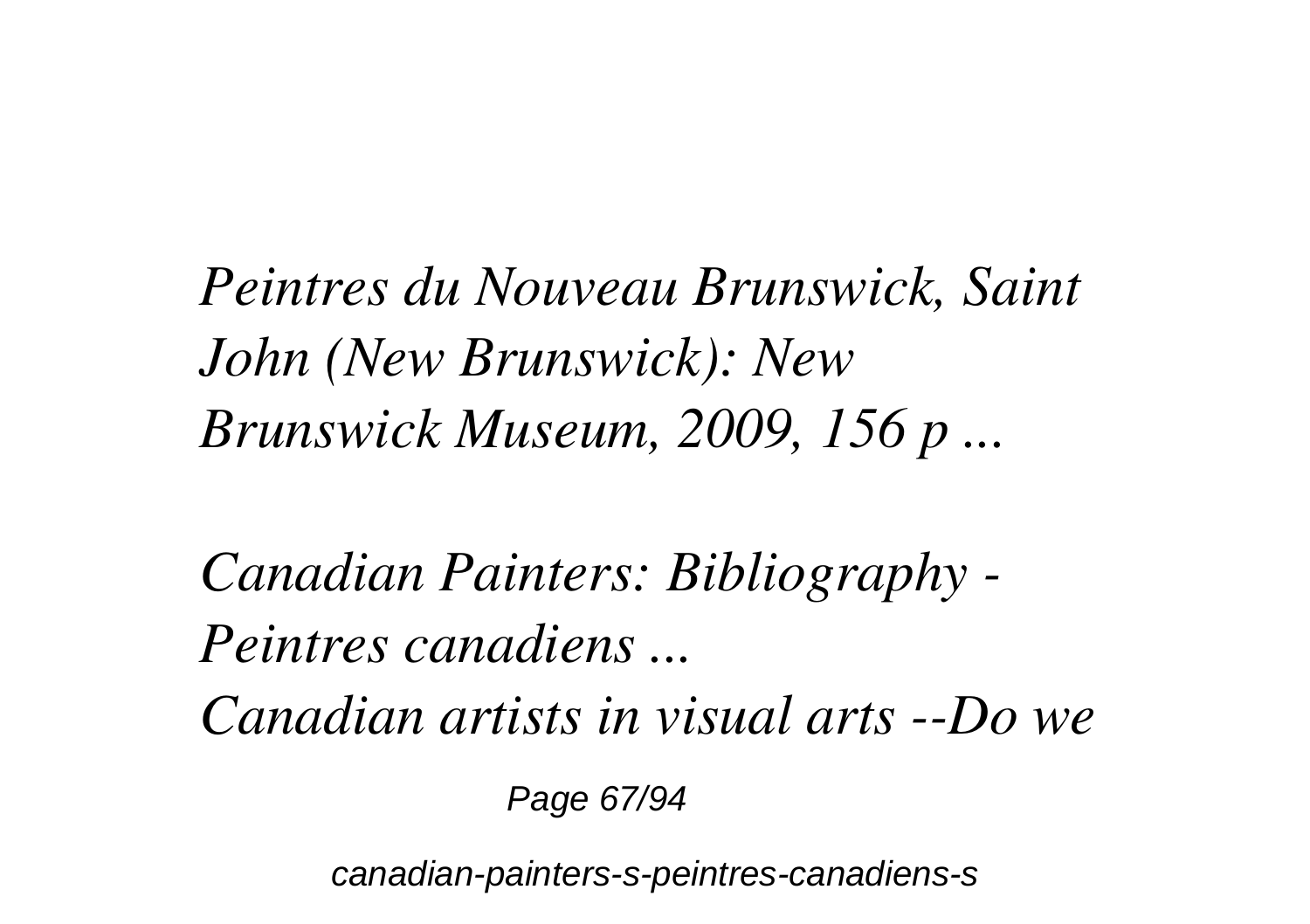*Peintres du Nouveau Brunswick, Saint John (New Brunswick): New Brunswick Museum, 2009, 156 p ...*

*Canadian Painters: Bibliography - Peintres canadiens ...*

*Canadian artists in visual arts --Do we*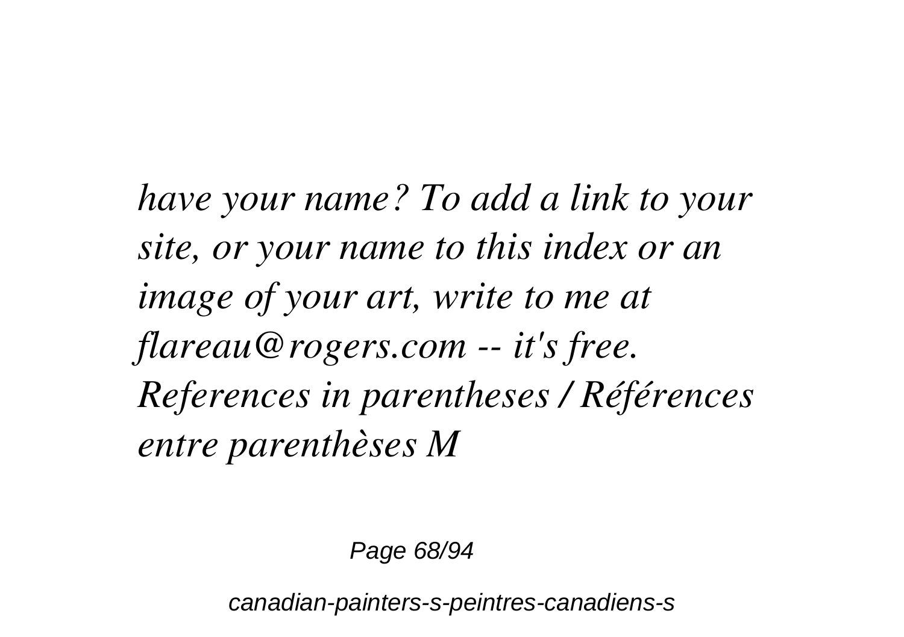*have your name? To add a link to your site, or your name to this index or an image of your art, write to me at flareau@rogers.com -- it's free. References in parentheses / Références entre parenthèses M*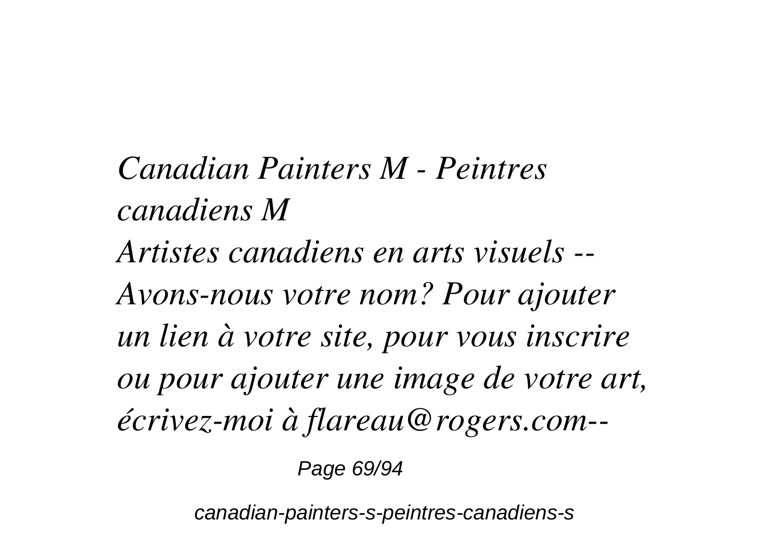*Canadian Painters M - Peintres canadiens M*

*Artistes canadiens en arts visuels -- Avons-nous votre nom? Pour ajouter un lien à votre site, pour vous inscrire ou pour ajouter une image de votre art, écrivez-moi à flareau@rogers.com--*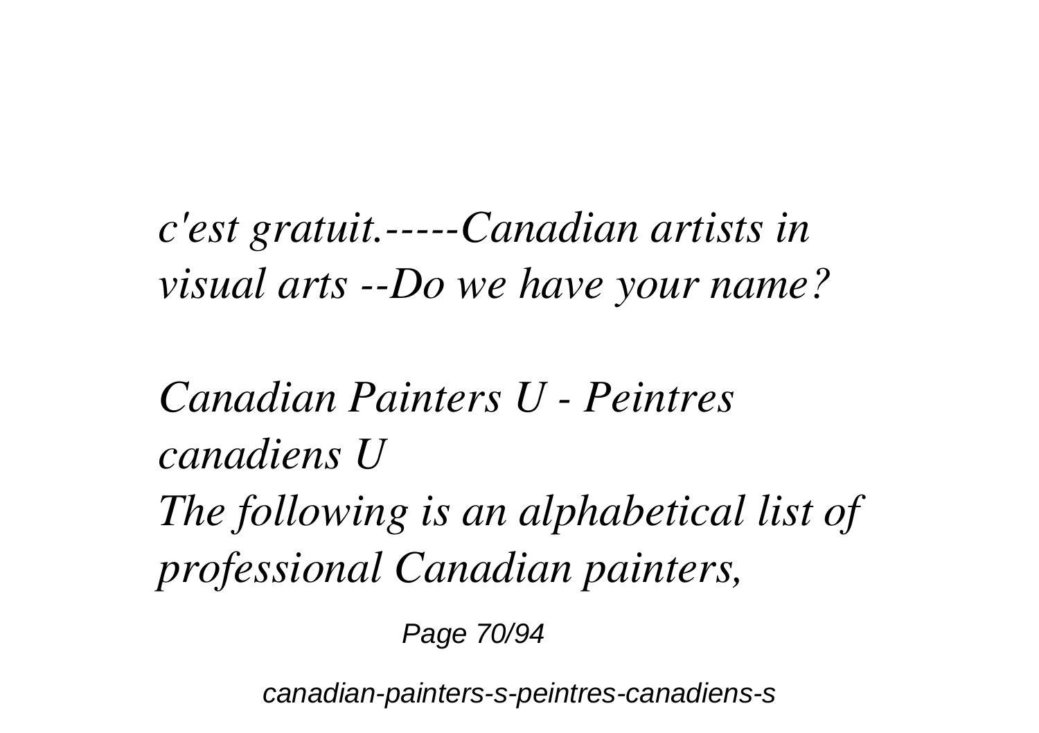*c'est gratuit.-----Canadian artists in visual arts --Do we have your name?*

*Canadian Painters U - Peintres canadiens U*

*The following is an alphabetical list of professional Canadian painters,*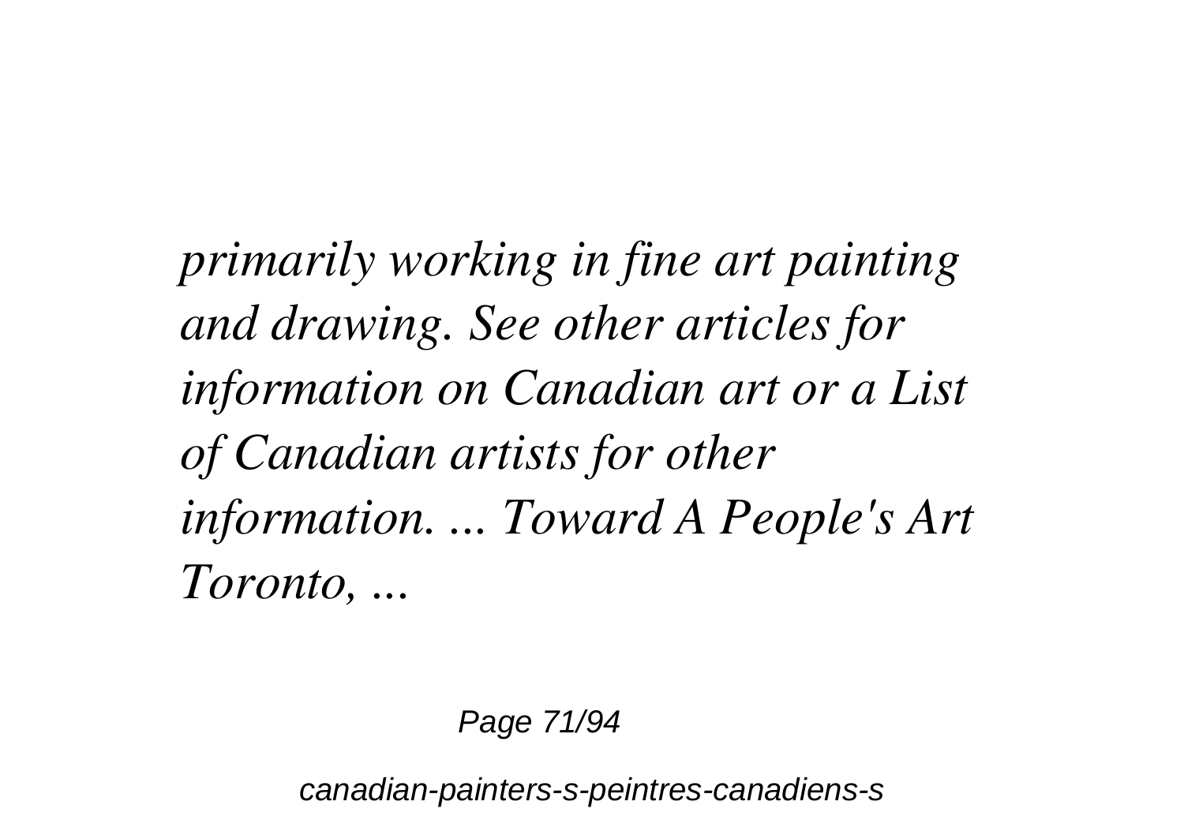*primarily working in fine art painting and drawing. See other articles for information on Canadian art or a List of Canadian artists for other information. ... Toward A People's Art Toronto, ...*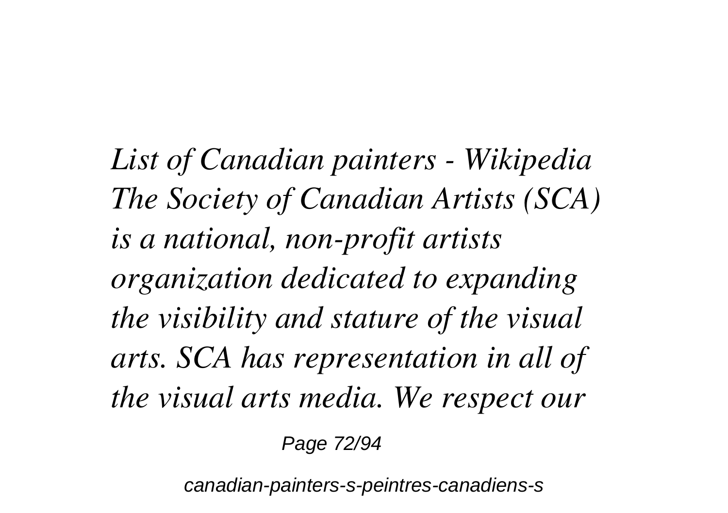*List of Canadian painters - Wikipedia*
*The Society of Canadian Artists (SCA) is a national, non-profit artists organization dedicated to expanding the visibility and stature of the visual arts. SCA has representation in all of the visual arts media. We respect our*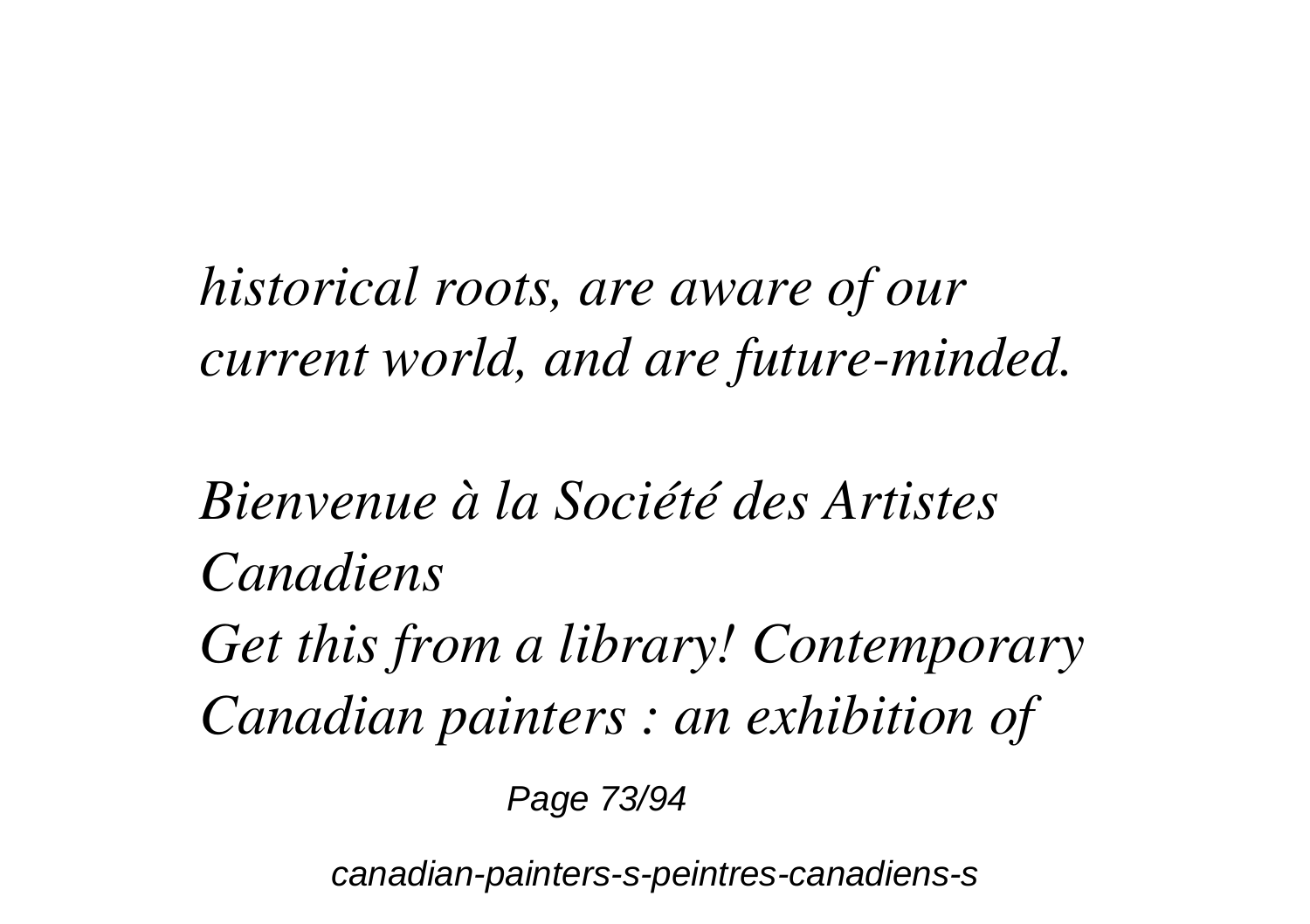*historical roots, are aware of our current world, and are future-minded.*

*Bienvenue à la Société des Artistes Canadiens*

*Get this from a library! Contemporary Canadian painters : an exhibition of*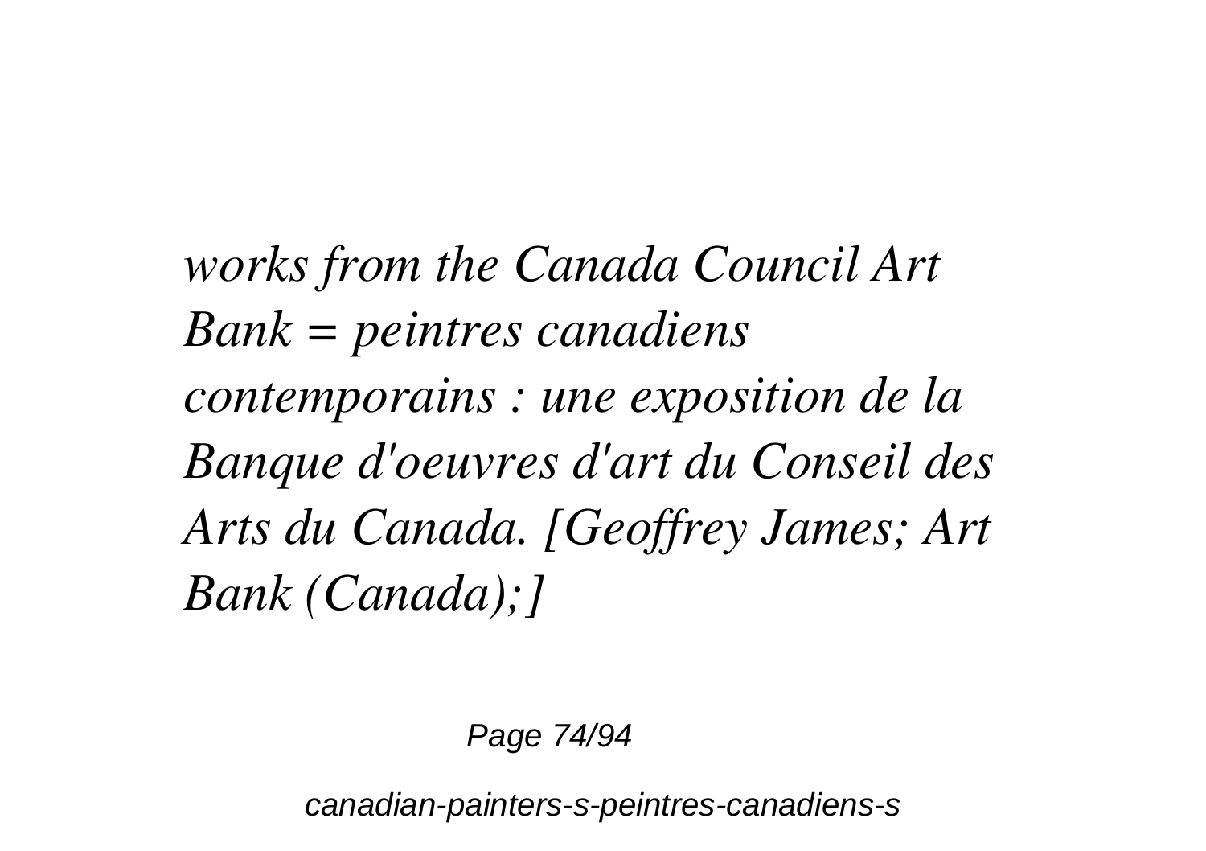*works from the Canada Council Art Bank = peintres canadiens contemporains : une exposition de la Banque d'oeuvres d'art du Conseil des Arts du Canada. [Geoffrey James; Art Bank (Canada);]*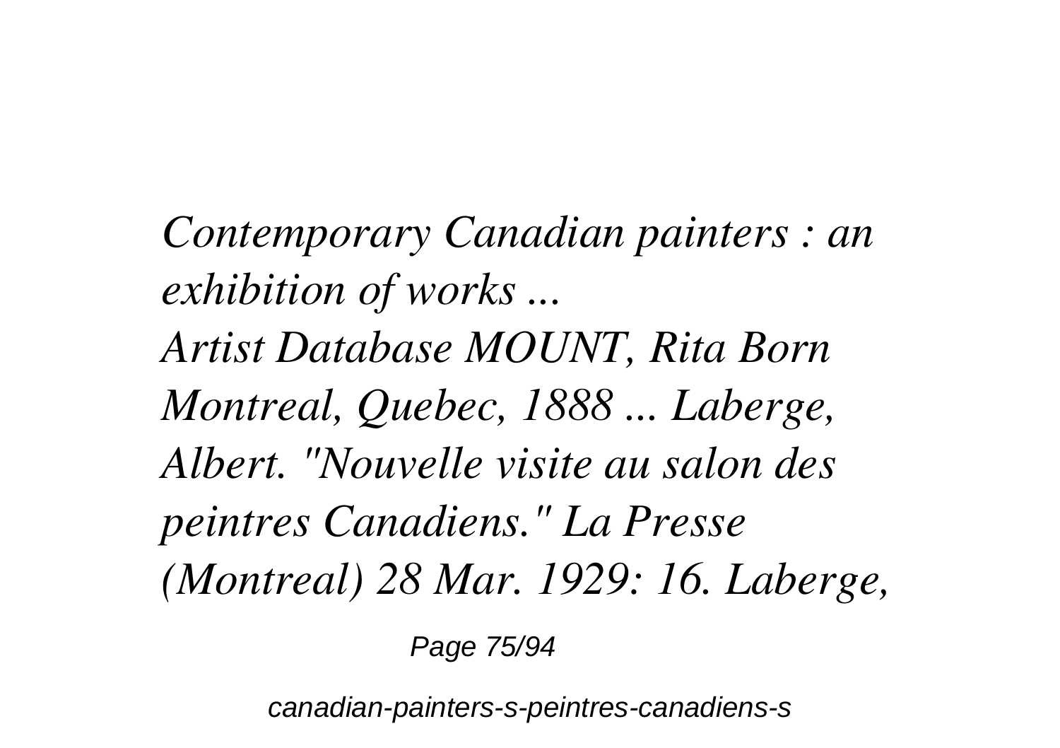*Contemporary Canadian painters : an exhibition of works ...*

*Artist Database MOUNT, Rita Born Montreal, Quebec, 1888 ... Laberge, Albert. "Nouvelle visite au salon des peintres Canadiens." La Presse (Montreal) 28 Mar. 1929: 16. Laberge,*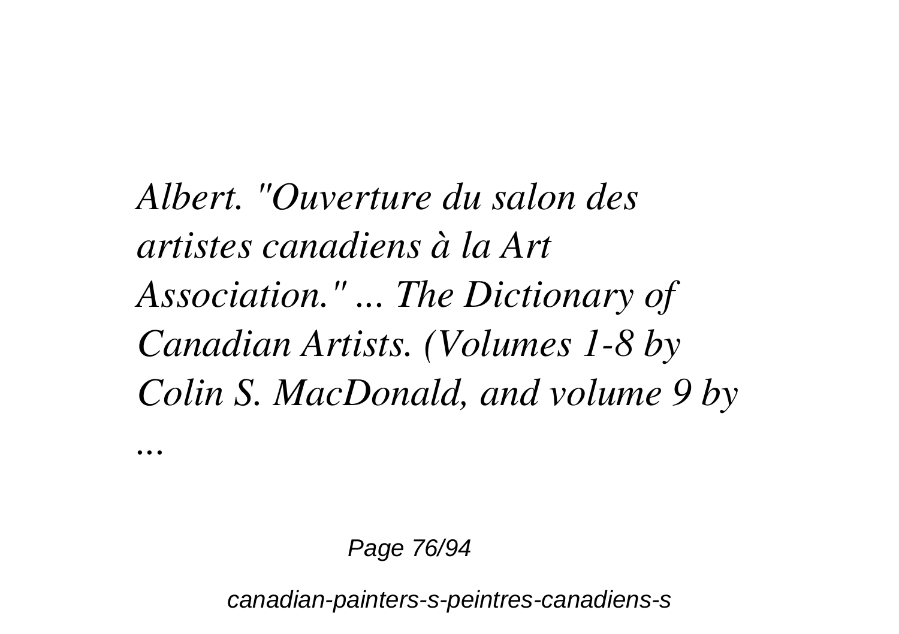*Albert. "Ouverture du salon des artistes canadiens à la Art Association." ... The Dictionary of Canadian Artists. (Volumes 1-8 by Colin S. MacDonald, and volume 9 by ...*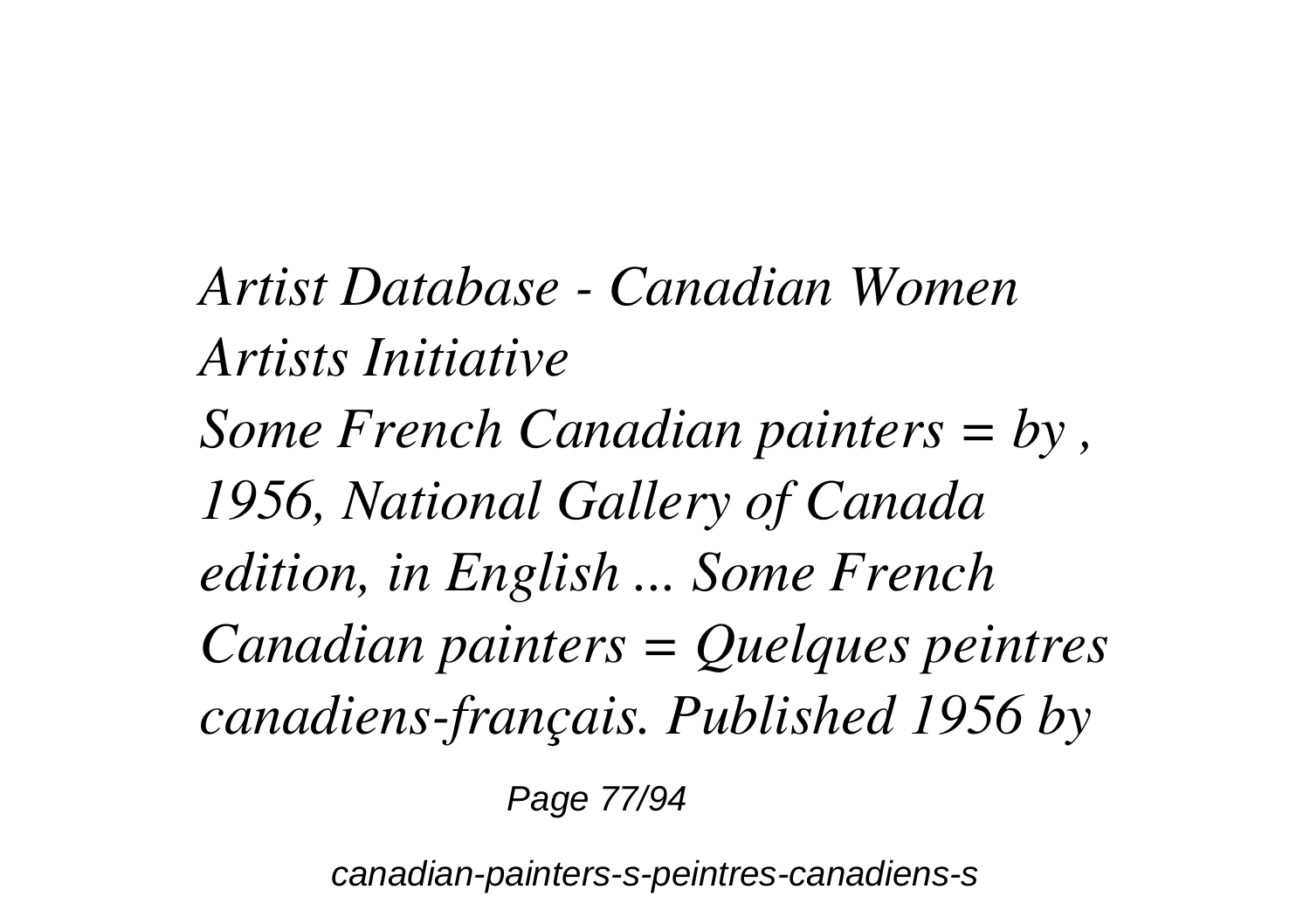*Artist Database - Canadian Women Artists Initiative*

*Some French Canadian painters = by , 1956, National Gallery of Canada edition, in English ... Some French Canadian painters = Quelques peintres canadiens-français. Published 1956 by*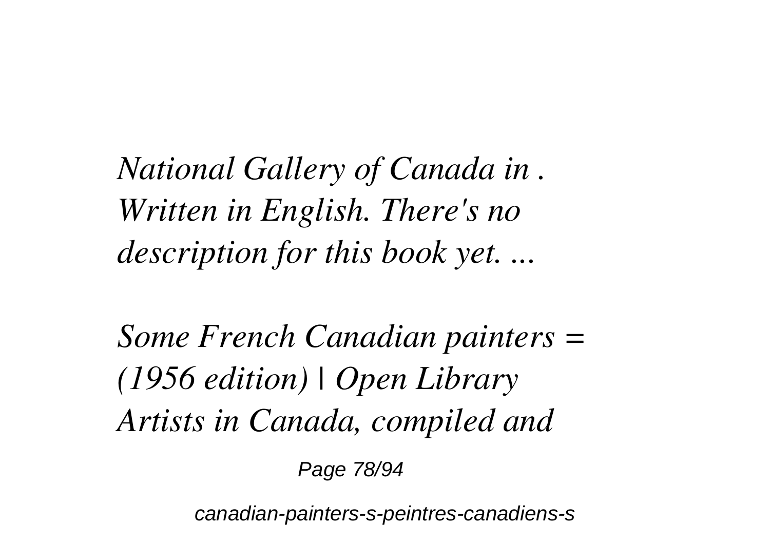*National Gallery of Canada in . Written in English. There's no description for this book yet. ...*

*Some French Canadian painters = (1956 edition) | Open Library Artists in Canada, compiled and*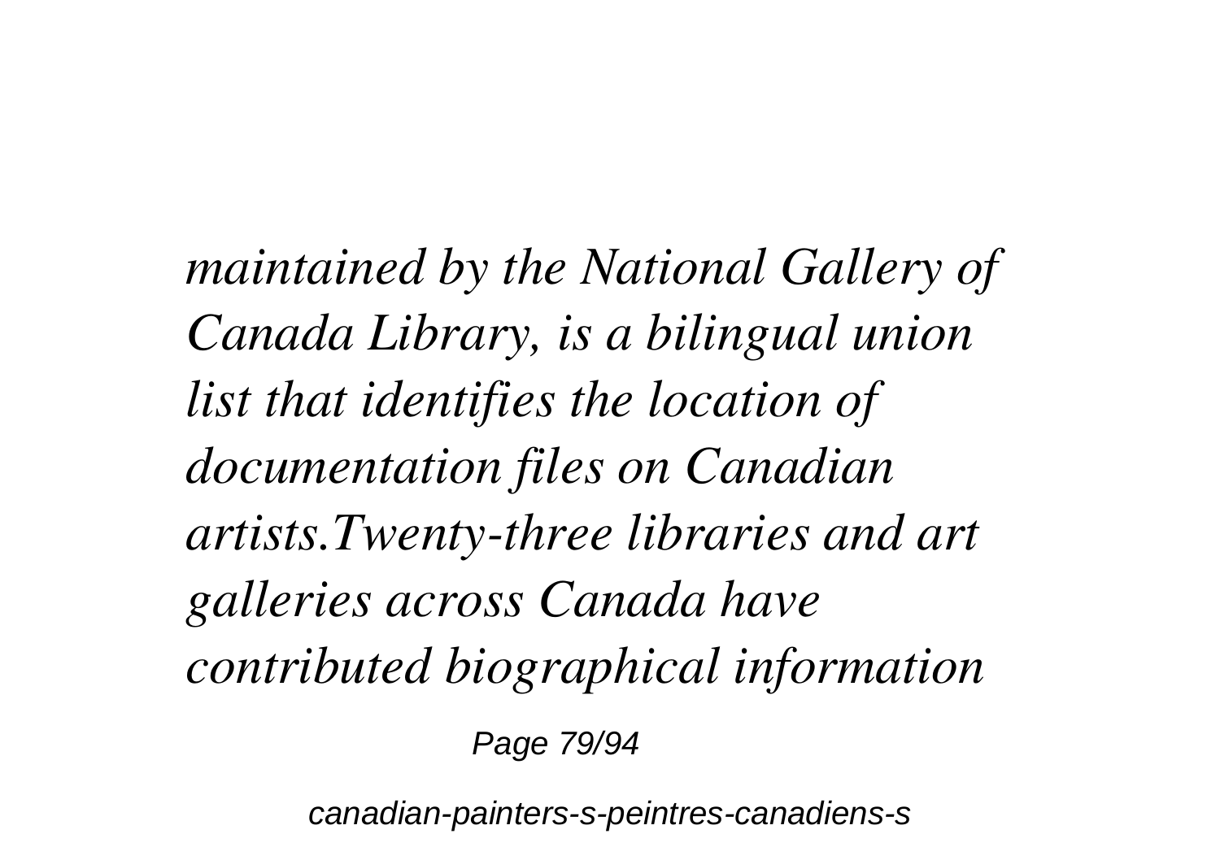*maintained by the National Gallery of Canada Library, is a bilingual union list that identifies the location of documentation files on Canadian artists.Twenty-three libraries and art galleries across Canada have contributed biographical information*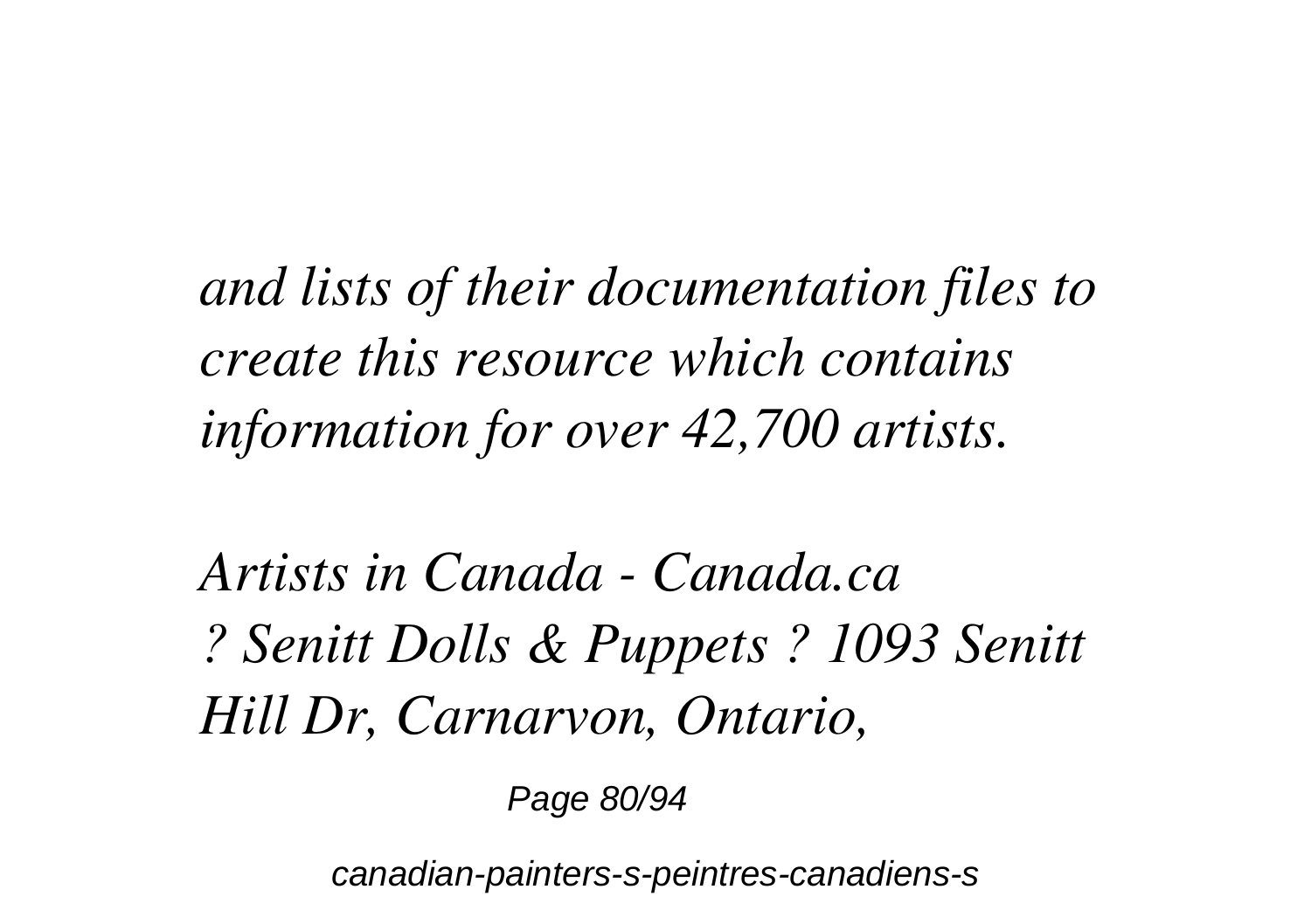*and lists of their documentation files to create this resource which contains information for over 42,700 artists.*

*Artists in Canada - Canada.ca*
*? Senitt Dolls & Puppets ? 1093 Senitt Hill Dr, Carnarvon, Ontario,*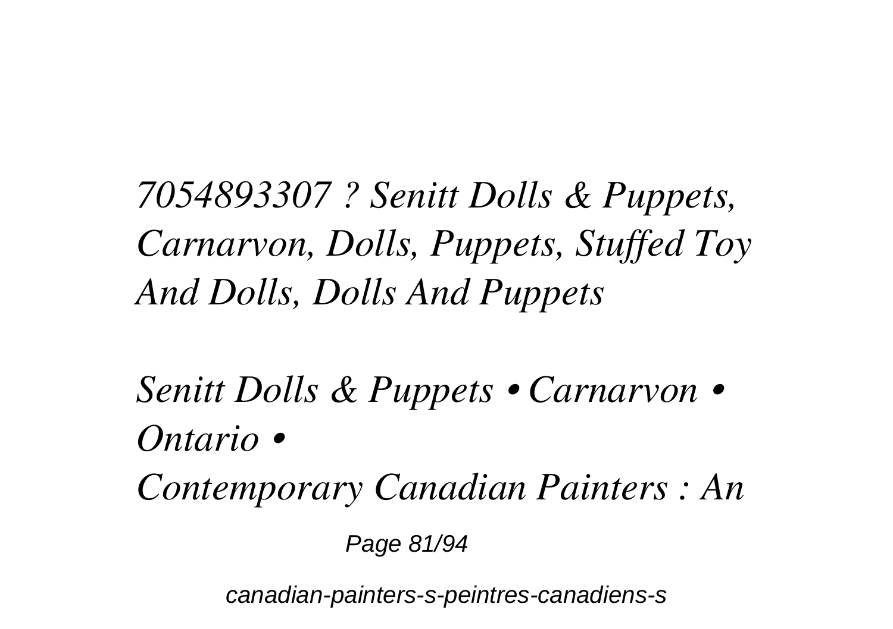*7054893307 ? Senitt Dolls & Puppets, Carnarvon, Dolls, Puppets, Stuffed Toy And Dolls, Dolls And Puppets*

*Senitt Dolls & Puppets • Carnarvon • Ontario •*

*Contemporary Canadian Painters : An*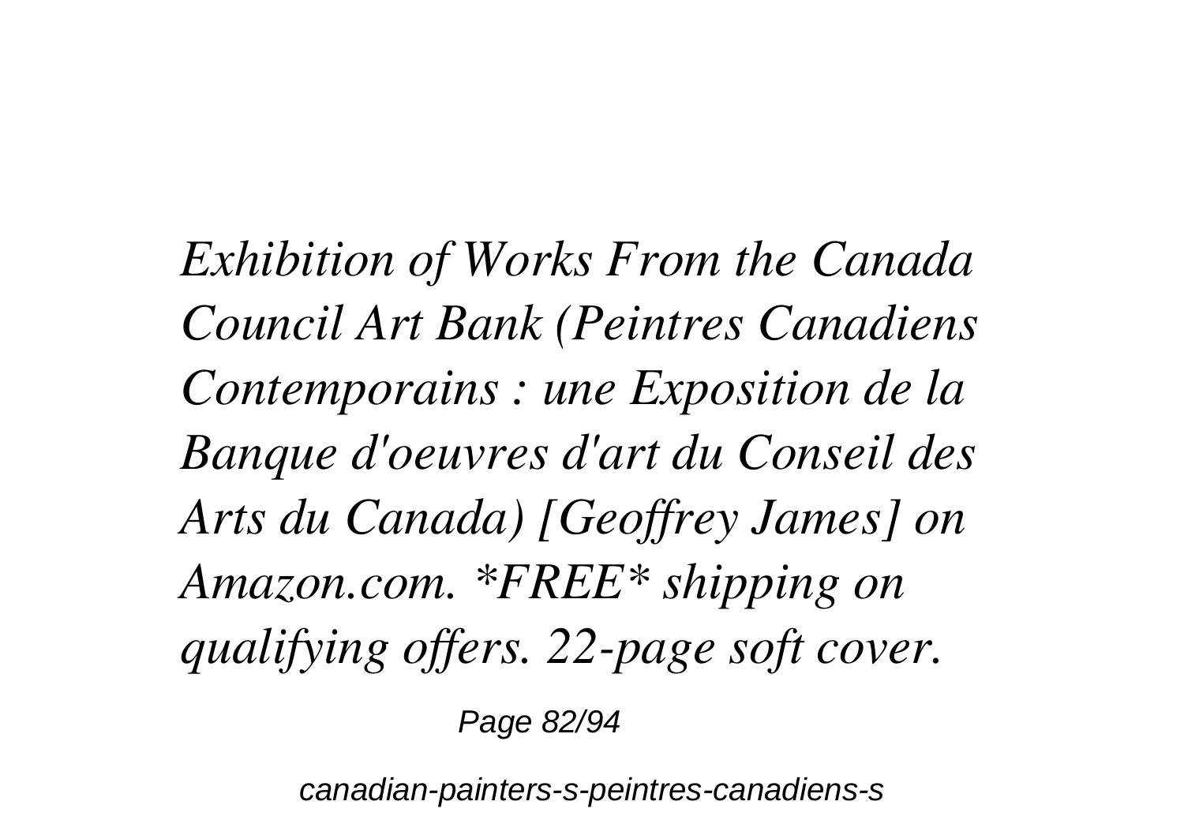*Exhibition of Works From the Canada Council Art Bank (Peintres Canadiens Contemporains : une Exposition de la Banque d'oeuvres d'art du Conseil des Arts du Canada) [Geoffrey James] on Amazon.com. *FREE* shipping on qualifying offers. 22-page soft cover.*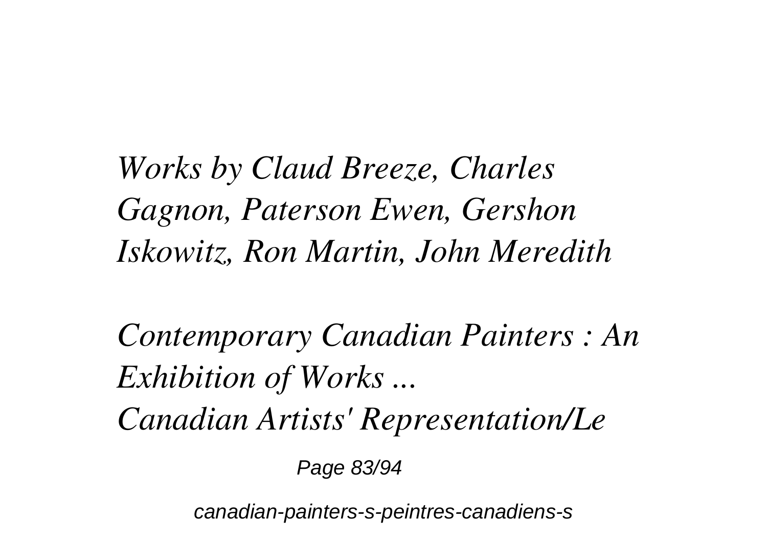*Works by Claud Breeze, Charles Gagnon, Paterson Ewen, Gershon Iskowitz, Ron Martin, John Meredith*

*Contemporary Canadian Painters : An Exhibition of Works ...*

*Canadian Artists' Representation/Le*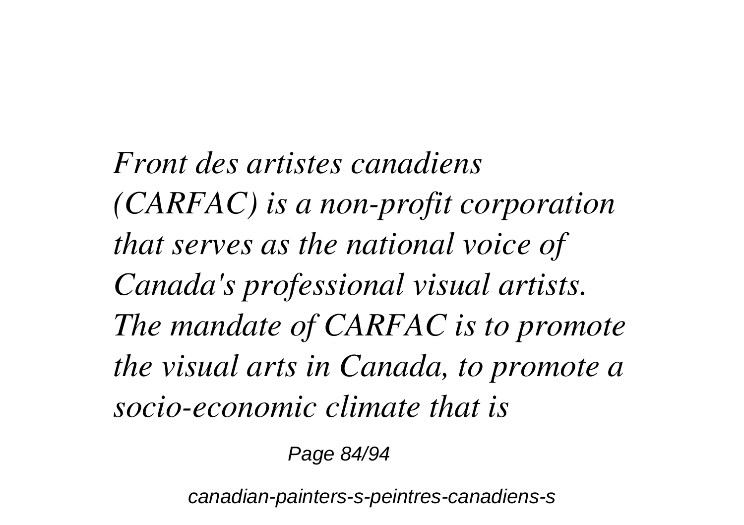*Front des artistes canadiens (CARFAC) is a non-profit corporation that serves as the national voice of Canada's professional visual artists. The mandate of CARFAC is to promote the visual arts in Canada, to promote a socio-economic climate that is*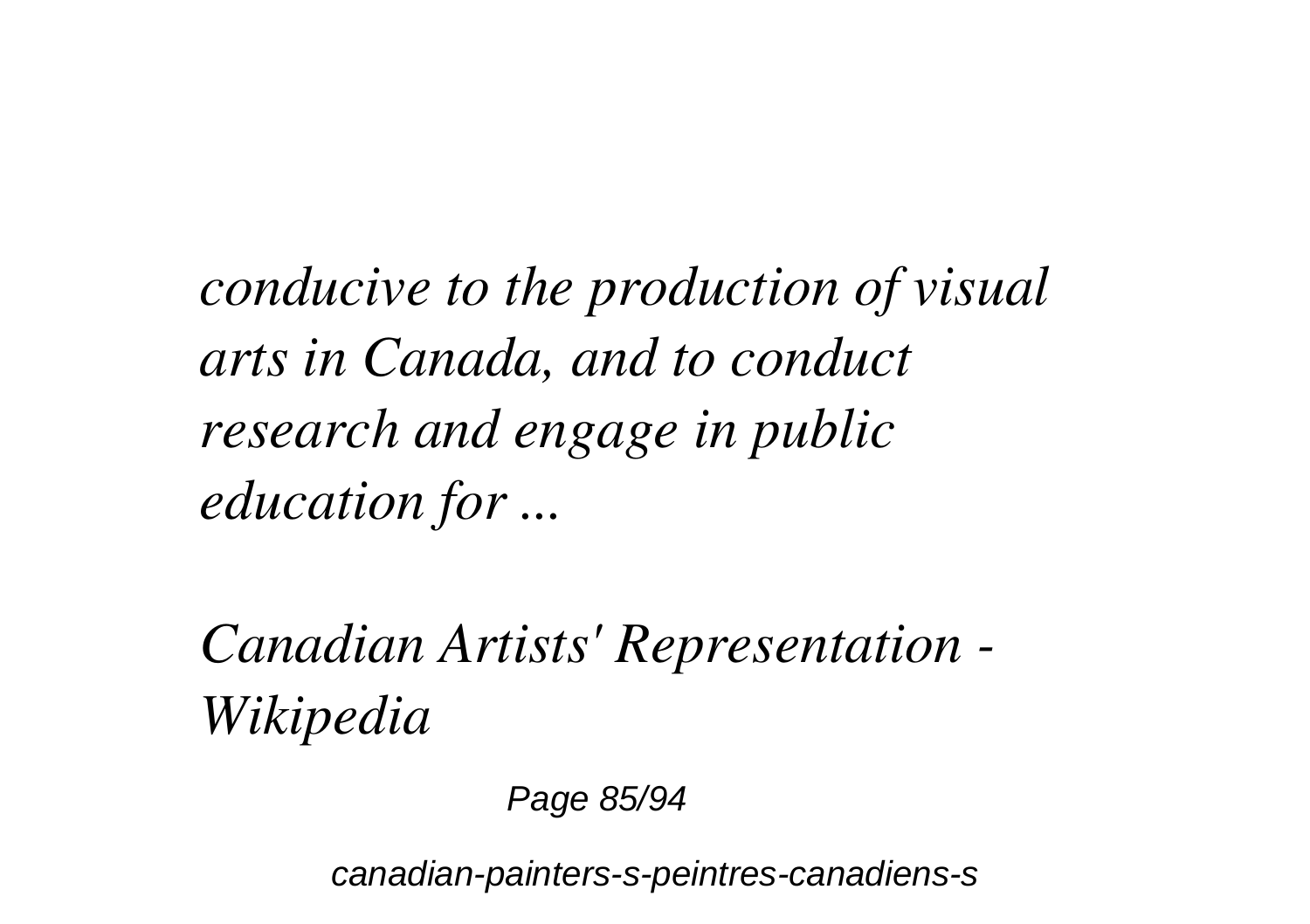*conducive to the production of visual arts in Canada, and to conduct research and engage in public education for ...*

*Canadian Artists' Representation - Wikipedia*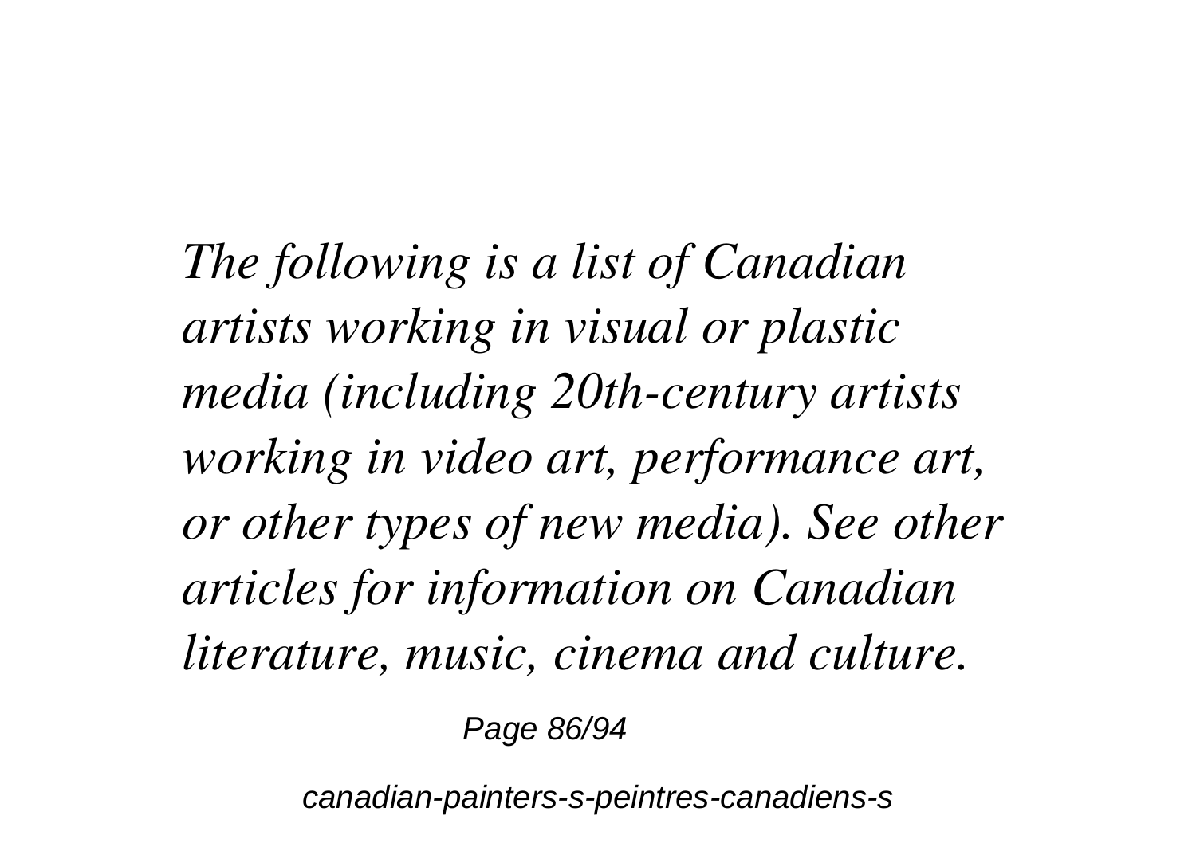*The following is a list of Canadian artists working in visual or plastic media (including 20th-century artists working in video art, performance art, or other types of new media). See other articles for information on Canadian literature, music, cinema and culture.*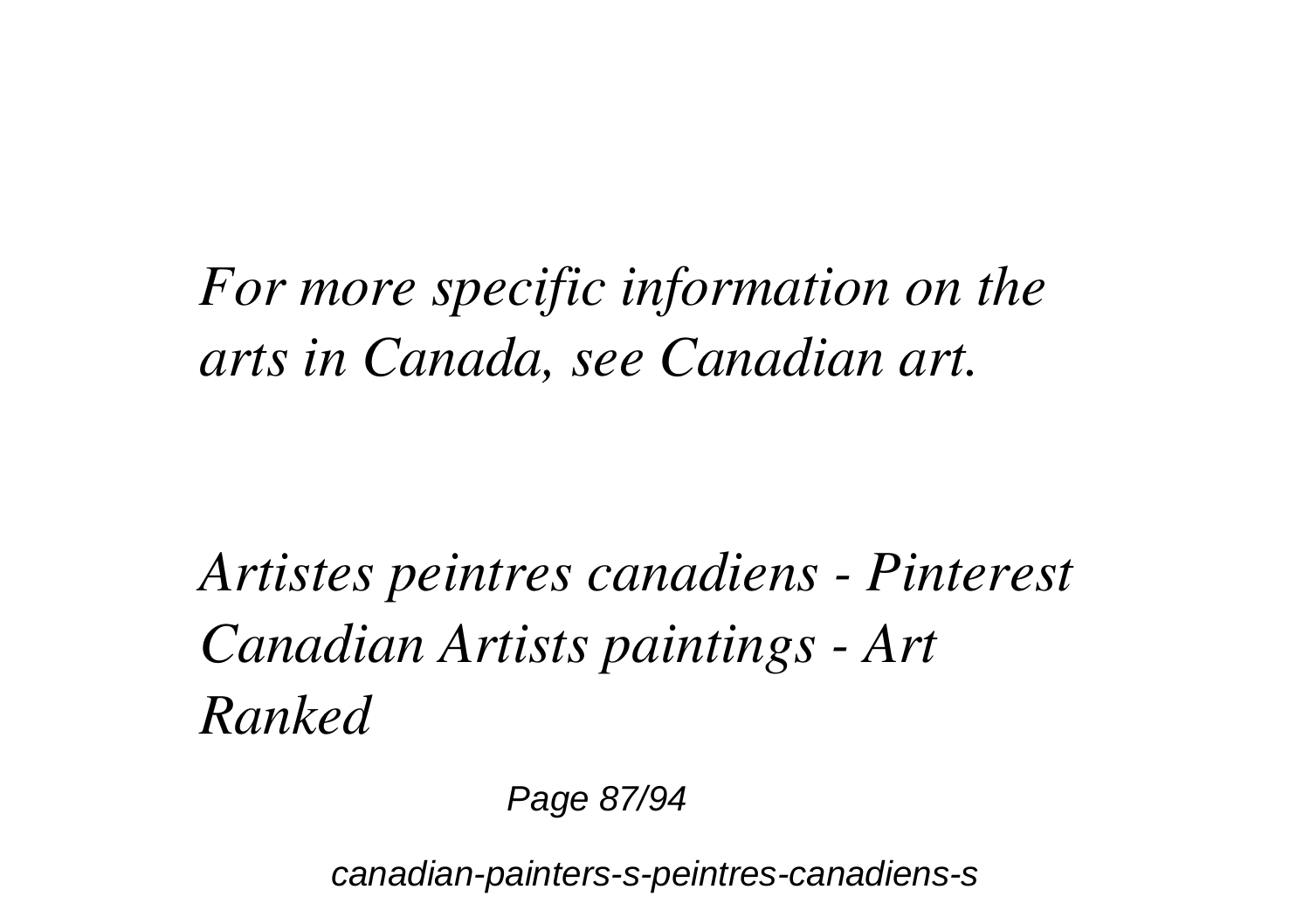*For more specific information on the arts in Canada, see Canadian art.*

*Artistes peintres canadiens - Pinterest Canadian Artists paintings - Art Ranked*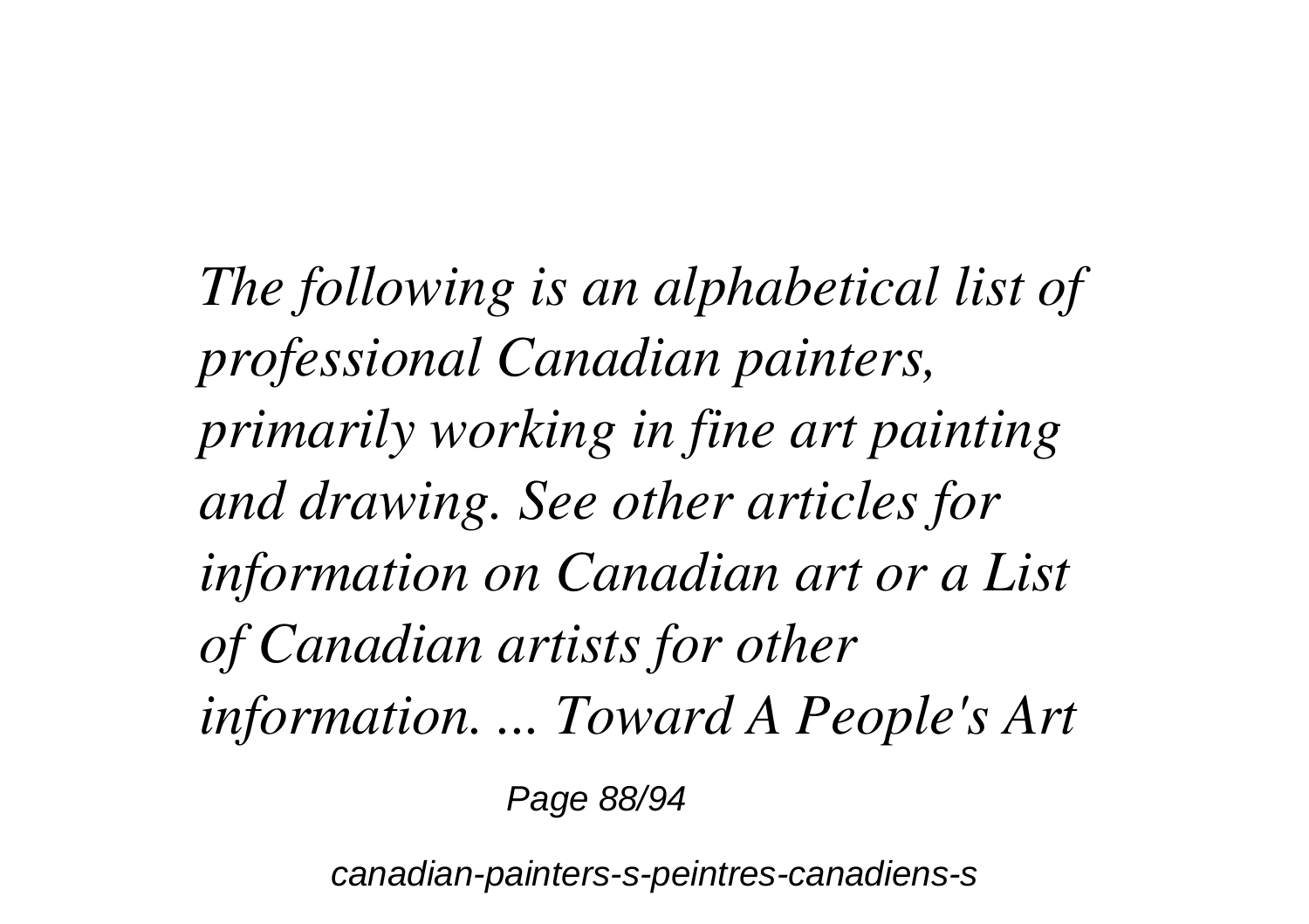*The following is an alphabetical list of professional Canadian painters, primarily working in fine art painting and drawing. See other articles for information on Canadian art or a List of Canadian artists for other information. ... Toward A People's Art*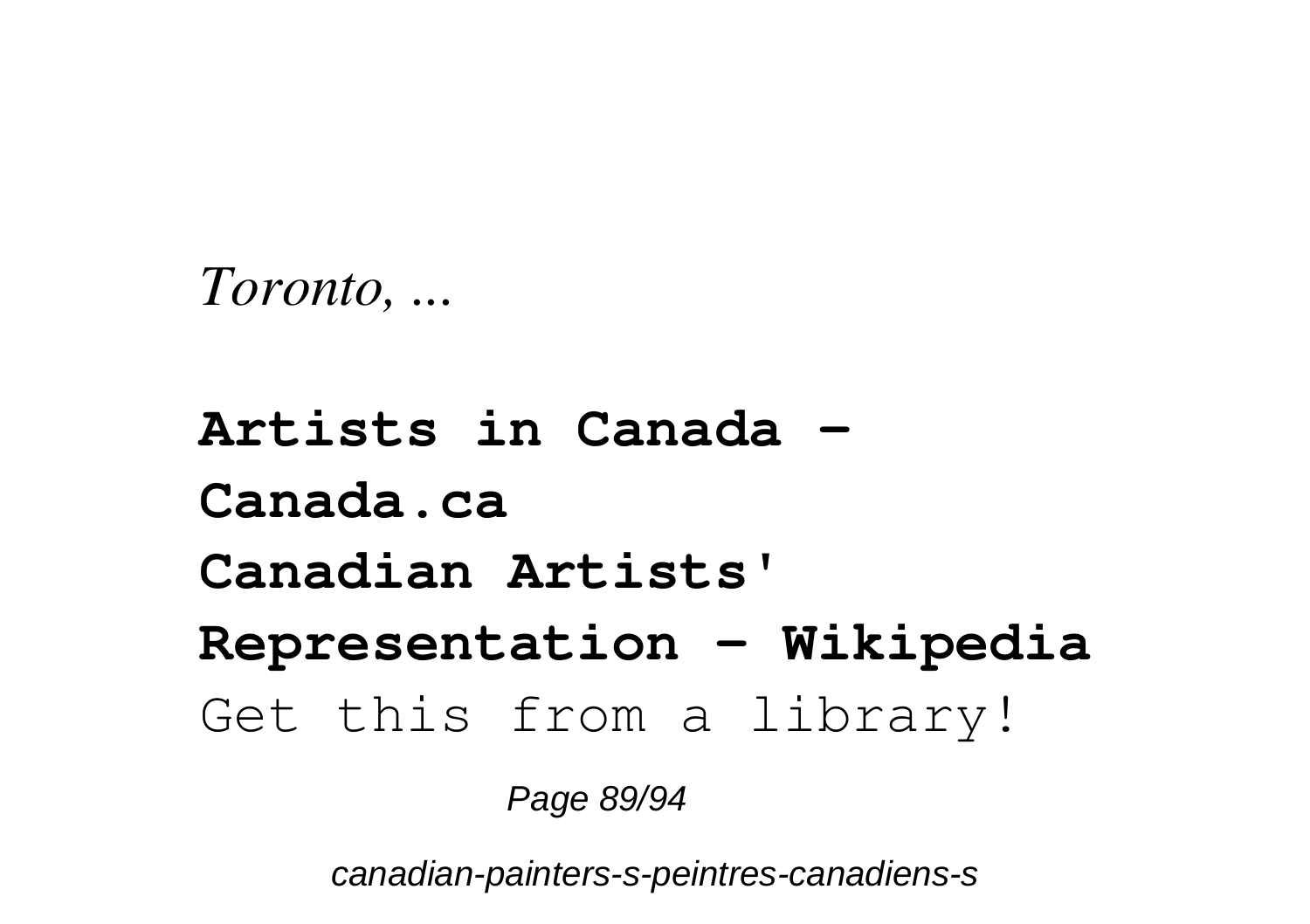*Toronto, ...*

**Artists in Canada - Canada.ca**

**Canadian Artists' Representation - Wikipedia**

Get this from a library!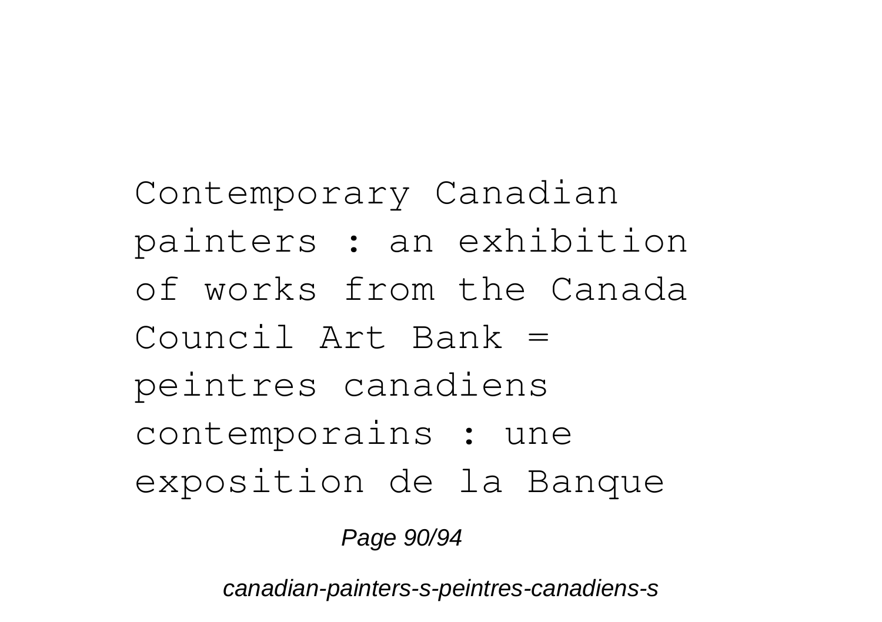Contemporary Canadian painters : an exhibition of works from the Canada Council Art Bank = peintres canadiens contemporains : une exposition de la Banque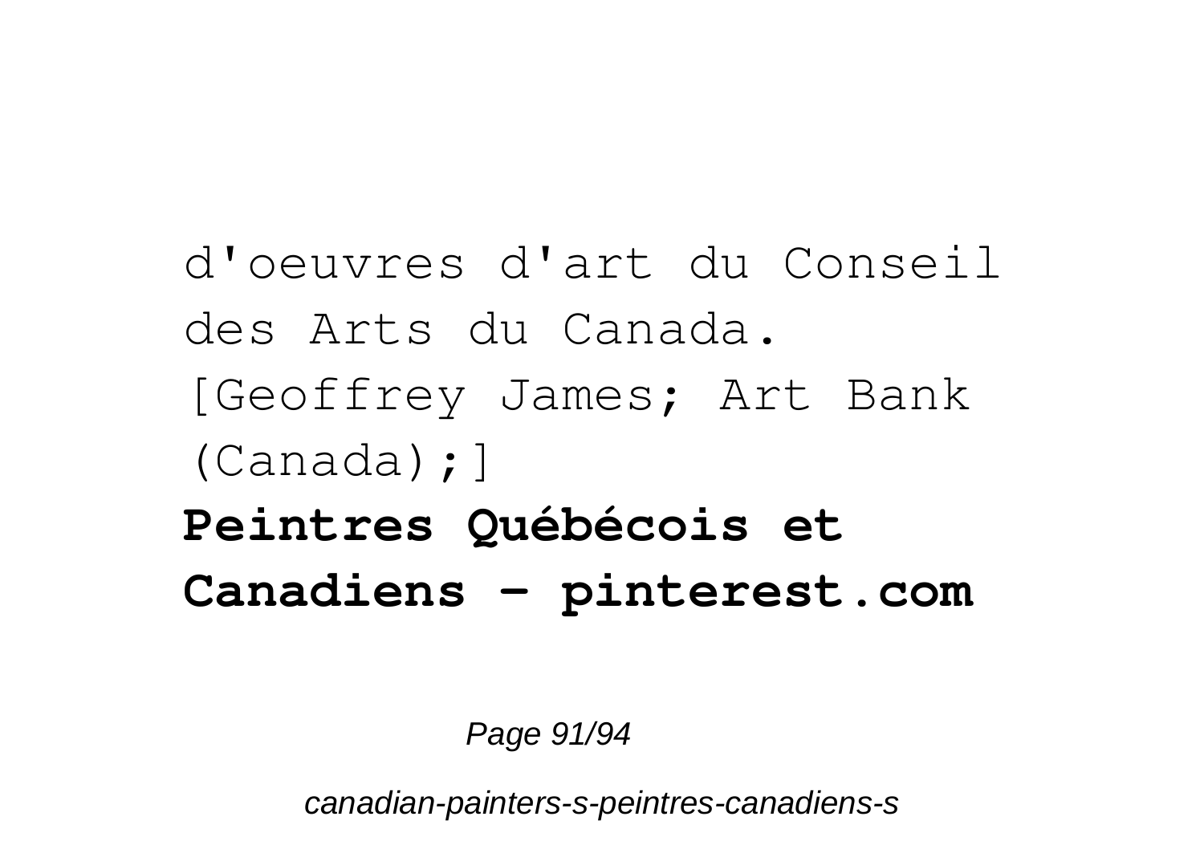d'oeuvres d'art du Conseil des Arts du Canada. [Geoffrey James; Art Bank (Canada);]

**Peintres Québécois et Canadiens - pinterest.com**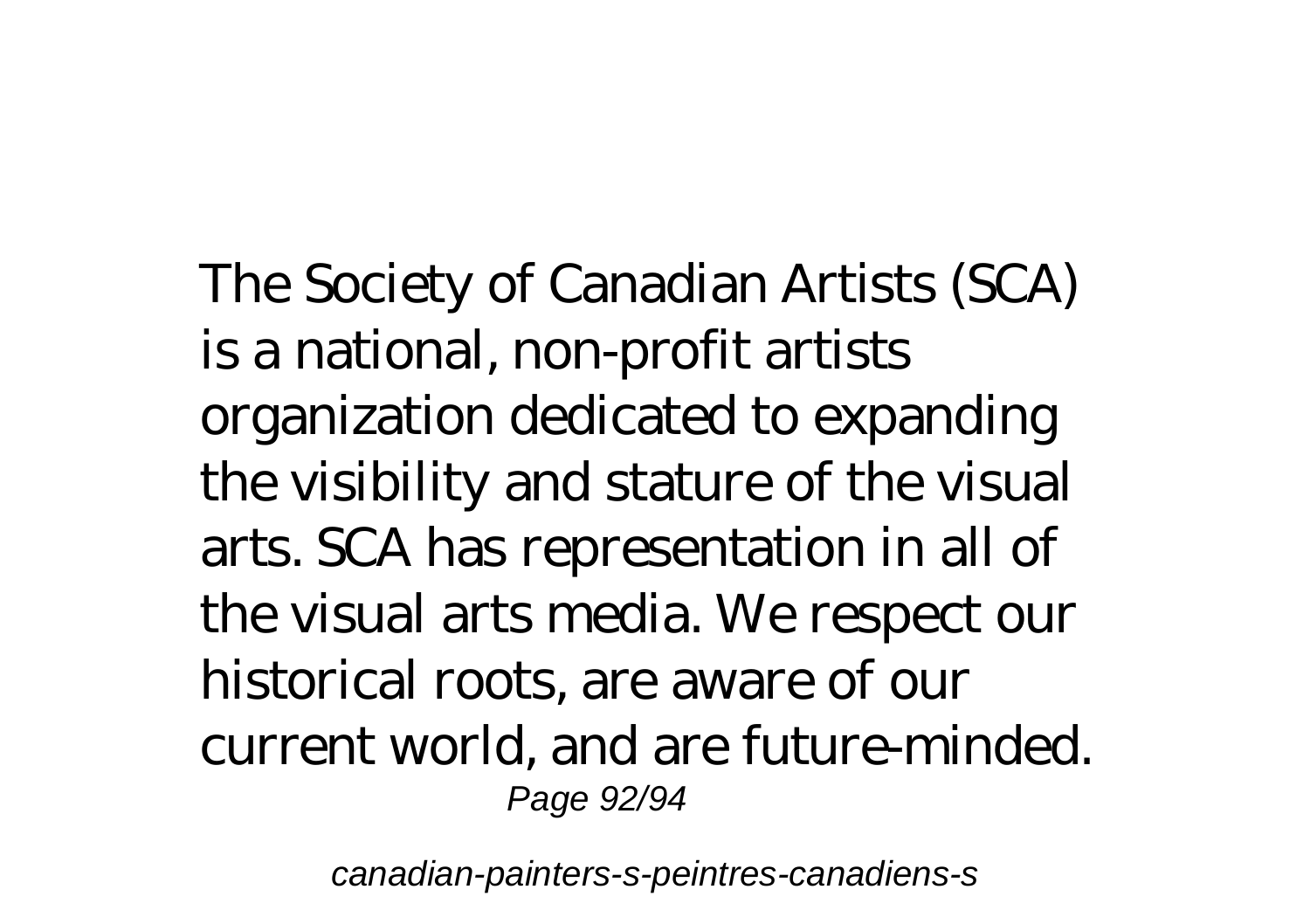The Society of Canadian Artists (SCA) is a national, non-profit artists organization dedicated to expanding the visibility and stature of the visual arts. SCA has representation in all of the visual arts media. We respect our historical roots, are aware of our current world, and are future-minded.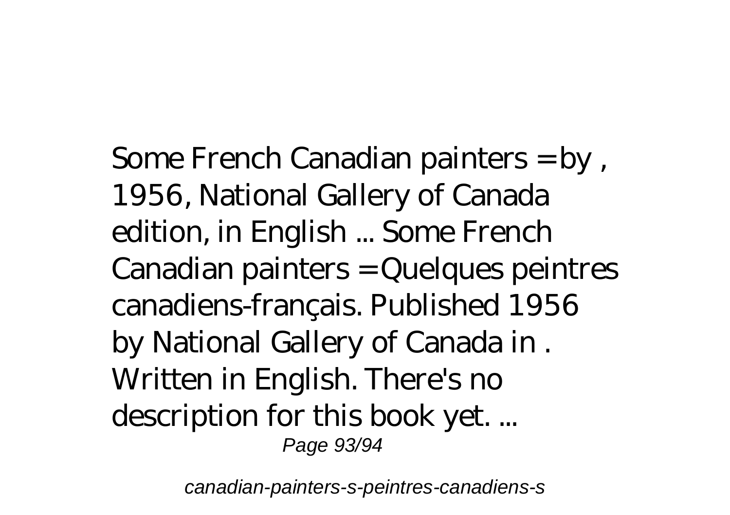Some French Canadian painters = by , 1956, National Gallery of Canada edition, in English ... Some French Canadian painters = Quelques peintres canadiens-français. Published 1956 by National Gallery of Canada in . Written in English. There's no description for this book yet. ...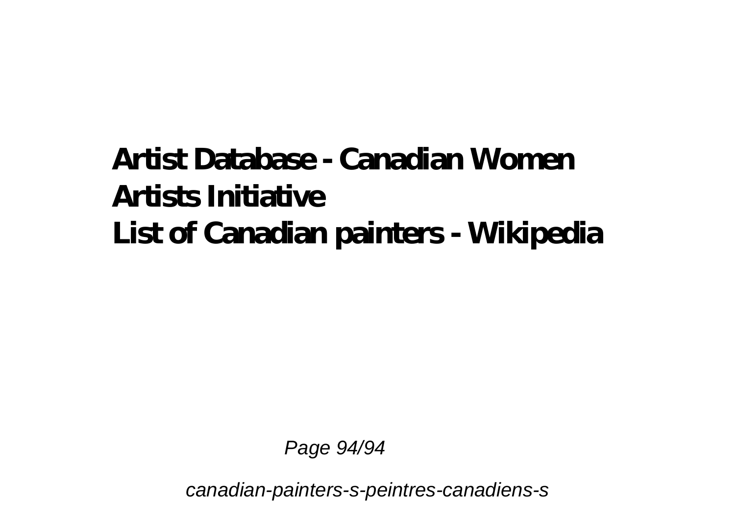**Artist Database - Canadian Women Artists Initiative**
**List of Canadian painters - Wikipedia**